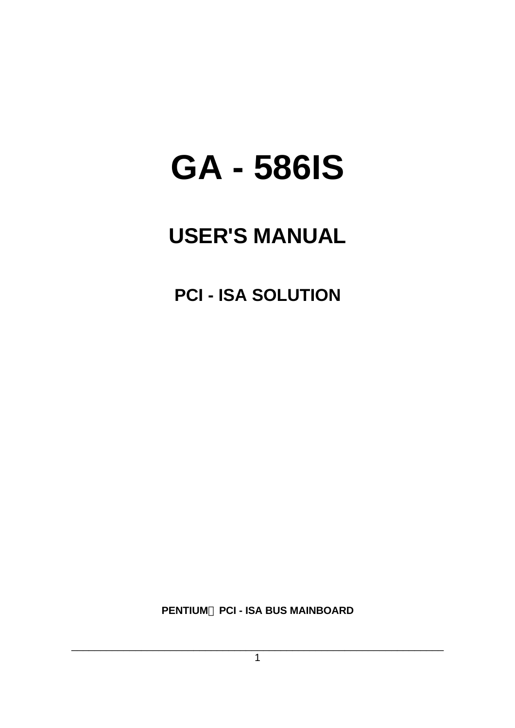# GA - 586IS

## USER'S MANUAL

### PCI - ISA SOLUTION

**PENTIUM PCI - ISA BUS MAINBOARD**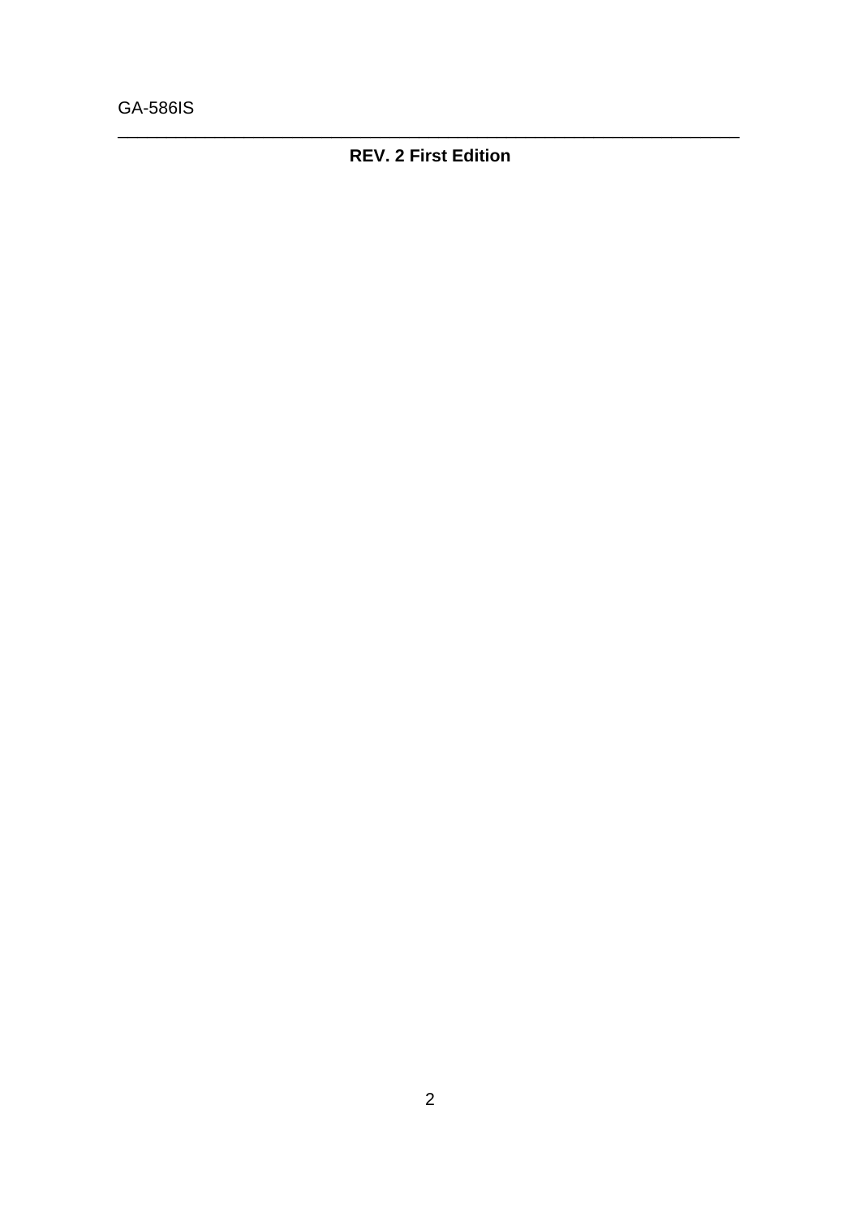**REV. 2 First Edition**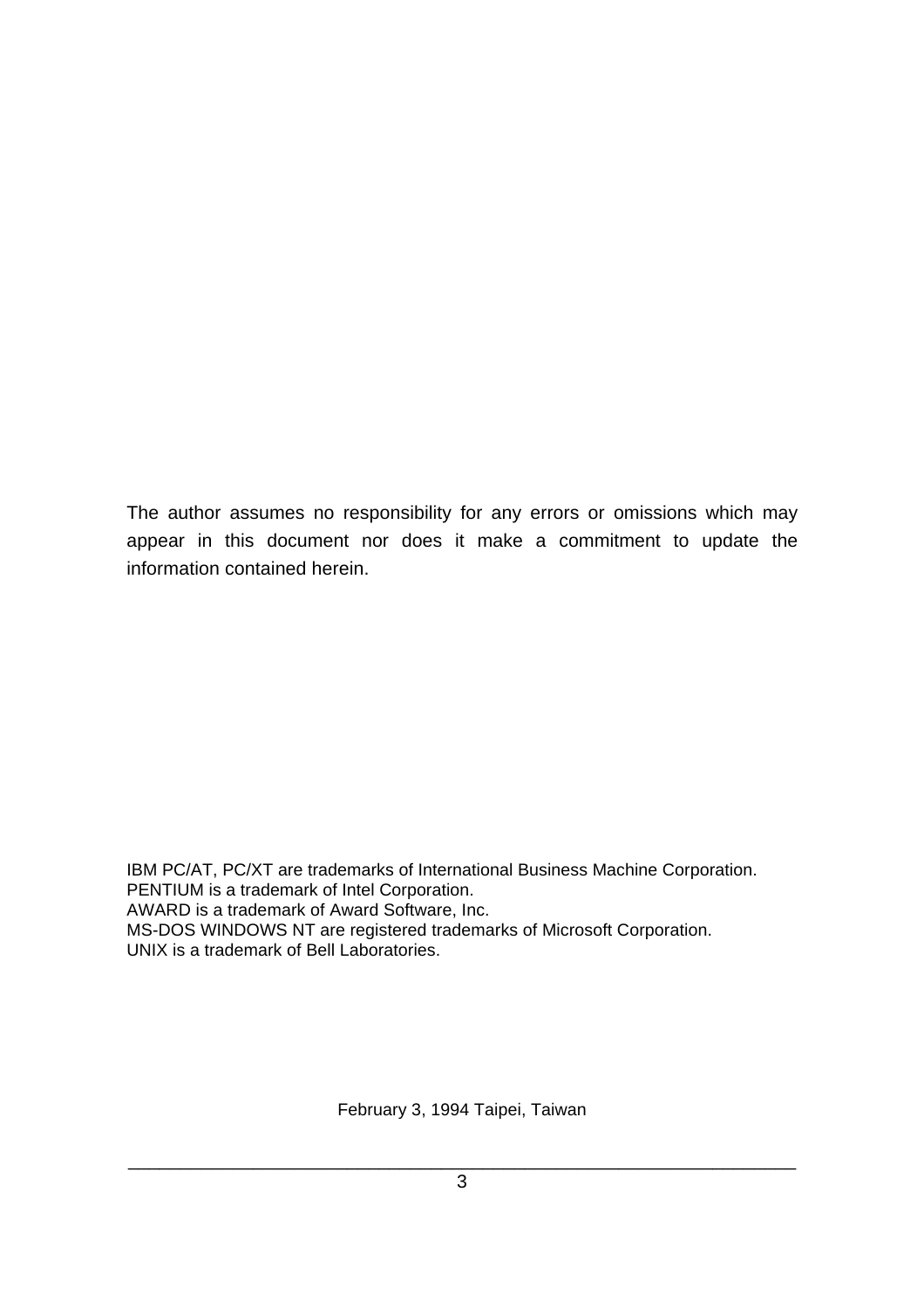The author assumes no responsibility for any errors or omissions which may appear in this document nor does it make a commitment to update the information contained herein.

IBM PC/AT, PC/XT are trademarks of International Business Machine Corporation.
PENTIUM is a trademark of Intel Corporation.
AWARD is a trademark of Award Software, Inc.
MS-DOS WINDOWS NT are registered trademarks of Microsoft Corporation.
UNIX is a trademark of Bell Laboratories.

February 3, 1994 Taipei, Taiwan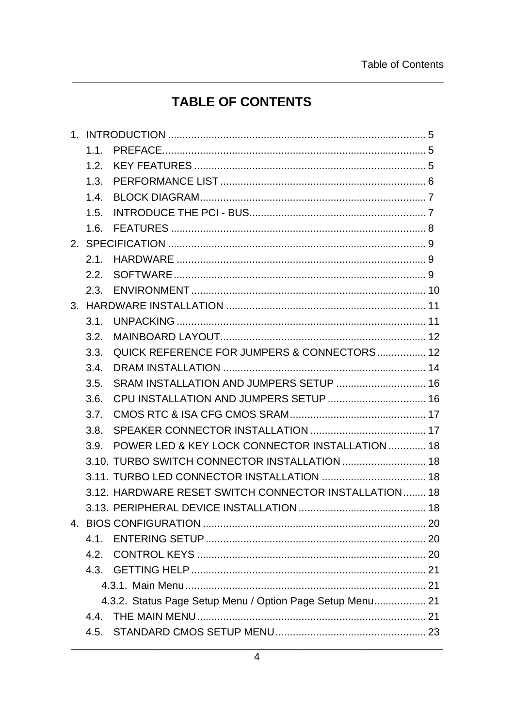# TABLE OF CONTENTS

1. INTRODUCTION ........................................................................................ 5
   - 1.1. PREFACE.......................................................................................... 5
   - 1.2. KEY FEATURES ................................................................................ 5
   - 1.3. PERFORMANCE LIST ...................................................................... 6
   - 1.4. BLOCK DIAGRAM............................................................................. 7
   - 1.5. INTRODUCE THE PCI - BUS............................................................. 7
   - 1.6. FEATURES ....................................................................................... 8
2. SPECIFICATION ........................................................................................ 9
   - 2.1. HARDWARE ...................................................................................... 9
   - 2.2. SOFTWARE....................................................................................... 9
   - 2.3. ENVIRONMENT ................................................................................ 10
3. HARDWARE INSTALLATION .................................................................... 11
   - 3.1. UNPACKING ..................................................................................... 11
   - 3.2. MAINBOARD LAYOUT...................................................................... 12
   - 3.3. QUICK REFERENCE FOR JUMPERS & CONNECTORS................. 12
   - 3.4. DRAM INSTALLATION ..................................................................... 14
   - 3.5. SRAM INSTALLATION AND JUMPERS SETUP ............................... 16
   - 3.6. CPU INSTALLATION AND JUMPERS SETUP .................................. 16
   - 3.7. CMOS RTC & ISA CFG CMOS SRAM............................................... 17
   - 3.8. SPEAKER CONNECTOR INSTALLATION ........................................ 17
   - 3.9. POWER LED & KEY LOCK CONNECTOR INSTALLATION ............. 18
   - 3.10. TURBO SWITCH CONNECTOR INSTALLATION ............................. 18
   - 3.11. TURBO LED CONNECTOR INSTALLATION .................................... 18
   - 3.12. HARDWARE RESET SWITCH CONNECTOR INSTALLATION........ 18
   - 3.13. PERIPHERAL DEVICE INSTALLATION ........................................... 18
4. BIOS CONFIGURATION ............................................................................ 20
   - 4.1. ENTERING SETUP ........................................................................... 20
   - 4.2. CONTROL KEYS .............................................................................. 20
   - 4.3. GETTING HELP ................................................................................ 21
     - 4.3.1. Main Menu .................................................................................. 21
     - 4.3.2. Status Page Setup Menu / Option Page Setup Menu.................. 21
   - 4.4. THE MAIN MENU .............................................................................. 21
   - 4.5. STANDARD CMOS SETUP MENU.................................................... 23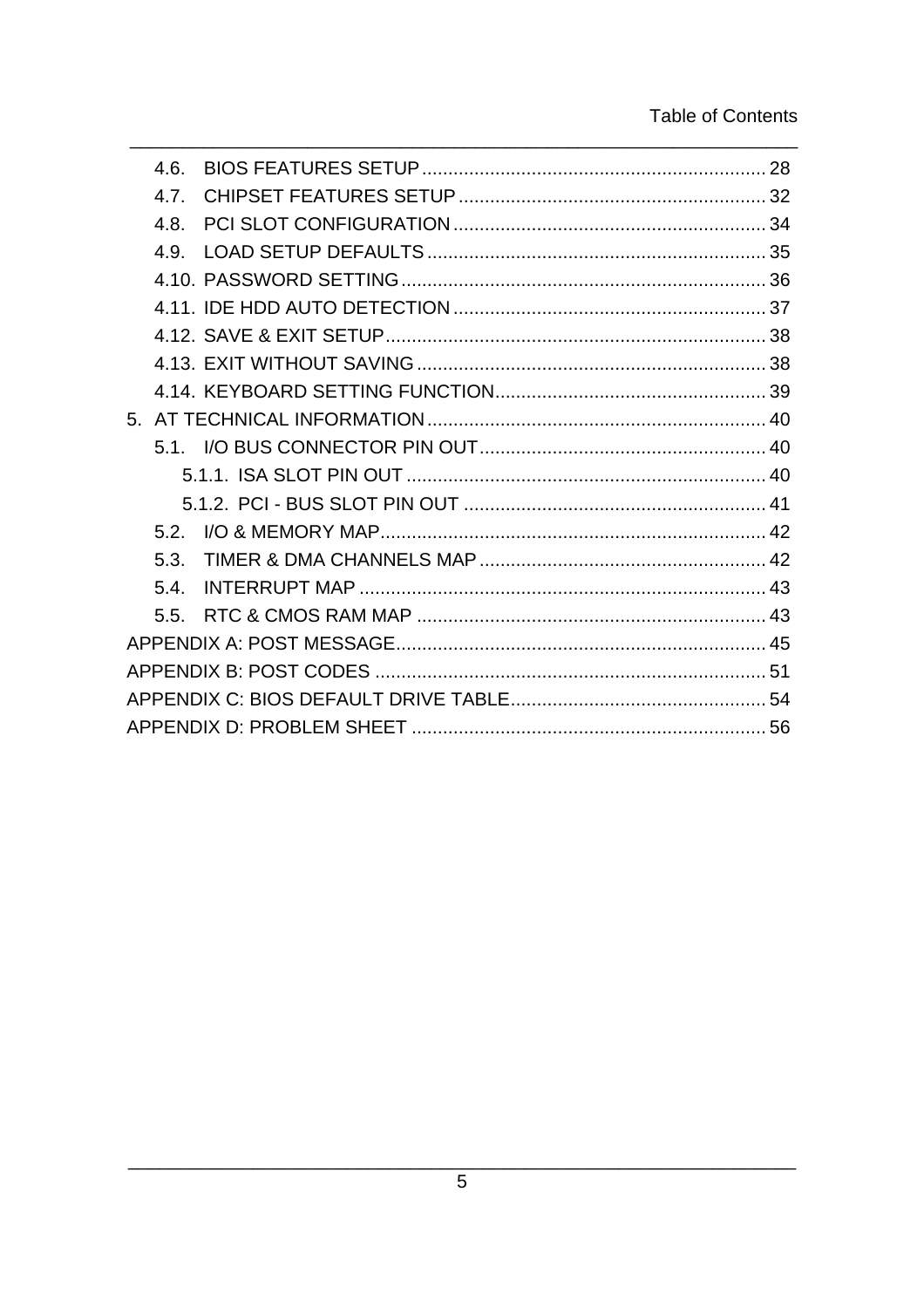4.6. BIOS FEATURES SETUP ........................................................... 28

4.7. CHIPSET FEATURES SETUP ......................................................... 32

4.8. PCI SLOT CONFIGURATION .......................................................... 34

4.9. LOAD SETUP DEFAULTS ............................................................... 35

4.10. PASSWORD SETTING ................................................................. 36

4.11. IDE HDD AUTO DETECTION ........................................................ 37

4.12. SAVE & EXIT SETUP .................................................................... 38

4.13. EXIT WITHOUT SAVING ............................................................... 38

4.14. KEYBOARD SETTING FUNCTION ................................................. 39

5. AT TECHNICAL INFORMATION ........................................................... 40

5.1. I/O BUS CONNECTOR PIN OUT ...................................................... 40

5.1.1. ISA SLOT PIN OUT ..................................................................... 40

5.1.2. PCI - BUS SLOT PIN OUT ............................................................ 41

5.2. I/O & MEMORY MAP ......................................................................... 42

5.3. TIMER & DMA CHANNELS MAP ...................................................... 42

5.4. INTERRUPT MAP ............................................................................. 43

5.5. RTC & CMOS RAM MAP .................................................................. 43

APPENDIX A: POST MESSAGE ................................................................. 45

APPENDIX B: POST CODES ...................................................................... 51

APPENDIX C: BIOS DEFAULT DRIVE TABLE ............................................. 54

APPENDIX D: PROBLEM SHEET ................................................................ 56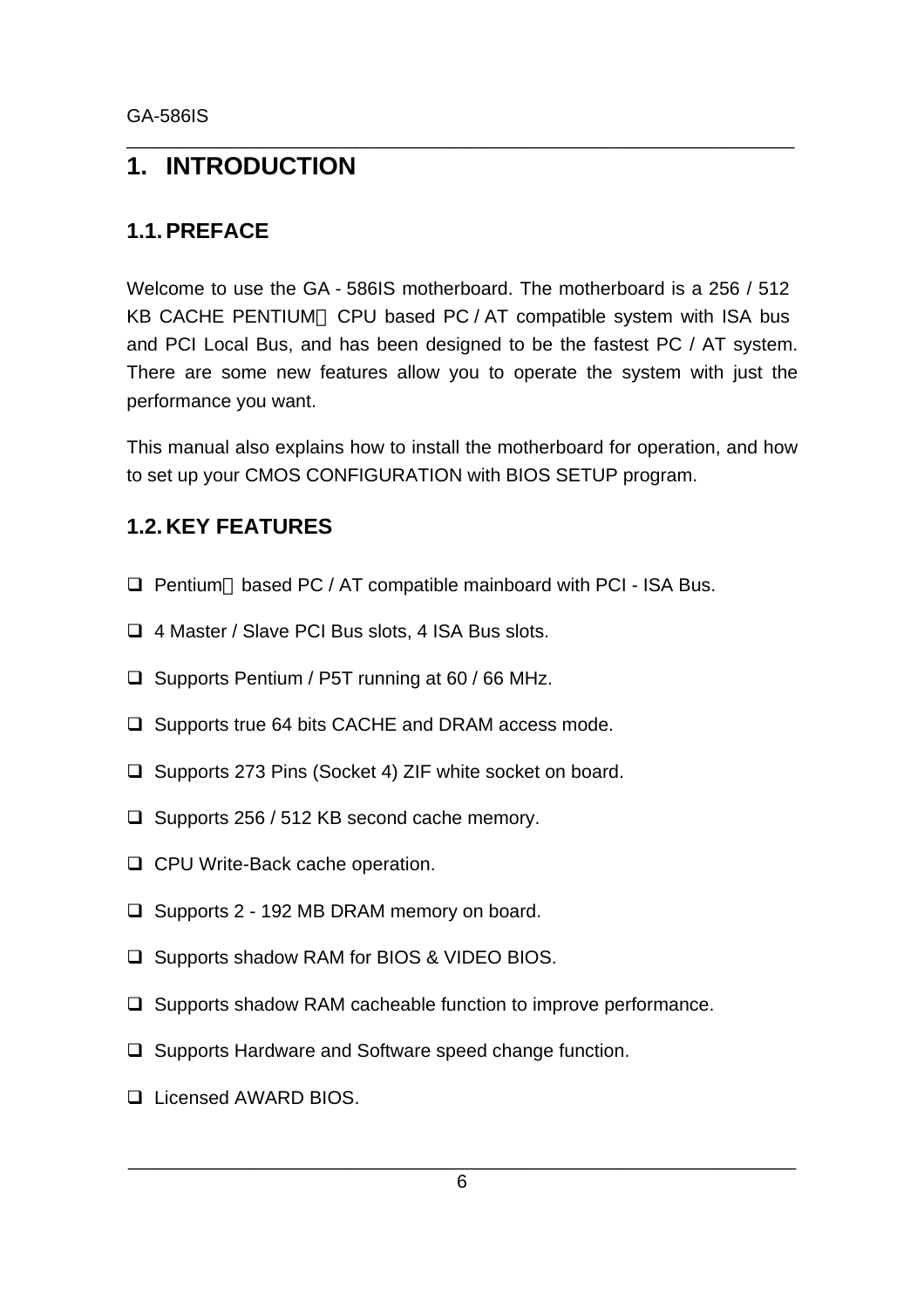# 1. INTRODUCTION

## 1.1. PREFACE

Welcome to use the GA - 586IS motherboard. The motherboard is a 256 / 512 KB CACHE PENTIUM CPU based PC / AT compatible system with ISA bus and PCI Local Bus, and has been designed to be the fastest PC / AT system. There are some new features allow you to operate the system with just the performance you want.

This manual also explains how to install the motherboard for operation, and how to set up your CMOS CONFIGURATION with BIOS SETUP program.

## 1.2. KEY FEATURES

- Pentium based PC / AT compatible mainboard with PCI - ISA Bus.
- 4 Master / Slave PCI Bus slots, 4 ISA Bus slots.
- Supports Pentium / P5T running at 60 / 66 MHz.
- Supports true 64 bits CACHE and DRAM access mode.
- Supports 273 Pins (Socket 4) ZIF white socket on board.
- Supports 256 / 512 KB second cache memory.
- CPU Write-Back cache operation.
- Supports 2 - 192 MB DRAM memory on board.
- Supports shadow RAM for BIOS & VIDEO BIOS.
- Supports shadow RAM cacheable function to improve performance.
- Supports Hardware and Software speed change function.
- Licensed AWARD BIOS.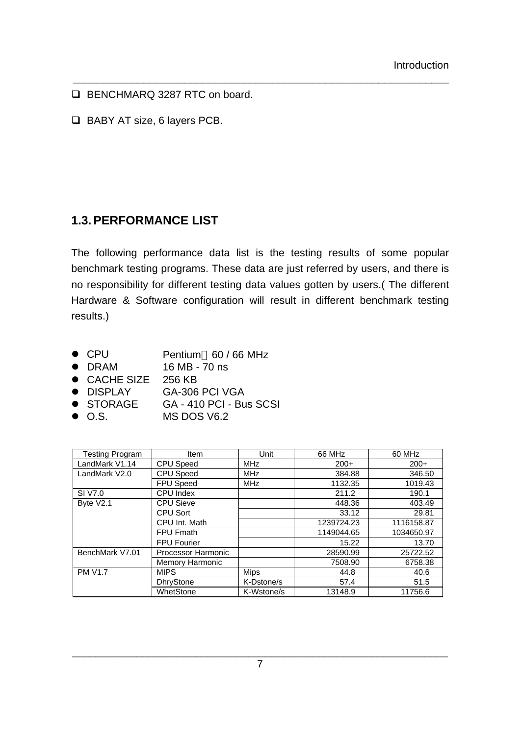- BENCHMARQ 3287 RTC on board.

- BABY AT size, 6 layers PCB.

## 1.3. PERFORMANCE LIST

The following performance data list is the testing results of some popular benchmark testing programs. These data are just referred by users, and there is no responsibility for different testing data values gotten by users.( The different Hardware & Software configuration will result in different benchmark testing results.)

- CPU Pentium 60 / 66 MHz
- DRAM 16 MB - 70 ns
- CACHE SIZE 256 KB
- DISPLAY GA-306 PCI VGA
- STORAGE GA - 410 PCI - Bus SCSI
- O.S. MS DOS V6.2

| Testing Program | Item | Unit | 66 MHz | 60 MHz |
|---|---|---|---|---|
| LandMark V1.14 | CPU Speed | MHz | 200+ | 200+ |
| LandMark V2.0 | CPU Speed | MHz | 384.88 | 346.50 |
| | FPU Speed | MHz | 1132.35 | 1019.43 |
| SI V7.0 | CPU Index | | 211.2 | 190.1 |
| Byte V2.1 | CPU Sieve | | 448.36 | 403.49 |
| | CPU Sort | | 33.12 | 29.81 |
| | CPU Int. Math | | 1239724.23 | 1116158.87 |
| | FPU Fmath | | 1149044.65 | 1034650.97 |
| | FPU Fourier | | 15.22 | 13.70 |
| BenchMark V7.01 | Processor Harmonic | | 28590.99 | 25722.52 |
| | Memory Harmonic | | 7508.90 | 6758.38 |
| PM V1.7 | MIPS | Mips | 44.8 | 40.6 |
| | DhryStone | K-Dstone/s | 57.4 | 51.5 |
| | WhetStone | K-Wstone/s | 13148.9 | 11756.6 |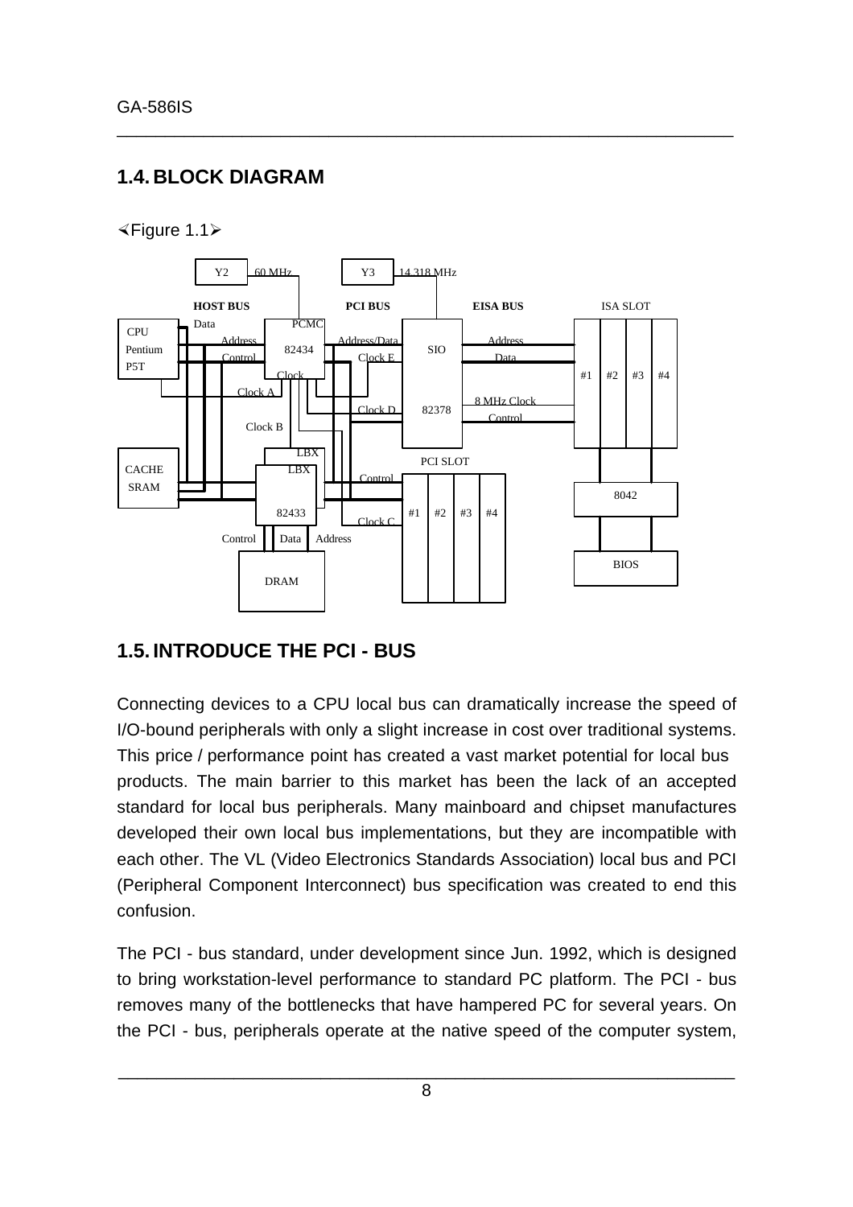## 1.4. BLOCK DIAGRAM

<Figure 1.1>

Y2 60 MHz
Y3 14.318 MHz
HOST BUS
PCI BUS
EISA BUS
ISA SLOT
Data
PCMC
CPU
Pentium
P5T
Address
Control
82434
Clock
Address/Data
Clock E
SIO
82378
Address
Data
8 MHz Clock
Control
#1 #2 #3 #4
Clock A
Clock B
Clock D
LBX
LBX
82433
CACHE
SRAM
PCI SLOT
Control
Clock C
#1 #2 #3 #4
8042
BIOS
Control
Data
Address
DRAM

## 1.5. INTRODUCE THE PCI - BUS

Connecting devices to a CPU local bus can dramatically increase the speed of I/O-bound peripherals with only a slight increase in cost over traditional systems. This price / performance point has created a vast market potential for local bus products. The main barrier to this market has been the lack of an accepted standard for local bus peripherals. Many mainboard and chipset manufactures developed their own local bus implementations, but they are incompatible with each other. The VL (Video Electronics Standards Association) local bus and PCI (Peripheral Component Interconnect) bus specification was created to end this confusion.

The PCI - bus standard, under development since Jun. 1992, which is designed to bring workstation-level performance to standard PC platform. The PCI - bus removes many of the bottlenecks that have hampered PC for several years. On the PCI - bus, peripherals operate at the native speed of the computer system,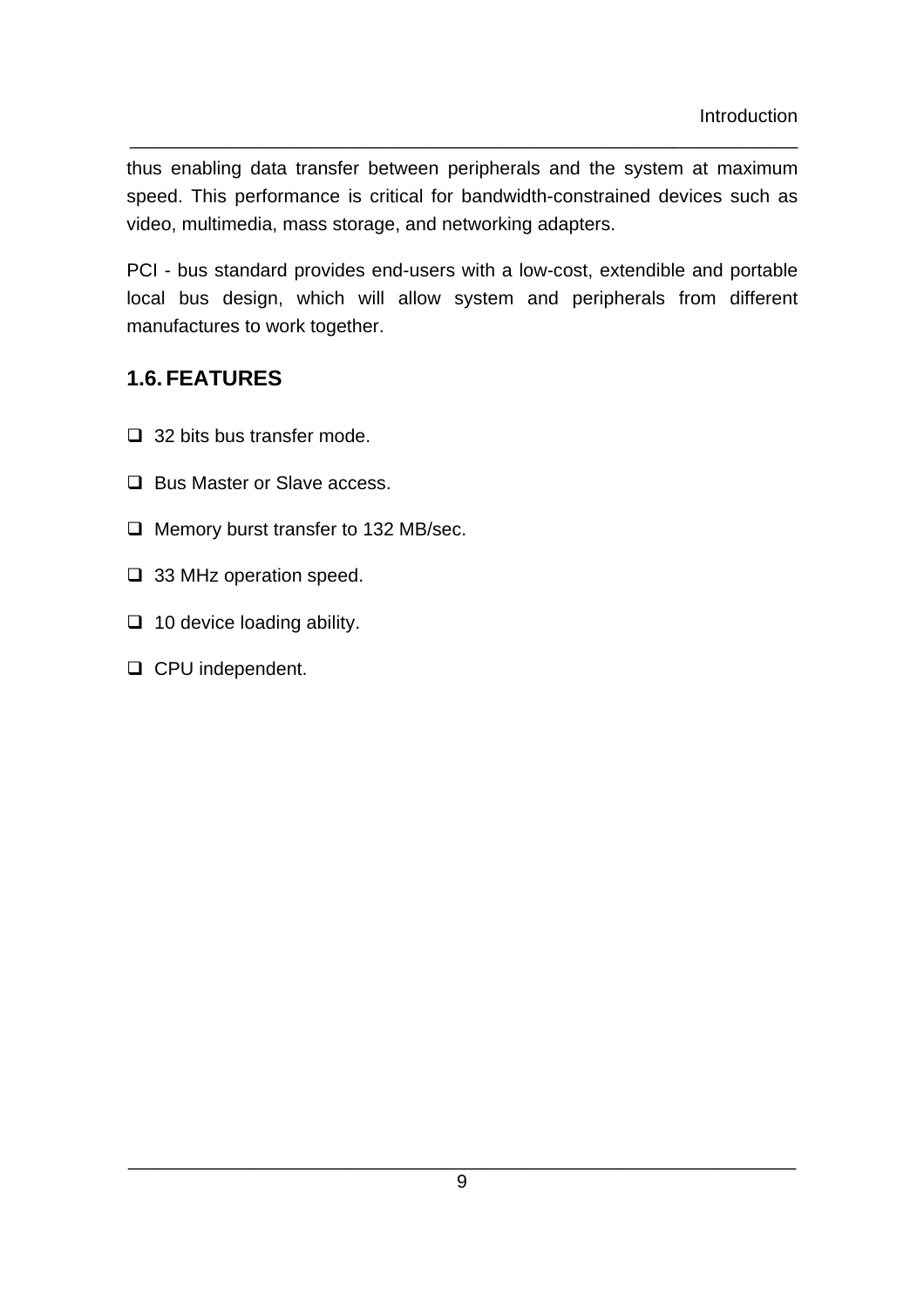thus enabling data transfer between peripherals and the system at maximum speed. This performance is critical for bandwidth-constrained devices such as video, multimedia, mass storage, and networking adapters.

PCI - bus standard provides end-users with a low-cost, extendible and portable local bus design, which will allow system and peripherals from different manufactures to work together.

## 1.6. FEATURES

- 32 bits bus transfer mode.
- Bus Master or Slave access.
- Memory burst transfer to 132 MB/sec.
- 33 MHz operation speed.
- 10 device loading ability.
- CPU independent.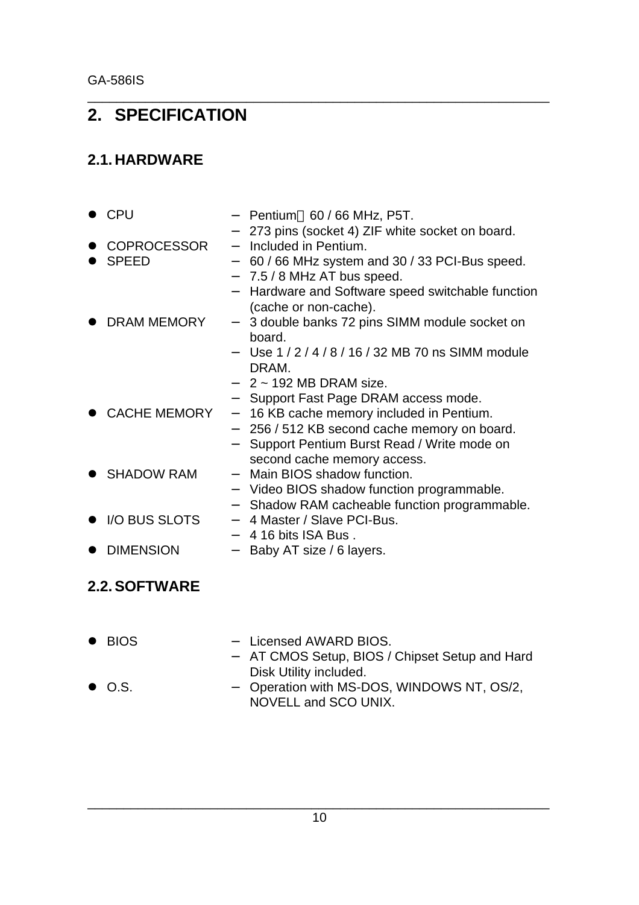## 2. SPECIFICATION

### 2.1. HARDWARE

- CPU
  - Pentium 60 / 66 MHz, P5T.
  - 273 pins (socket 4) ZIF white socket on board.
- COPROCESSOR
  - Included in Pentium.
- SPEED
  - 60 / 66 MHz system and 30 / 33 PCI-Bus speed.
  - 7.5 / 8 MHz AT bus speed.
  - Hardware and Software speed switchable function (cache or non-cache).
- DRAM MEMORY
  - 3 double banks 72 pins SIMM module socket on board.
  - Use 1 / 2 / 4 / 8 / 16 / 32 MB 70 ns SIMM module DRAM.
  - 2 ~ 192 MB DRAM size.
  - Support Fast Page DRAM access mode.
- CACHE MEMORY
  - 16 KB cache memory included in Pentium.
  - 256 / 512 KB second cache memory on board.
  - Support Pentium Burst Read / Write mode on second cache memory access.
- SHADOW RAM
  - Main BIOS shadow function.
  - Video BIOS shadow function programmable.
  - Shadow RAM cacheable function programmable.
- I/O BUS SLOTS
  - 4 Master / Slave PCI-Bus.
  - 4 16 bits ISA Bus .
- DIMENSION
  - Baby AT size / 6 layers.

### 2.2. SOFTWARE

- BIOS
  - Licensed AWARD BIOS.
  - AT CMOS Setup, BIOS / Chipset Setup and Hard Disk Utility included.
- O.S.
  - Operation with MS-DOS, WINDOWS NT, OS/2, NOVELL and SCO UNIX.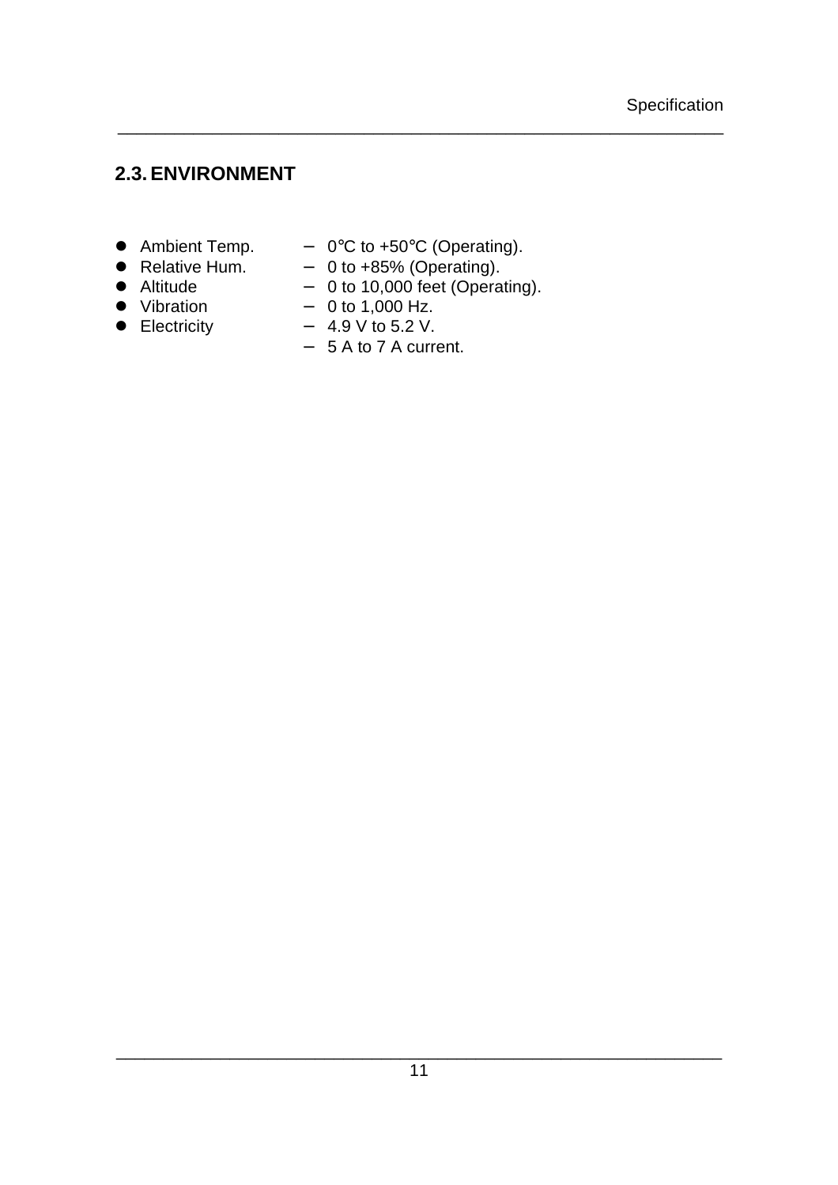## 2.3. ENVIRONMENT

- Ambient Temp. – 0℃ to +50℃ (Operating).
- Relative Hum. – 0 to +85% (Operating).
- Altitude – 0 to 10,000 feet (Operating).
- Vibration – 0 to 1,000 Hz.
- Electricity – 4.9 V to 5.2 V.
  – 5 A to 7 A current.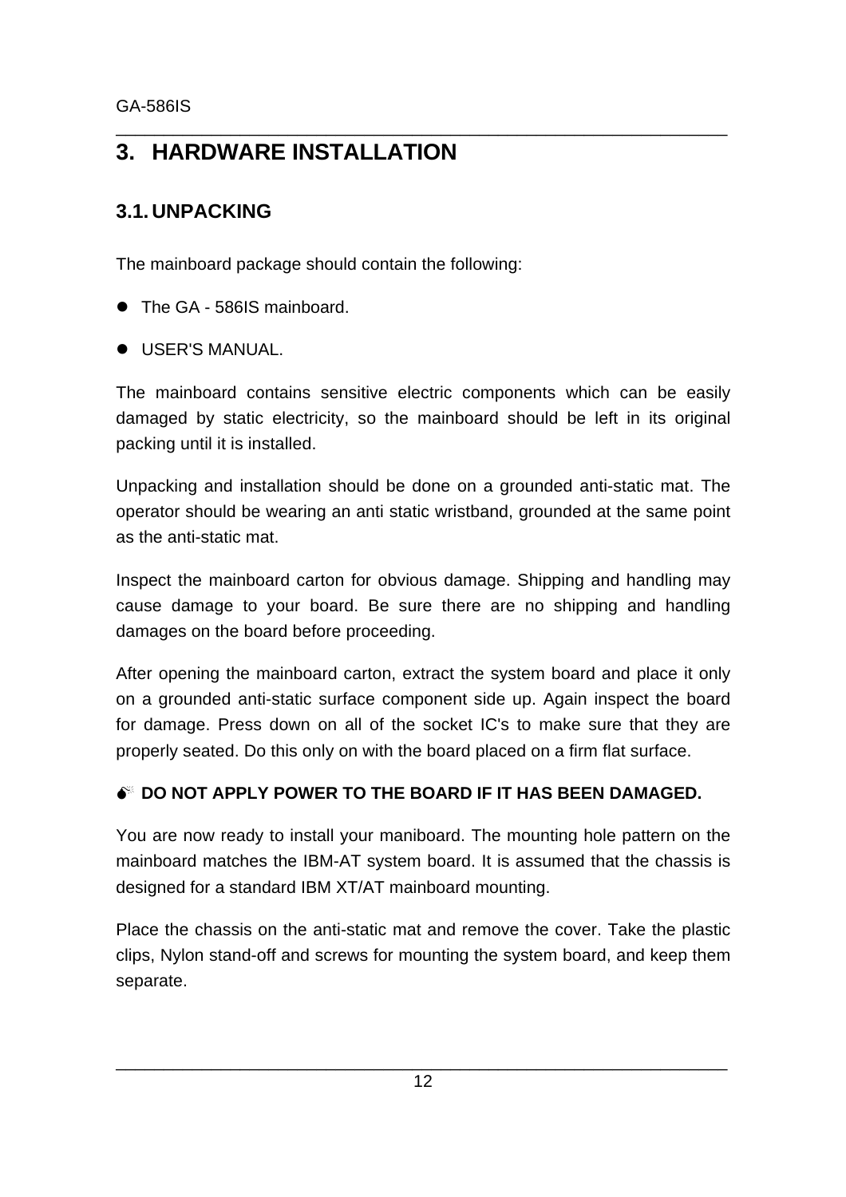# 3. HARDWARE INSTALLATION

## 3.1. UNPACKING

The mainboard package should contain the following:

- The GA - 586IS mainboard.
- USER'S MANUAL.

The mainboard contains sensitive electric components which can be easily damaged by static electricity, so the mainboard should be left in its original packing until it is installed.

Unpacking and installation should be done on a grounded anti-static mat. The operator should be wearing an anti static wristband, grounded at the same point as the anti-static mat.

Inspect the mainboard carton for obvious damage. Shipping and handling may cause damage to your board. Be sure there are no shipping and handling damages on the board before proceeding.

After opening the mainboard carton, extract the system board and place it only on a grounded anti-static surface component side up. Again inspect the board for damage. Press down on all of the socket IC's to make sure that they are properly seated. Do this only on with the board placed on a firm flat surface.

**DO NOT APPLY POWER TO THE BOARD IF IT HAS BEEN DAMAGED.**

You are now ready to install your maniboard. The mounting hole pattern on the mainboard matches the IBM-AT system board. It is assumed that the chassis is designed for a standard IBM XT/AT mainboard mounting.

Place the chassis on the anti-static mat and remove the cover. Take the plastic clips, Nylon stand-off and screws for mounting the system board, and keep them separate.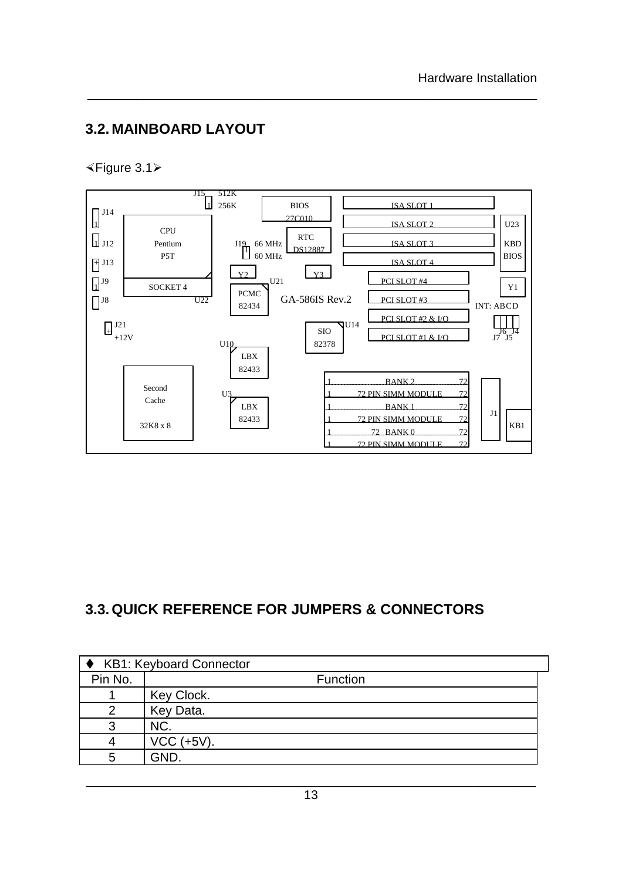## 3.2. MAINBOARD LAYOUT

⮜Figure 3.1⮞

J15 512K
1 256K
BIOS
27C010
ISA SLOT 1
J14
1
CPU
Pentium
P5T
ISA SLOT 2
U23
RTC
DS12887
1 J12
J19 66 MHz
1 60 MHz
ISA SLOT 3
KBD
BIOS
+ J13
ISA SLOT 4
J9
1
Y2
U21
Y3
PCI SLOT #4
SOCKET 4
Y1
J8
U22
PCMC
82434
GA-586IS Rev.2
PCI SLOT #3
INT: ABCD
J21
+
+12V
PCI SLOT #2 & I/O
U14
SIO
82378
PCI SLOT #1 & I/O
J6 J4
J7 J5
U10
LBX
82433
Second
Cache
32K8 x 8
1 BANK 2 72
U3
1 72 PIN SIMM MODULE 72
LBX
82433
1 BANK 1 72
J1
1 72 PIN SIMM MODULE 72
KB1
1 72 BANK 0 72
1 72 PIN SIMM MODULE 72

## 3.3. QUICK REFERENCE FOR JUMPERS & CONNECTORS

| ♦ KB1: Keyboard Connector | |
|---|---|
| Pin No. | Function |
| 1 | Key Clock. |
| 2 | Key Data. |
| 3 | NC. |
| 4 | VCC (+5V). |
| 5 | GND. |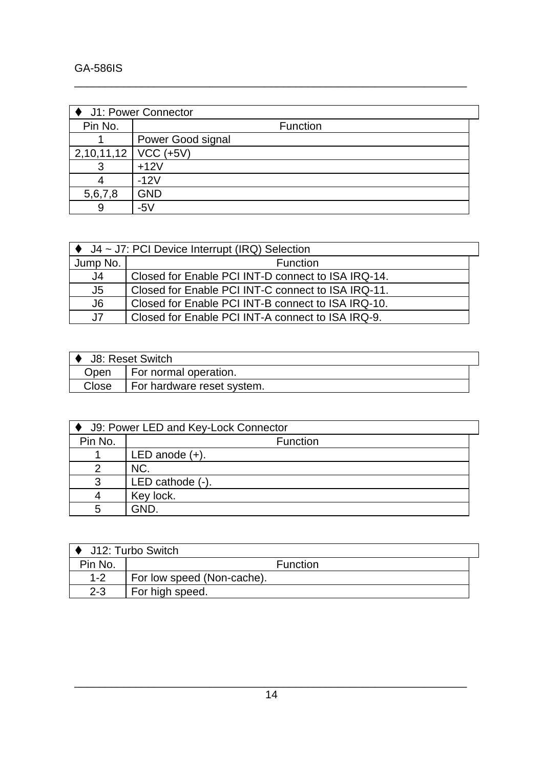| ♦ J1: Power Connector | |
|---|---|
| Pin No. | Function |
| 1 | Power Good signal |
| 2,10,11,12 | VCC (+5V) |
| 3 | +12V |
| 4 | -12V |
| 5,6,7,8 | GND |
| 9 | -5V |

| ♦ J4 ~ J7: PCI Device Interrupt (IRQ) Selection | |
|---|---|
| Jump No. | Function |
| J4 | Closed for Enable PCI INT-D connect to ISA IRQ-14. |
| J5 | Closed for Enable PCI INT-C connect to ISA IRQ-11. |
| J6 | Closed for Enable PCI INT-B connect to ISA IRQ-10. |
| J7 | Closed for Enable PCI INT-A connect to ISA IRQ-9. |

| ♦ J8: Reset Switch | |
|---|---|
| Open | For normal operation. |
| Close | For hardware reset system. |

| ♦ J9: Power LED and Key-Lock Connector | |
|---|---|
| Pin No. | Function |
| 1 | LED anode (+). |
| 2 | NC. |
| 3 | LED cathode (-). |
| 4 | Key lock. |
| 5 | GND. |

| ♦ J12: Turbo Switch | |
|---|---|
| Pin No. | Function |
| 1-2 | For low speed (Non-cache). |
| 2-3 | For high speed. |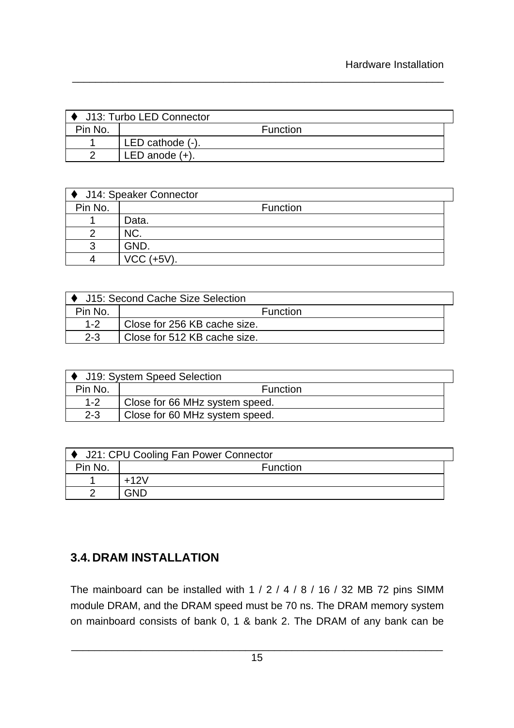| ♦ J13: Turbo LED Connector | |
|---|---|
| Pin No. | Function |
| 1 | LED cathode (-). |
| 2 | LED anode (+). |

| ♦ J14: Speaker Connector | |
|---|---|
| Pin No. | Function |
| 1 | Data. |
| 2 | NC. |
| 3 | GND. |
| 4 | VCC (+5V). |

| ♦ J15: Second Cache Size Selection | |
|---|---|
| Pin No. | Function |
| 1-2 | Close for 256 KB cache size. |
| 2-3 | Close for 512 KB cache size. |

| ♦ J19: System Speed Selection | |
|---|---|
| Pin No. | Function |
| 1-2 | Close for 66 MHz system speed. |
| 2-3 | Close for 60 MHz system speed. |

| ♦ J21: CPU Cooling Fan Power Connector | |
|---|---|
| Pin No. | Function |
| 1 | +12V |
| 2 | GND |

## 3.4. DRAM INSTALLATION

The mainboard can be installed with 1 / 2 / 4 / 8 / 16 / 32 MB 72 pins SIMM module DRAM, and the DRAM speed must be 70 ns. The DRAM memory system on mainboard consists of bank 0, 1 & bank 2. The DRAM of any bank can be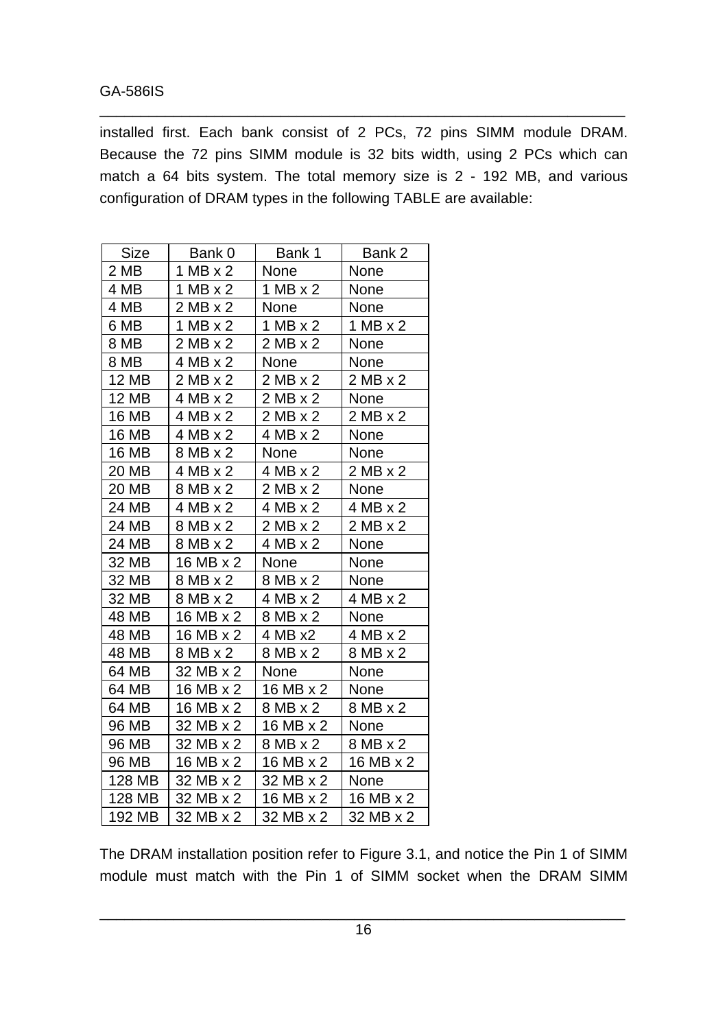installed first. Each bank consist of 2 PCs, 72 pins SIMM module DRAM. Because the 72 pins SIMM module is 32 bits width, using 2 PCs which can match a 64 bits system. The total memory size is 2 - 192 MB, and various configuration of DRAM types in the following TABLE are available:

| Size | Bank 0 | Bank 1 | Bank 2 |
|---|---|---|---|
| 2 MB | 1 MB x 2 | None | None |
| 4 MB | 1 MB x 2 | 1 MB x 2 | None |
| 4 MB | 2 MB x 2 | None | None |
| 6 MB | 1 MB x 2 | 1 MB x 2 | 1 MB x 2 |
| 8 MB | 2 MB x 2 | 2 MB x 2 | None |
| 8 MB | 4 MB x 2 | None | None |
| 12 MB | 2 MB x 2 | 2 MB x 2 | 2 MB x 2 |
| 12 MB | 4 MB x 2 | 2 MB x 2 | None |
| 16 MB | 4 MB x 2 | 2 MB x 2 | 2 MB x 2 |
| 16 MB | 4 MB x 2 | 4 MB x 2 | None |
| 16 MB | 8 MB x 2 | None | None |
| 20 MB | 4 MB x 2 | 4 MB x 2 | 2 MB x 2 |
| 20 MB | 8 MB x 2 | 2 MB x 2 | None |
| 24 MB | 4 MB x 2 | 4 MB x 2 | 4 MB x 2 |
| 24 MB | 8 MB x 2 | 2 MB x 2 | 2 MB x 2 |
| 24 MB | 8 MB x 2 | 4 MB x 2 | None |
| 32 MB | 16 MB x 2 | None | None |
| 32 MB | 8 MB x 2 | 8 MB x 2 | None |
| 32 MB | 8 MB x 2 | 4 MB x 2 | 4 MB x 2 |
| 48 MB | 16 MB x 2 | 8 MB x 2 | None |
| 48 MB | 16 MB x 2 | 4 MB x2 | 4 MB x 2 |
| 48 MB | 8 MB x 2 | 8 MB x 2 | 8 MB x 2 |
| 64 MB | 32 MB x 2 | None | None |
| 64 MB | 16 MB x 2 | 16 MB x 2 | None |
| 64 MB | 16 MB x 2 | 8 MB x 2 | 8 MB x 2 |
| 96 MB | 32 MB x 2 | 16 MB x 2 | None |
| 96 MB | 32 MB x 2 | 8 MB x 2 | 8 MB x 2 |
| 96 MB | 16 MB x 2 | 16 MB x 2 | 16 MB x 2 |
| 128 MB | 32 MB x 2 | 32 MB x 2 | None |
| 128 MB | 32 MB x 2 | 16 MB x 2 | 16 MB x 2 |
| 192 MB | 32 MB x 2 | 32 MB x 2 | 32 MB x 2 |

The DRAM installation position refer to Figure 3.1, and notice the Pin 1 of SIMM module must match with the Pin 1 of SIMM socket when the DRAM SIMM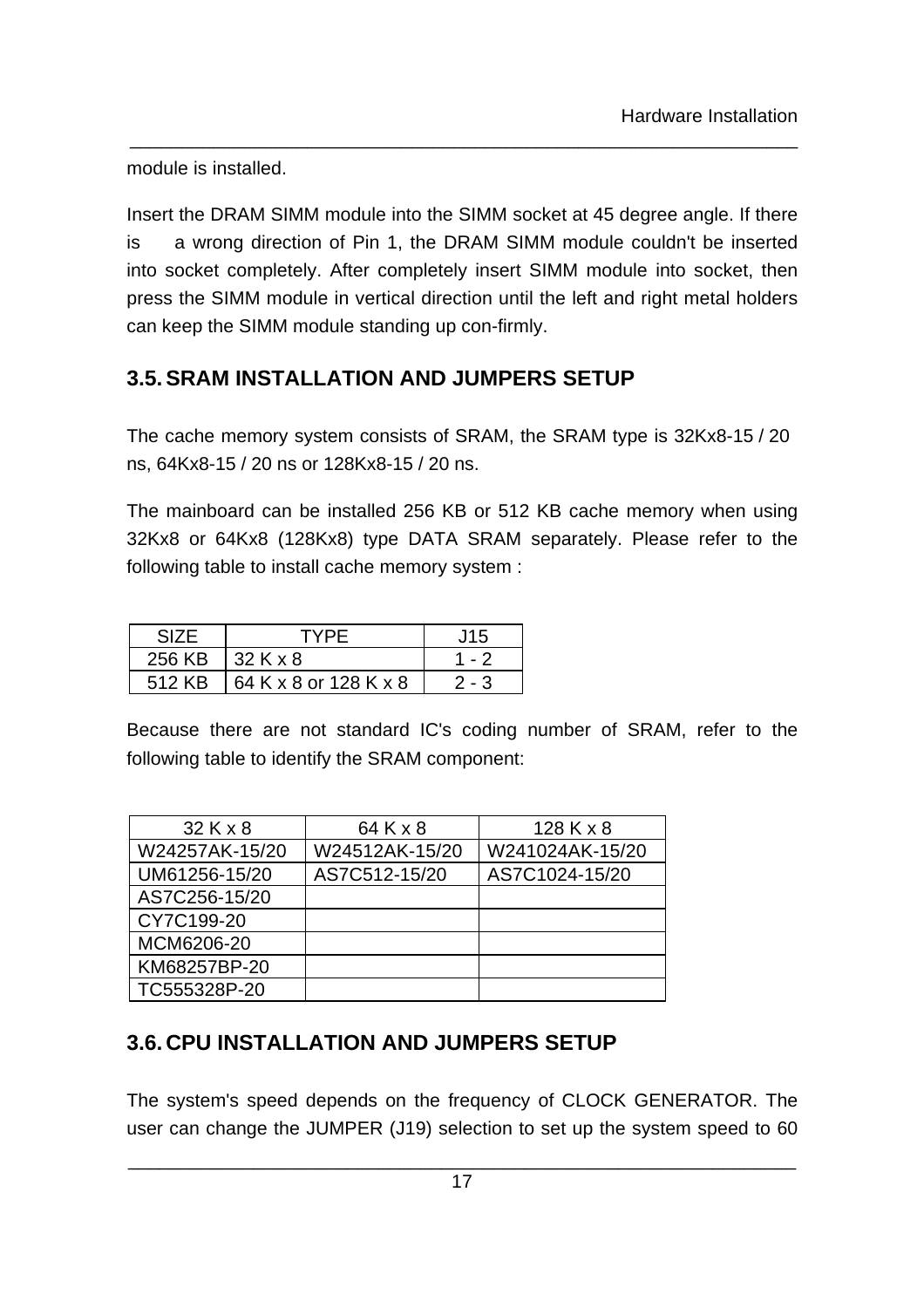module is installed.

Insert the DRAM SIMM module into the SIMM socket at 45 degree angle. If there is a wrong direction of Pin 1, the DRAM SIMM module couldn't be inserted into socket completely. After completely insert SIMM module into socket, then press the SIMM module in vertical direction until the left and right metal holders can keep the SIMM module standing up con-firmly.

## 3.5. SRAM INSTALLATION AND JUMPERS SETUP

The cache memory system consists of SRAM, the SRAM type is 32Kx8-15 / 20 ns, 64Kx8-15 / 20 ns or 128Kx8-15 / 20 ns.

The mainboard can be installed 256 KB or 512 KB cache memory when using 32Kx8 or 64Kx8 (128Kx8) type DATA SRAM separately. Please refer to the following table to install cache memory system :

| SIZE | TYPE | J15 |
|---|---|---|
| 256 KB | 32 K x 8 | 1 - 2 |
| 512 KB | 64 K x 8 or 128 K x 8 | 2 - 3 |

Because there are not standard IC's coding number of SRAM, refer to the following table to identify the SRAM component:

| 32 K x 8 | 64 K x 8 | 128 K x 8 |
|---|---|---|
| W24257AK-15/20 | W24512AK-15/20 | W241024AK-15/20 |
| UM61256-15/20 | AS7C512-15/20 | AS7C1024-15/20 |
| AS7C256-15/20 | | |
| CY7C199-20 | | |
| MCM6206-20 | | |
| KM68257BP-20 | | |
| TC555328P-20 | | |

## 3.6. CPU INSTALLATION AND JUMPERS SETUP

The system's speed depends on the frequency of CLOCK GENERATOR. The user can change the JUMPER (J19) selection to set up the system speed to 60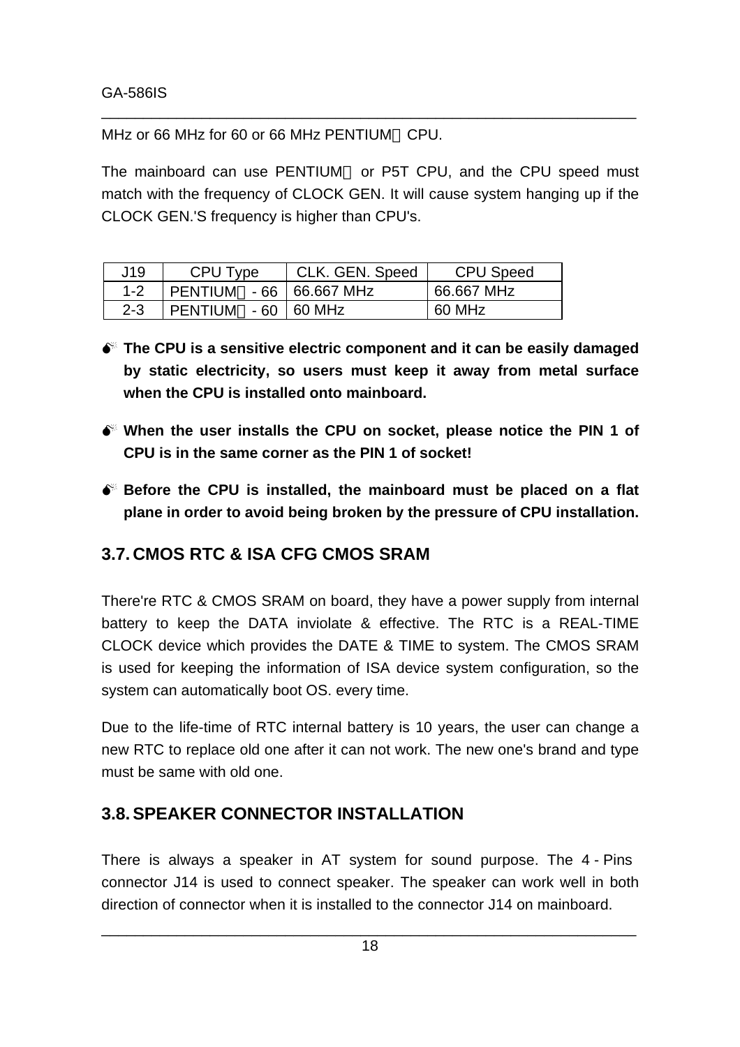MHz or 66 MHz for 60 or 66 MHz PENTIUM CPU.

The mainboard can use PENTIUM or P5T CPU, and the CPU speed must match with the frequency of CLOCK GEN. It will cause system hanging up if the CLOCK GEN.'S frequency is higher than CPU's.

| J19 | CPU Type | CLK. GEN. Speed | CPU Speed |
|---|---|---|---|
| 1-2 | PENTIUM - 66 | 66.667 MHz | 66.667 MHz |
| 2-3 | PENTIUM - 60 | 60 MHz | 60 MHz |

- **The CPU is a sensitive electric component and it can be easily damaged by static electricity, so users must keep it away from metal surface when the CPU is installed onto mainboard.**
- **When the user installs the CPU on socket, please notice the PIN 1 of CPU is in the same corner as the PIN 1 of socket!**
- **Before the CPU is installed, the mainboard must be placed on a flat plane in order to avoid being broken by the pressure of CPU installation.**

## 3.7. CMOS RTC & ISA CFG CMOS SRAM

There're RTC & CMOS SRAM on board, they have a power supply from internal battery to keep the DATA inviolate & effective. The RTC is a REAL-TIME CLOCK device which provides the DATE & TIME to system. The CMOS SRAM is used for keeping the information of ISA device system configuration, so the system can automatically boot OS. every time.

Due to the life-time of RTC internal battery is 10 years, the user can change a new RTC to replace old one after it can not work. The new one's brand and type must be same with old one.

## 3.8. SPEAKER CONNECTOR INSTALLATION

There is always a speaker in AT system for sound purpose. The 4 - Pins connector J14 is used to connect speaker. The speaker can work well in both direction of connector when it is installed to the connector J14 on mainboard.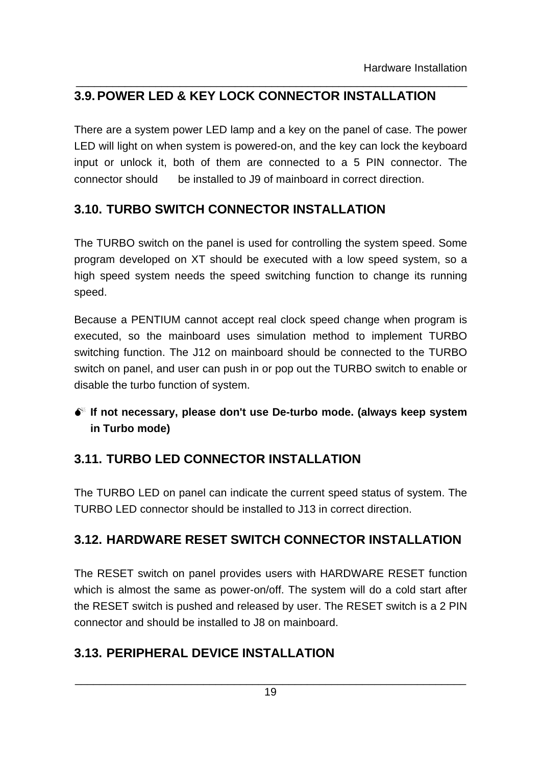## 3.9. POWER LED & KEY LOCK CONNECTOR INSTALLATION

There are a system power LED lamp and a key on the panel of case. The power LED will light on when system is powered-on, and the key can lock the keyboard input or unlock it, both of them are connected to a 5 PIN connector. The connector should be installed to J9 of mainboard in correct direction.

## 3.10. TURBO SWITCH CONNECTOR INSTALLATION

The TURBO switch on the panel is used for controlling the system speed. Some program developed on XT should be executed with a low speed system, so a high speed system needs the speed switching function to change its running speed.

Because a PENTIUM cannot accept real clock speed change when program is executed, so the mainboard uses simulation method to implement TURBO switching function. The J12 on mainboard should be connected to the TURBO switch on panel, and user can push in or pop out the TURBO switch to enable or disable the turbo function of system.

- **If not necessary, please don't use De-turbo mode. (always keep system in Turbo mode)**

## 3.11. TURBO LED CONNECTOR INSTALLATION

The TURBO LED on panel can indicate the current speed status of system. The TURBO LED connector should be installed to J13 in correct direction.

## 3.12. HARDWARE RESET SWITCH CONNECTOR INSTALLATION

The RESET switch on panel provides users with HARDWARE RESET function which is almost the same as power-on/off. The system will do a cold start after the RESET switch is pushed and released by user. The RESET switch is a 2 PIN connector and should be installed to J8 on mainboard.

## 3.13. PERIPHERAL DEVICE INSTALLATION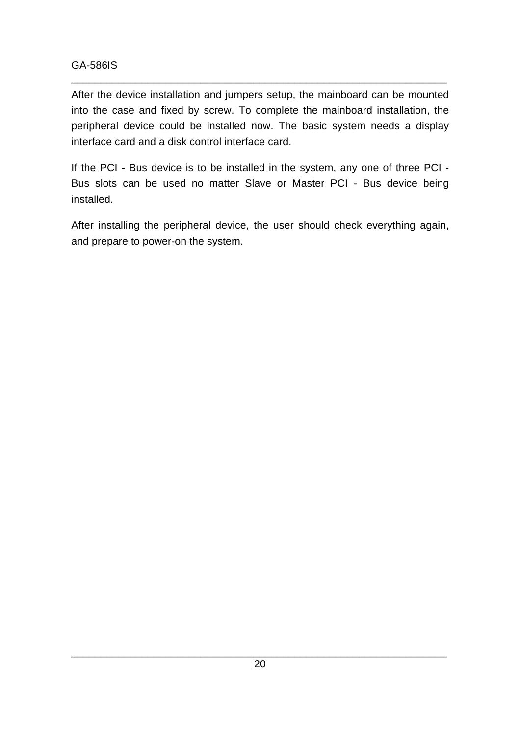After the device installation and jumpers setup, the mainboard can be mounted into the case and fixed by screw. To complete the mainboard installation, the peripheral device could be installed now. The basic system needs a display interface card and a disk control interface card.

If the PCI - Bus device is to be installed in the system, any one of three PCI - Bus slots can be used no matter Slave or Master PCI - Bus device being installed.

After installing the peripheral device, the user should check everything again, and prepare to power-on the system.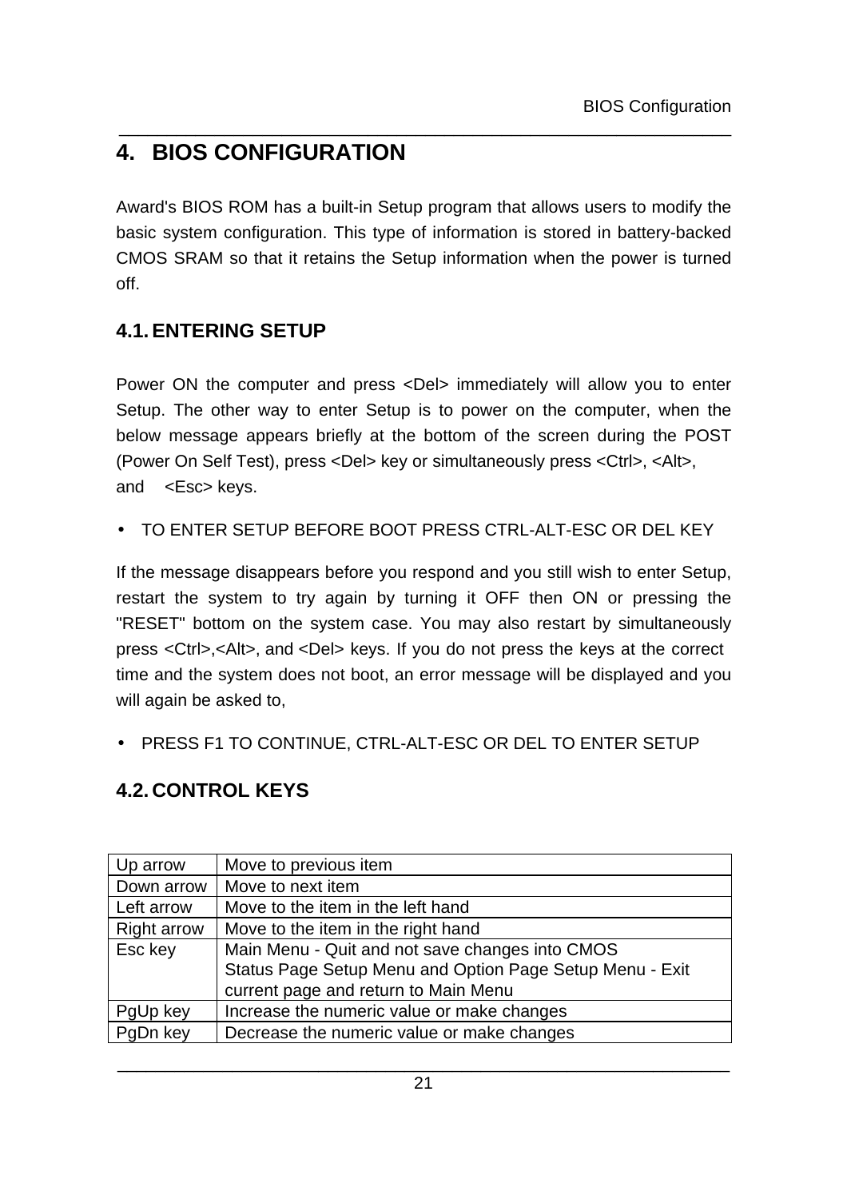# 4. BIOS CONFIGURATION

Award's BIOS ROM has a built-in Setup program that allows users to modify the basic system configuration. This type of information is stored in battery-backed CMOS SRAM so that it retains the Setup information when the power is turned off.

## 4.1. ENTERING SETUP

Power ON the computer and press <Del> immediately will allow you to enter Setup. The other way to enter Setup is to power on the computer, when the below message appears briefly at the bottom of the screen during the POST (Power On Self Test), press <Del> key or simultaneously press <Ctrl>, <Alt>, and <Esc> keys.

- TO ENTER SETUP BEFORE BOOT PRESS CTRL-ALT-ESC OR DEL KEY

If the message disappears before you respond and you still wish to enter Setup, restart the system to try again by turning it OFF then ON or pressing the "RESET" bottom on the system case. You may also restart by simultaneously press <Ctrl>,<Alt>, and <Del> keys. If you do not press the keys at the correct time and the system does not boot, an error message will be displayed and you will again be asked to,

- PRESS F1 TO CONTINUE, CTRL-ALT-ESC OR DEL TO ENTER SETUP

## 4.2. CONTROL KEYS

| | |
|---|---|
| Up arrow | Move to previous item |
| Down arrow | Move to next item |
| Left arrow | Move to the item in the left hand |
| Right arrow | Move to the item in the right hand |
| Esc key | Main Menu - Quit and not save changes into CMOS<br>Status Page Setup Menu and Option Page Setup Menu - Exit current page and return to Main Menu |
| PgUp key | Increase the numeric value or make changes |
| PgDn key | Decrease the numeric value or make changes |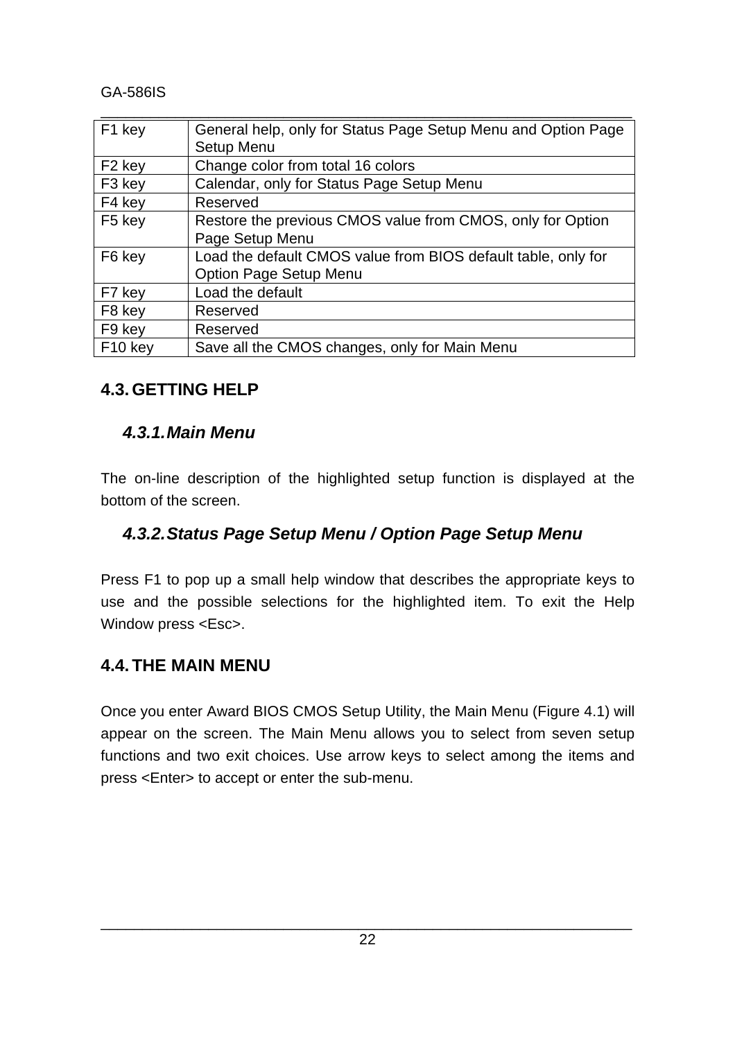| F1 key | General help, only for Status Page Setup Menu and Option Page Setup Menu |
|---|---|
| F2 key | Change color from total 16 colors |
| F3 key | Calendar, only for Status Page Setup Menu |
| F4 key | Reserved |
| F5 key | Restore the previous CMOS value from CMOS, only for Option Page Setup Menu |
| F6 key | Load the default CMOS value from BIOS default table, only for Option Page Setup Menu |
| F7 key | Load the default |
| F8 key | Reserved |
| F9 key | Reserved |
| F10 key | Save all the CMOS changes, only for Main Menu |

## 4.3. GETTING HELP

### *4.3.1. Main Menu*

The on-line description of the highlighted setup function is displayed at the bottom of the screen.

### *4.3.2. Status Page Setup Menu / Option Page Setup Menu*

Press F1 to pop up a small help window that describes the appropriate keys to use and the possible selections for the highlighted item. To exit the Help Window press <Esc>.

## 4.4. THE MAIN MENU

Once you enter Award BIOS CMOS Setup Utility, the Main Menu (Figure 4.1) will appear on the screen. The Main Menu allows you to select from seven setup functions and two exit choices. Use arrow keys to select among the items and press <Enter> to accept or enter the sub-menu.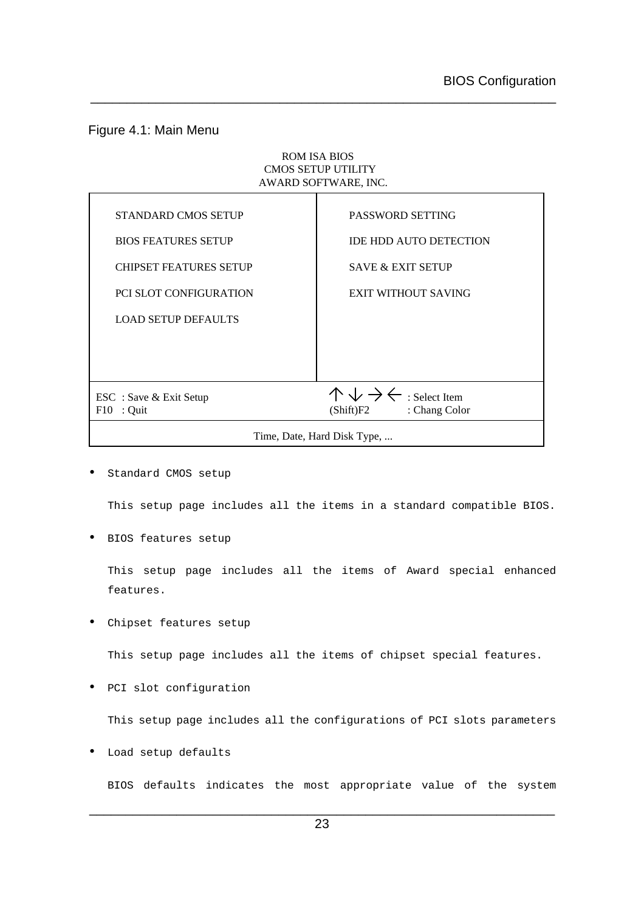Figure 4.1: Main Menu

```
                    ROM ISA BIOS
                 CMOS SETUP UTILITY
                AWARD SOFTWARE, INC.

  STANDARD CMOS SETUP          PASSWORD SETTING
  BIOS FEATURES SETUP          IDE HDD AUTO DETECTION
  CHIPSET FEATURES SETUP       SAVE & EXIT SETUP
  PCI SLOT CONFIGURATION       EXIT WITHOUT SAVING
  LOAD SETUP DEFAULTS

ESC  : Save & Exit Setup       ↑ ↓ → ← : Select Item
F10  : Quit                    (Shift)F2 : Chang Color

            Time, Date, Hard Disk Type, ...
```

- Standard CMOS setup

  This setup page includes all the items in a standard compatible BIOS.

- BIOS features setup

  This setup page includes all the items of Award special enhanced features.

- Chipset features setup

  This setup page includes all the items of chipset special features.

- PCI slot configuration

  This setup page includes all the configurations of PCI slots parameters

- Load setup defaults

  BIOS defaults indicates the most appropriate value of the system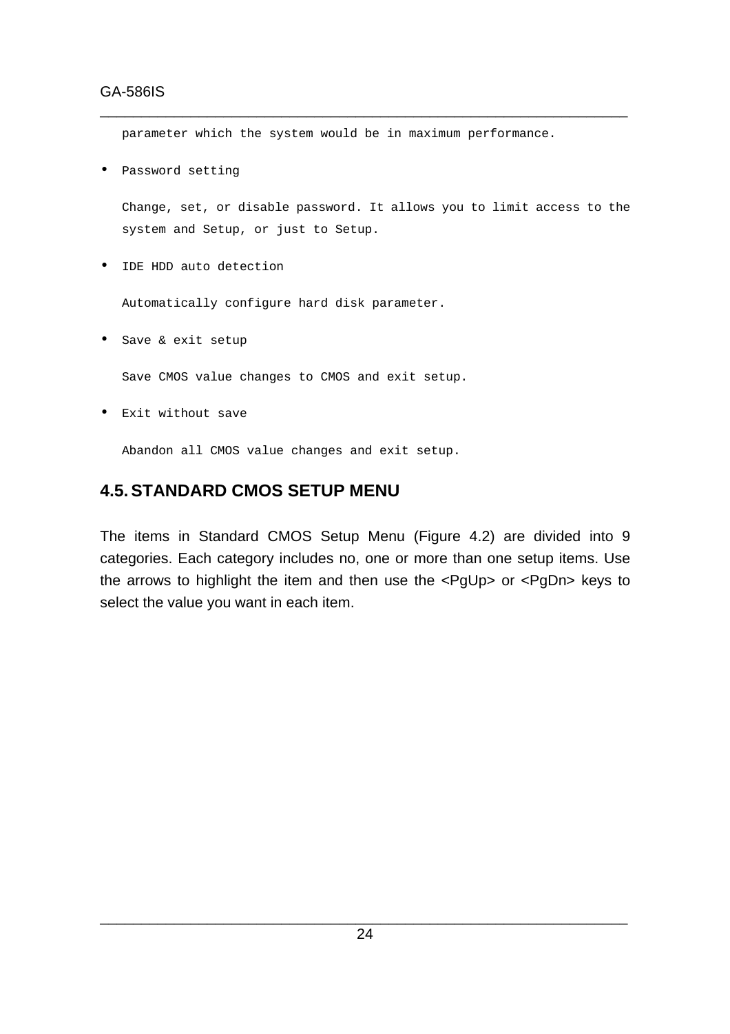parameter which the system would be in maximum performance.

- Password setting

  Change, set, or disable password. It allows you to limit access to the system and Setup, or just to Setup.

- IDE HDD auto detection

  Automatically configure hard disk parameter.

- Save & exit setup

  Save CMOS value changes to CMOS and exit setup.

- Exit without save

  Abandon all CMOS value changes and exit setup.

## 4.5. STANDARD CMOS SETUP MENU

The items in Standard CMOS Setup Menu (Figure 4.2) are divided into 9 categories. Each category includes no, one or more than one setup items. Use the arrows to highlight the item and then use the <PgUp> or <PgDn> keys to select the value you want in each item.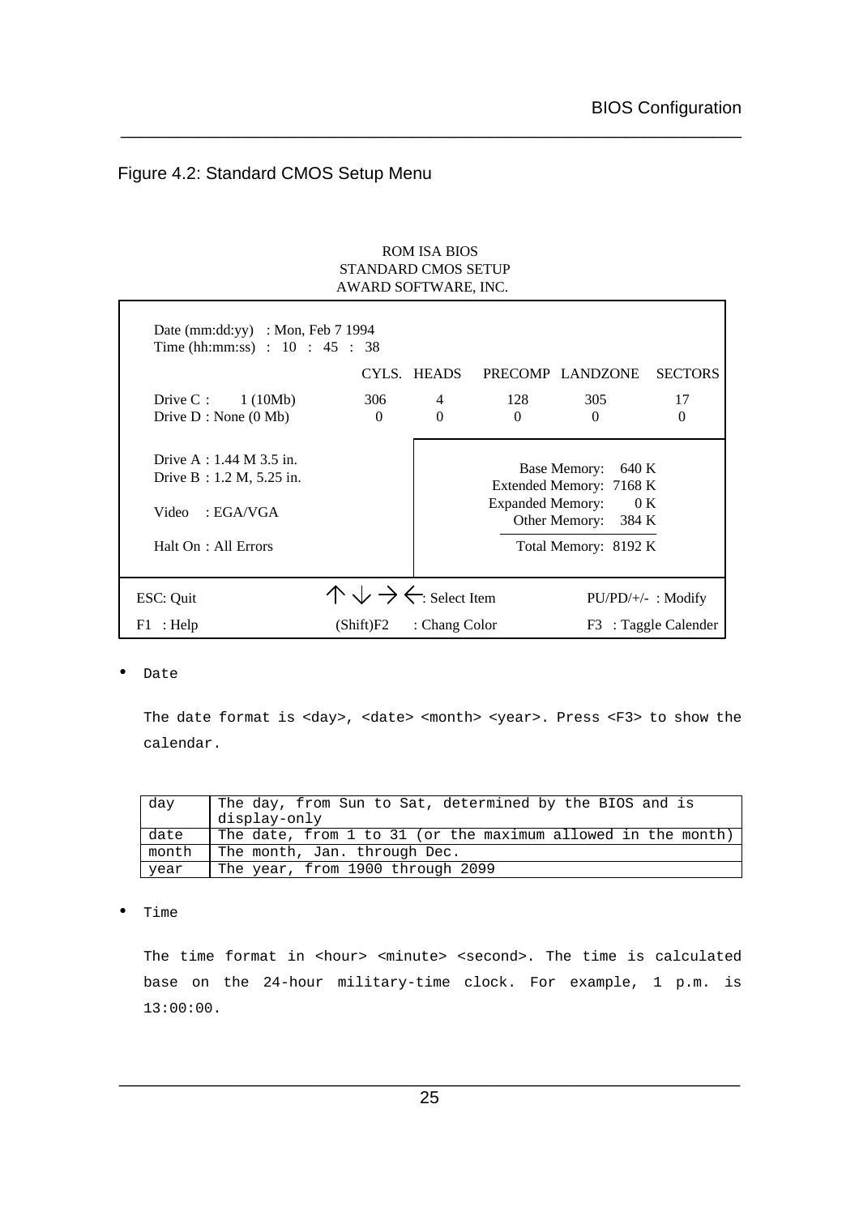Figure 4.2: Standard CMOS Setup Menu

```
                          ROM ISA BIOS
                      STANDARD CMOS SETUP
                     AWARD SOFTWARE, INC.

 Date (mm:dd:yy)   : Mon, Feb 7 1994
 Time (hh:mm:ss)  :  10  :  45  :  38

                            CYLS.  HEADS   PRECOMP  LANDZONE   SECTORS
 Drive C :     1 (10Mb)      306      4       128       305        17
 Drive D : None (0 Mb)         0      0         0         0         0

 Drive A : 1.44 M 3.5 in.               Base Memory:    640 K
 Drive B : 1.2 M, 5.25 in.          Extended Memory:   7168 K
                                    Expanded Memory:      0 K
 Video   : EGA/VGA                     Other Memory:    384 K
                                    ------------------------
 Halt On : All Errors                  Total Memory:   8192 K

 ESC: Quit          ↑ ↓ → ←: Select Item       PU/PD/+/-  : Modify
 F1  : Help         (Shift)F2    : Chang Color  F3  : Taggle Calender
```

- Date

The date format is <day>, <date> <month> <year>. Press <F3> to show the calendar.

| day | The day, from Sun to Sat, determined by the BIOS and is display-only |
|---|---|
| date | The date, from 1 to 31 (or the maximum allowed in the month) |
| month | The month, Jan. through Dec. |
| year | The year, from 1900 through 2099 |

- Time

The time format in <hour> <minute> <second>. The time is calculated base on the 24-hour military-time clock. For example, 1 p.m. is 13:00:00.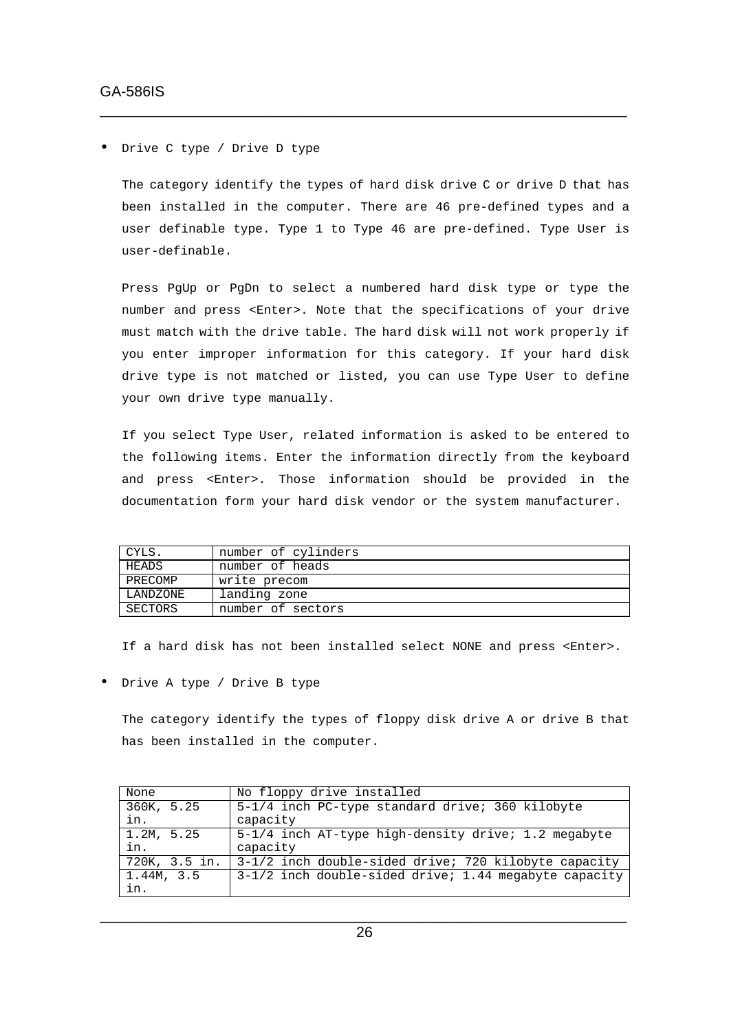- Drive C type / Drive D type

  The category identify the types of hard disk drive C or drive D that has been installed in the computer. There are 46 pre-defined types and a user definable type. Type 1 to Type 46 are pre-defined. Type User is user-definable.

  Press PgUp or PgDn to select a numbered hard disk type or type the number and press <Enter>. Note that the specifications of your drive must match with the drive table. The hard disk will not work properly if you enter improper information for this category. If your hard disk drive type is not matched or listed, you can use Type User to define your own drive type manually.

  If you select Type User, related information is asked to be entered to the following items. Enter the information directly from the keyboard and press <Enter>. Those information should be provided in the documentation form your hard disk vendor or the system manufacturer.

| | |
|---|---|
| CYLS. | number of cylinders |
| HEADS | number of heads |
| PRECOMP | write precom |
| LANDZONE | landing zone |
| SECTORS | number of sectors |

  If a hard disk has not been installed select NONE and press <Enter>.

- Drive A type / Drive B type

  The category identify the types of floppy disk drive A or drive B that has been installed in the computer.

| | |
|---|---|
| None | No floppy drive installed |
| 360K, 5.25 in. | 5-1/4 inch PC-type standard drive; 360 kilobyte capacity |
| 1.2M, 5.25 in. | 5-1/4 inch AT-type high-density drive; 1.2 megabyte capacity |
| 720K, 3.5 in. | 3-1/2 inch double-sided drive; 720 kilobyte capacity |
| 1.44M, 3.5 in. | 3-1/2 inch double-sided drive; 1.44 megabyte capacity |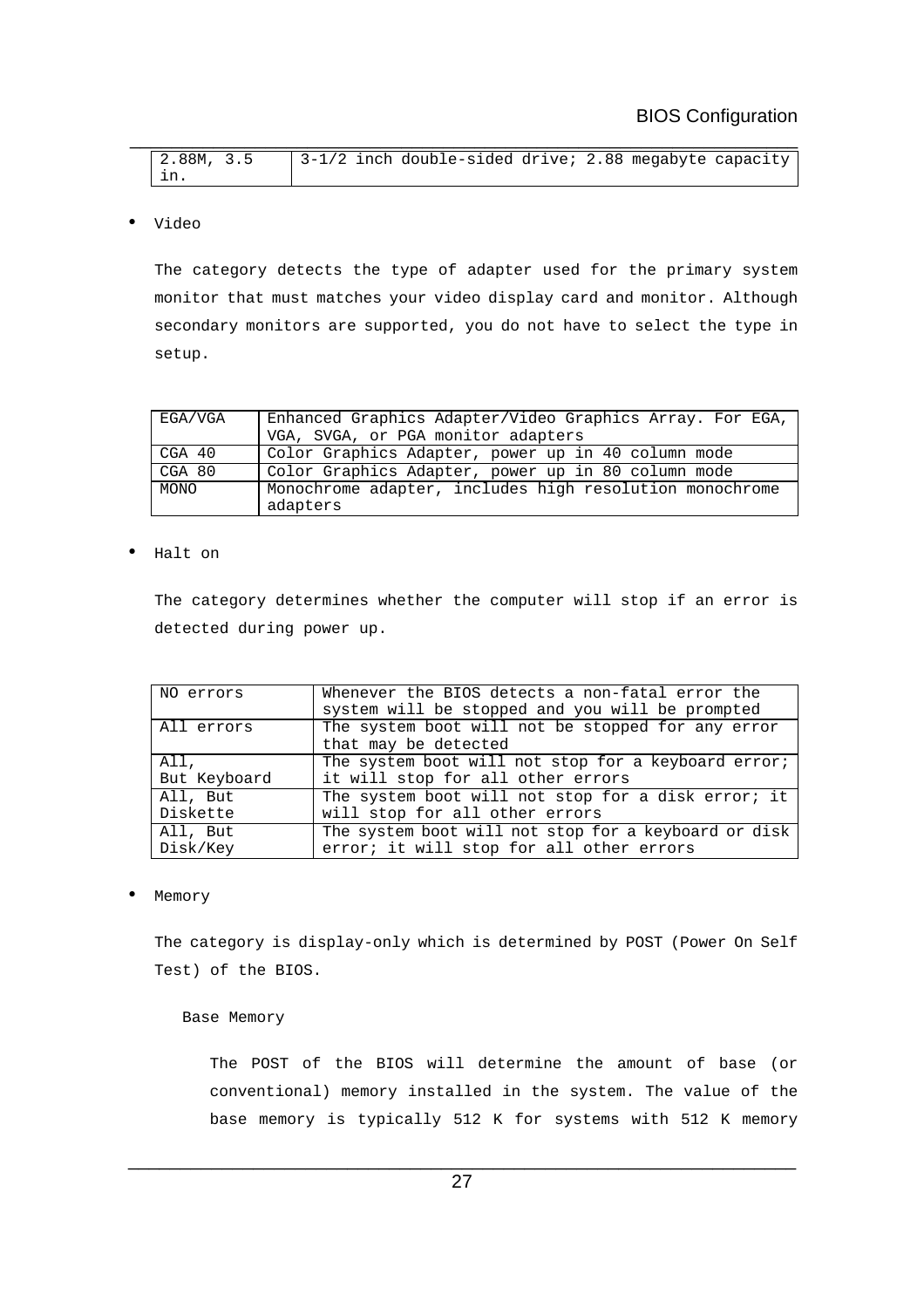| | |
|---|---|
| 2.88M, 3.5 in. | 3-1/2 inch double-sided drive; 2.88 megabyte capacity |

- Video

The category detects the type of adapter used for the primary system monitor that must matches your video display card and monitor. Although secondary monitors are supported, you do not have to select the type in setup.

| | |
|---|---|
| EGA/VGA | Enhanced Graphics Adapter/Video Graphics Array. For EGA, VGA, SVGA, or PGA monitor adapters |
| CGA 40 | Color Graphics Adapter, power up in 40 column mode |
| CGA 80 | Color Graphics Adapter, power up in 80 column mode |
| MONO | Monochrome adapter, includes high resolution monochrome adapters |

- Halt on

The category determines whether the computer will stop if an error is detected during power up.

| | |
|---|---|
| NO errors | Whenever the BIOS detects a non-fatal error the system will be stopped and you will be prompted |
| All errors | The system boot will not be stopped for any error that may be detected |
| All, But Keyboard | The system boot will not stop for a keyboard error; it will stop for all other errors |
| All, But Diskette | The system boot will not stop for a disk error; it will stop for all other errors |
| All, But Disk/Key | The system boot will not stop for a keyboard or disk error; it will stop for all other errors |

- Memory

The category is display-only which is determined by POST (Power On Self Test) of the BIOS.

Base Memory

The POST of the BIOS will determine the amount of base (or conventional) memory installed in the system. The value of the base memory is typically 512 K for systems with 512 K memory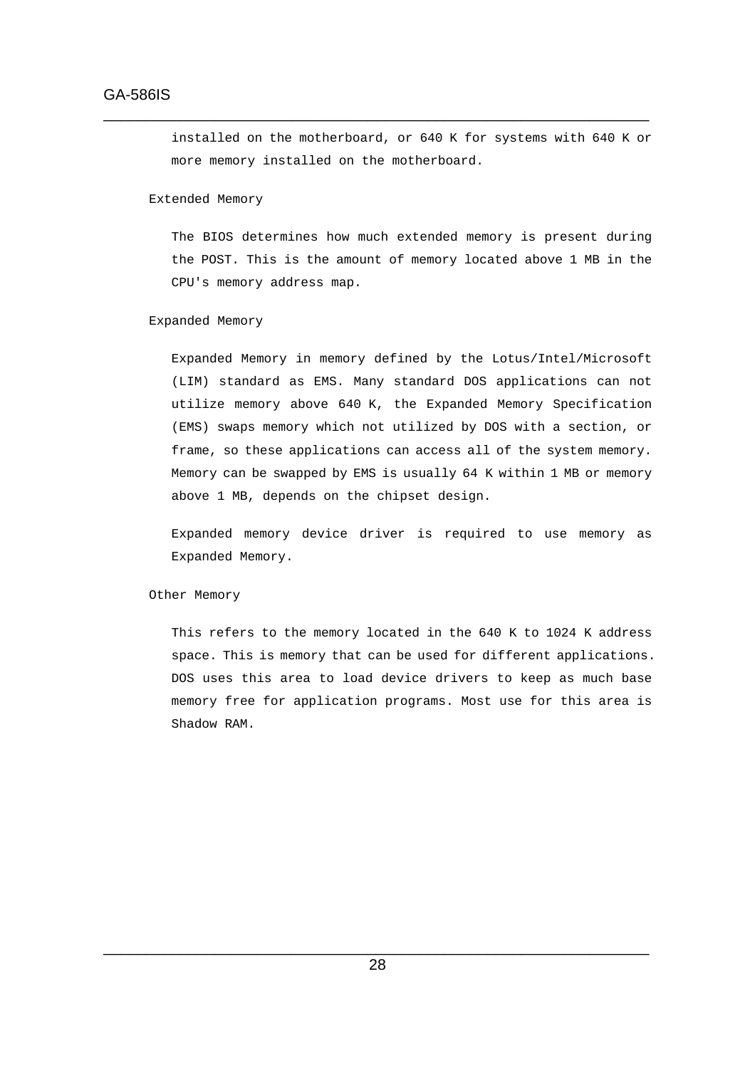installed on the motherboard, or 640 K for systems with 640 K or more memory installed on the motherboard.

### Extended Memory

The BIOS determines how much extended memory is present during the POST. This is the amount of memory located above 1 MB in the CPU's memory address map.

### Expanded Memory

Expanded Memory in memory defined by the Lotus/Intel/Microsoft (LIM) standard as EMS. Many standard DOS applications can not utilize memory above 640 K, the Expanded Memory Specification (EMS) swaps memory which not utilized by DOS with a section, or frame, so these applications can access all of the system memory. Memory can be swapped by EMS is usually 64 K within 1 MB or memory above 1 MB, depends on the chipset design.

Expanded memory device driver is required to use memory as Expanded Memory.

### Other Memory

This refers to the memory located in the 640 K to 1024 K address space. This is memory that can be used for different applications. DOS uses this area to load device drivers to keep as much base memory free for application programs. Most use for this area is Shadow RAM.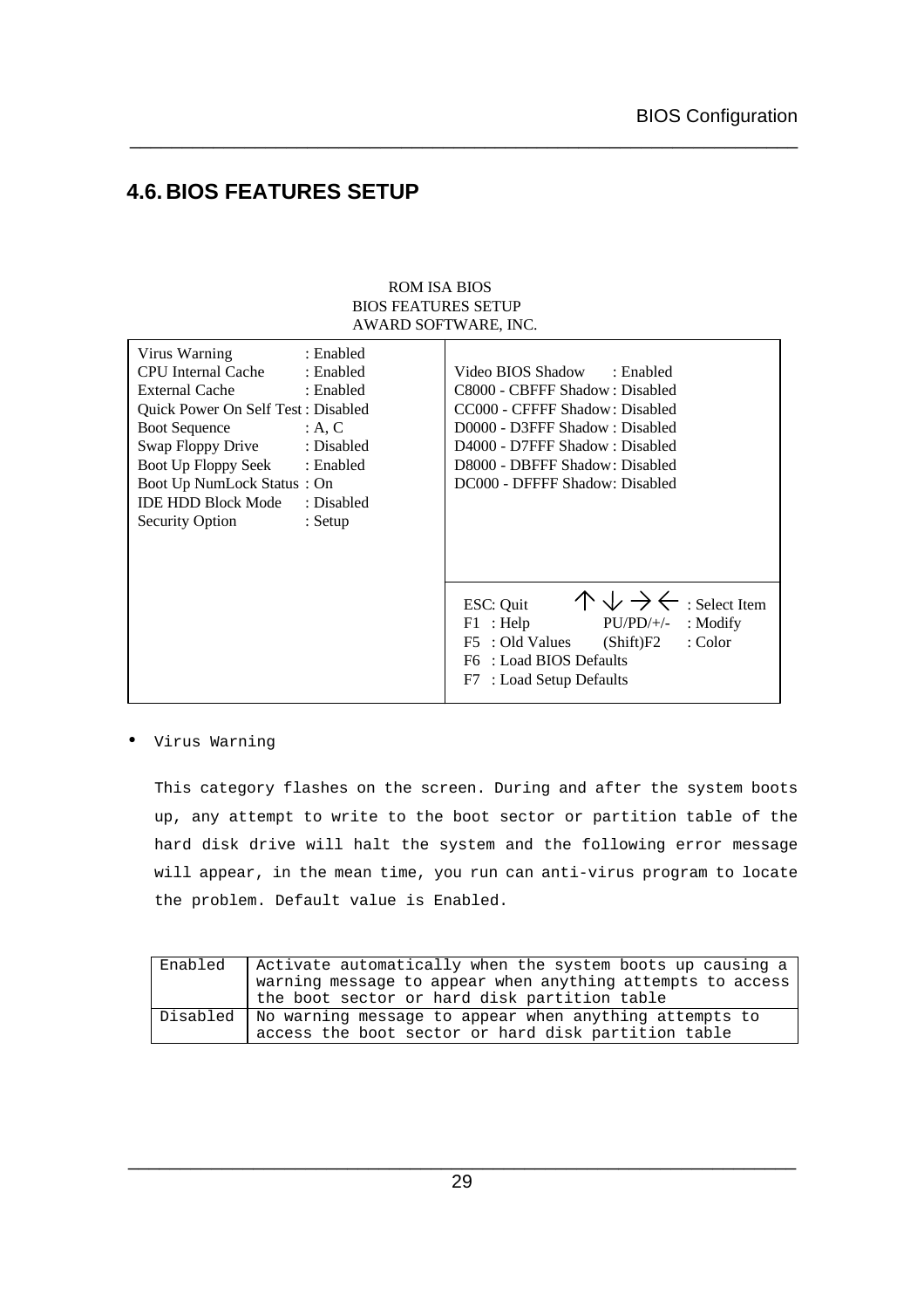## 4.6. BIOS FEATURES SETUP

```
                          ROM ISA BIOS
                      BIOS FEATURES SETUP
                     AWARD SOFTWARE, INC.

Virus Warning              : Enabled
CPU Internal Cache         : Enabled      Video BIOS Shadow      : Enabled
External Cache             : Enabled      C8000 - CBFFF Shadow   : Disabled
Quick Power On Self Test   : Disabled     CC000 - CFFFF Shadow   : Disabled
Boot Sequence              : A, C         D0000 - D3FFF Shadow   : Disabled
Swap Floppy Drive          : Disabled     D4000 - D7FFF Shadow   : Disabled
Boot Up Floppy Seek        : Enabled      D8000 - DBFFF Shadow   : Disabled
Boot Up NumLock Status     : On           DC000 - DFFFF Shadow   : Disabled
IDE HDD Block Mode         : Disabled
Security Option            : Setup

                                          ESC: Quit      ↑ ↓ → ←    : Select Item
                                          F1  : Help     PU/PD/+/-  : Modify
                                          F5  : Old Values (Shift)F2 : Color
                                          F6  : Load BIOS Defaults
                                          F7  : Load Setup Defaults
```

- Virus Warning

This category flashes on the screen. During and after the system boots up, any attempt to write to the boot sector or partition table of the hard disk drive will halt the system and the following error message will appear, in the mean time, you run can anti-virus program to locate the problem. Default value is Enabled.

| | |
|---|---|
| Enabled | Activate automatically when the system boots up causing a warning message to appear when anything attempts to access the boot sector or hard disk partition table |
| Disabled | No warning message to appear when anything attempts to access the boot sector or hard disk partition table |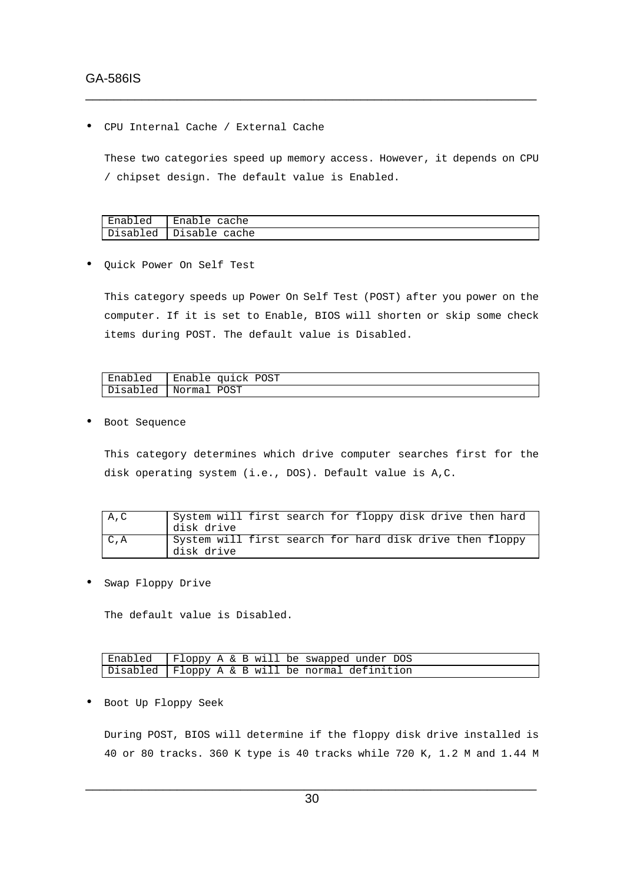- CPU Internal Cache / External Cache

  These two categories speed up memory access. However, it depends on CPU / chipset design. The default value is Enabled.

| | |
|---|---|
| Enabled | Enable cache |
| Disabled | Disable cache |

- Quick Power On Self Test

  This category speeds up Power On Self Test (POST) after you power on the computer. If it is set to Enable, BIOS will shorten or skip some check items during POST. The default value is Disabled.

| | |
|---|---|
| Enabled | Enable quick POST |
| Disabled | Normal POST |

- Boot Sequence

  This category determines which drive computer searches first for the disk operating system (i.e., DOS). Default value is A,C.

| | |
|---|---|
| A,C | System will first search for floppy disk drive then hard disk drive |
| C,A | System will first search for hard disk drive then floppy disk drive |

- Swap Floppy Drive

  The default value is Disabled.

| | |
|---|---|
| Enabled | Floppy A & B will be swapped under DOS |
| Disabled | Floppy A & B will be normal definition |

- Boot Up Floppy Seek

  During POST, BIOS will determine if the floppy disk drive installed is 40 or 80 tracks. 360 K type is 40 tracks while 720 K, 1.2 M and 1.44 M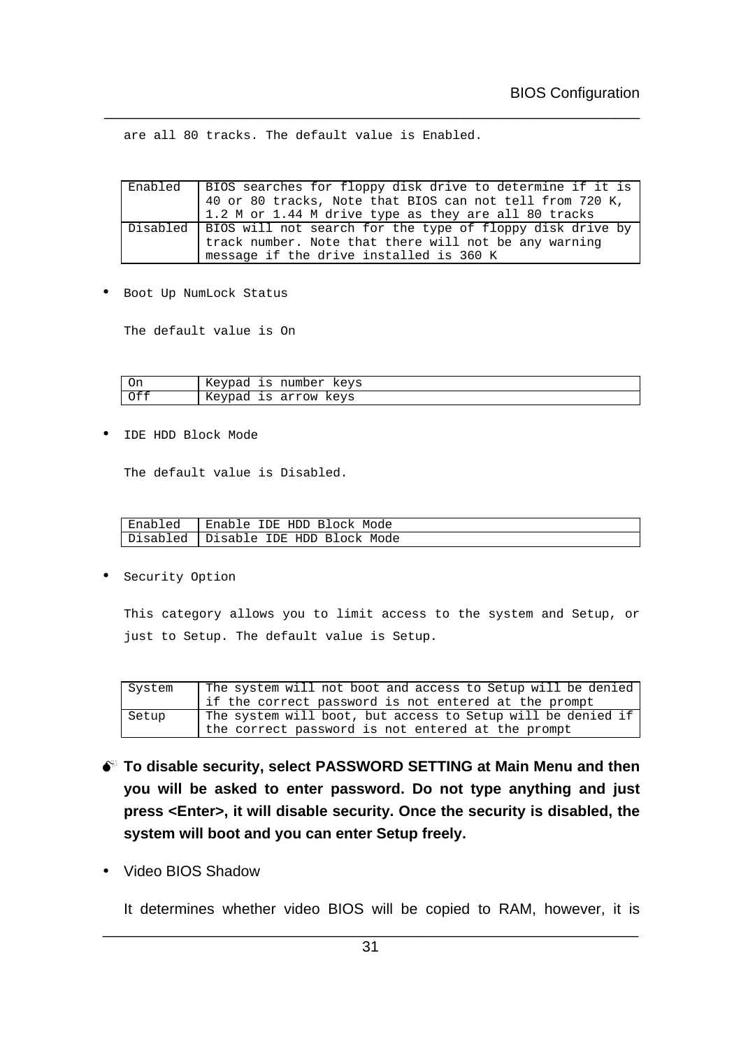are all 80 tracks. The default value is Enabled.

| | |
|---|---|
| Enabled | BIOS searches for floppy disk drive to determine if it is 40 or 80 tracks, Note that BIOS can not tell from 720 K, 1.2 M or 1.44 M drive type as they are all 80 tracks |
| Disabled | BIOS will not search for the type of floppy disk drive by track number. Note that there will not be any warning message if the drive installed is 360 K |

- Boot Up NumLock Status

  The default value is On

| | |
|---|---|
| On | Keypad is number keys |
| Off | Keypad is arrow keys |

- IDE HDD Block Mode

  The default value is Disabled.

| | |
|---|---|
| Enabled | Enable IDE HDD Block Mode |
| Disabled | Disable IDE HDD Block Mode |

- Security Option

  This category allows you to limit access to the system and Setup, or just to Setup. The default value is Setup.

| | |
|---|---|
| System | The system will not boot and access to Setup will be denied if the correct password is not entered at the prompt |
| Setup | The system will boot, but access to Setup will be denied if the correct password is not entered at the prompt |

**To disable security, select PASSWORD SETTING at Main Menu and then you will be asked to enter password. Do not type anything and just press <Enter>, it will disable security. Once the security is disabled, the system will boot and you can enter Setup freely.**

- Video BIOS Shadow

  It determines whether video BIOS will be copied to RAM, however, it is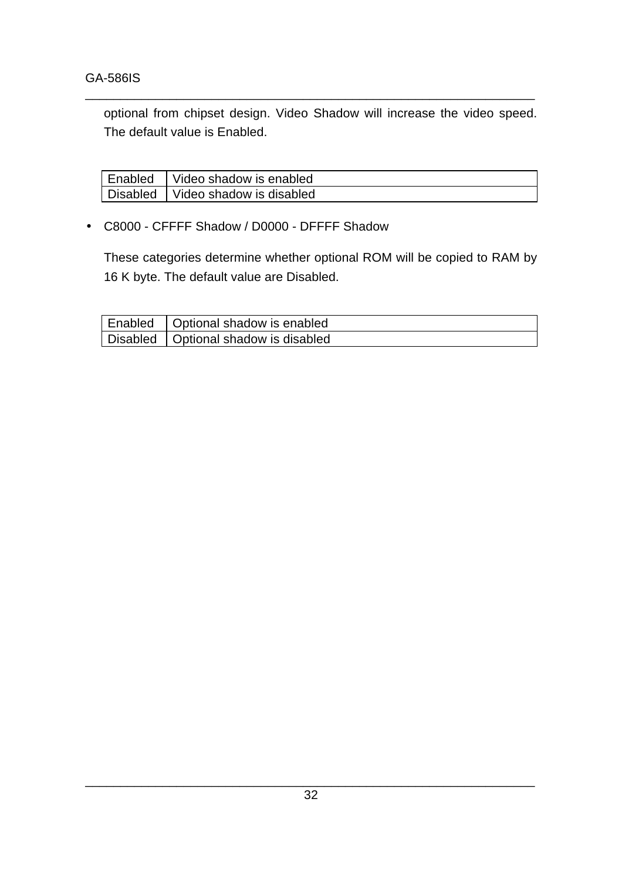optional from chipset design. Video Shadow will increase the video speed. The default value is Enabled.

| | |
|---|---|
| Enabled | Video shadow is enabled |
| Disabled | Video shadow is disabled |

- C8000 - CFFFF Shadow / D0000 - DFFFF Shadow

  These categories determine whether optional ROM will be copied to RAM by 16 K byte. The default value are Disabled.

| | |
|---|---|
| Enabled | Optional shadow is enabled |
| Disabled | Optional shadow is disabled |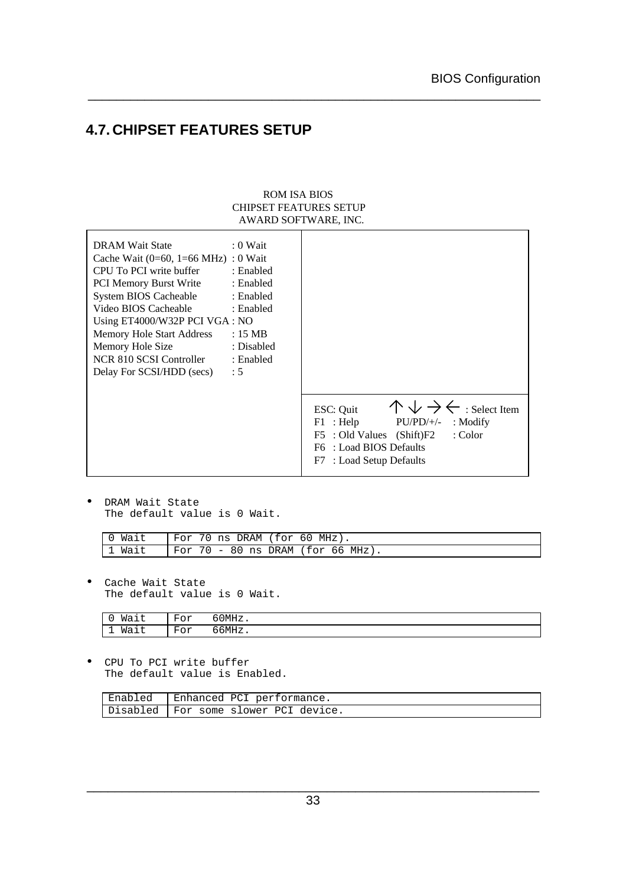## 4.7. CHIPSET FEATURES SETUP

```
ROM ISA BIOS
CHIPSET FEATURES SETUP
AWARD SOFTWARE, INC.

DRAM Wait State                  : 0 Wait
Cache Wait (0=60, 1=66 MHz)      : 0 Wait
CPU To PCI write buffer          : Enabled
PCI Memory Burst Write           : Enabled
System BIOS Cacheable            : Enabled
Video BIOS Cacheable             : Enabled
Using ET4000/W32P PCI VGA        : NO
Memory Hole Start Address        : 15 MB
Memory Hole Size                 : Disabled
NCR 810 SCSI Controller          : Enabled
Delay For SCSI/HDD (secs)        : 5

ESC: Quit            ↑ ↓ → ← : Select Item
F1  : Help           PU/PD/+/-   : Modify
F5  : Old Values     (Shift)F2   : Color
F6  : Load BIOS Defaults
F7  : Load Setup Defaults
```

- DRAM Wait State
  The default value is 0 Wait.

| | |
|---|---|
| 0 Wait | For 70 ns DRAM (for 60 MHz). |
| 1 Wait | For 70 - 80 ns DRAM (for 66 MHz). |

- Cache Wait State
  The default value is 0 Wait.

| | |
|---|---|
| 0 Wait | For 60MHz. |
| 1 Wait | For 66MHz. |

- CPU To PCI write buffer
  The default value is Enabled.

| | |
|---|---|
| Enabled | Enhanced PCI performance. |
| Disabled | For some slower PCI device. |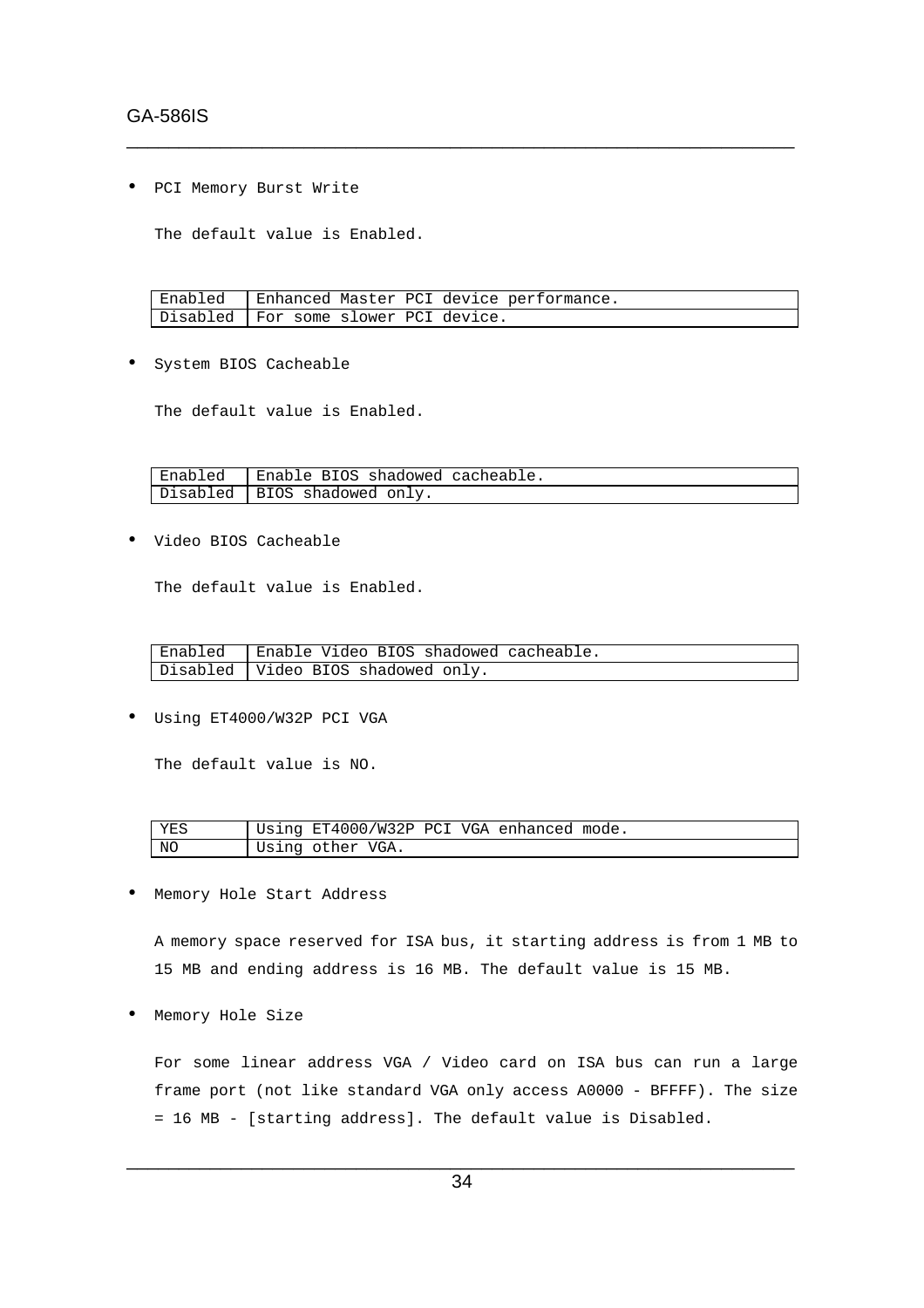- PCI Memory Burst Write

  The default value is Enabled.

| | |
|---|---|
| Enabled | Enhanced Master PCI device performance. |
| Disabled | For some slower PCI device. |

- System BIOS Cacheable

  The default value is Enabled.

| | |
|---|---|
| Enabled | Enable BIOS shadowed cacheable. |
| Disabled | BIOS shadowed only. |

- Video BIOS Cacheable

  The default value is Enabled.

| | |
|---|---|
| Enabled | Enable Video BIOS shadowed cacheable. |
| Disabled | Video BIOS shadowed only. |

- Using ET4000/W32P PCI VGA

  The default value is NO.

| | |
|---|---|
| YES | Using ET4000/W32P PCI VGA enhanced mode. |
| NO | Using other VGA. |

- Memory Hole Start Address

  A memory space reserved for ISA bus, it starting address is from 1 MB to 15 MB and ending address is 16 MB. The default value is 15 MB.

- Memory Hole Size

  For some linear address VGA / Video card on ISA bus can run a large frame port (not like standard VGA only access A0000 - BFFFF). The size = 16 MB - [starting address]. The default value is Disabled.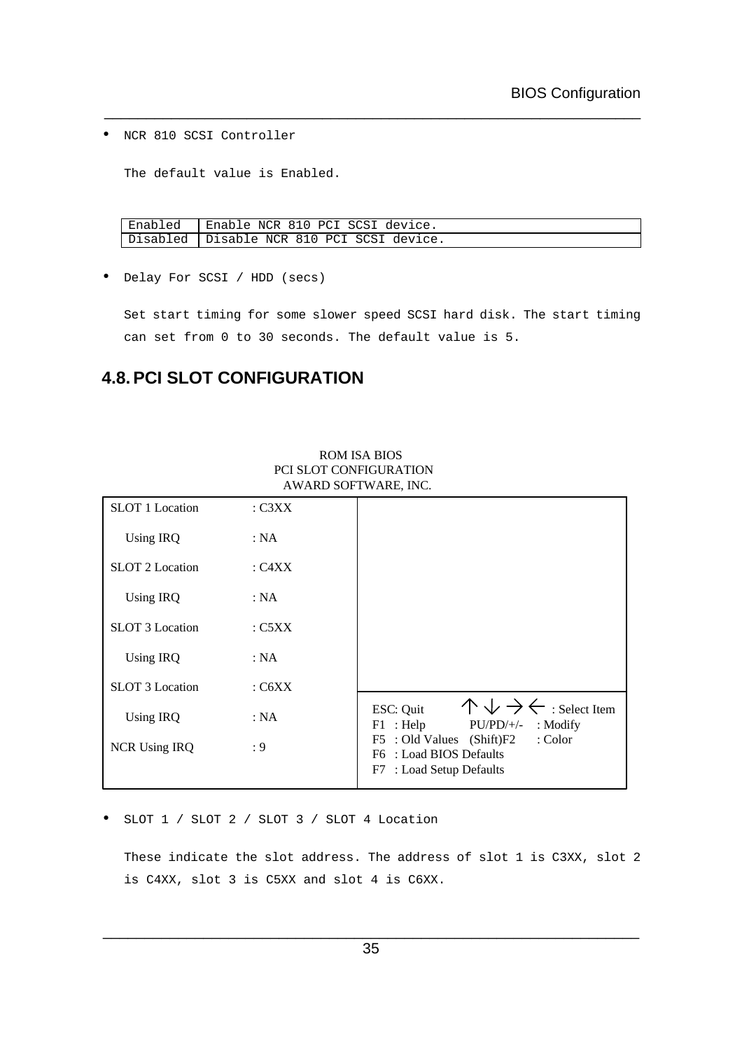- NCR 810 SCSI Controller

  The default value is Enabled.

| | |
|---|---|
| Enabled | Enable NCR 810 PCI SCSI device. |
| Disabled | Disable NCR 810 PCI SCSI device. |

- Delay For SCSI / HDD (secs)

  Set start timing for some slower speed SCSI hard disk. The start timing can set from 0 to 30 seconds. The default value is 5.

## 4.8. PCI SLOT CONFIGURATION

ROM ISA BIOS
PCI SLOT CONFIGURATION
AWARD SOFTWARE, INC.

| | | |
|---|---|---|
| SLOT 1 Location | : C3XX | |
| Using IRQ | : NA | |
| SLOT 2 Location | : C4XX | |
| Using IRQ | : NA | |
| SLOT 3 Location | : C5XX | |
| Using IRQ | : NA | |
| SLOT 3 Location | : C6XX | |
| Using IRQ | : NA | ESC: Quit ↑ ↓ → ← : Select Item<br>F1 : Help PU/PD/+/- : Modify<br>F5 : Old Values (Shift)F2 : Color<br>F6 : Load BIOS Defaults<br>F7 : Load Setup Defaults |
| NCR Using IRQ | : 9 | |

- SLOT 1 / SLOT 2 / SLOT 3 / SLOT 4 Location

  These indicate the slot address. The address of slot 1 is C3XX, slot 2 is C4XX, slot 3 is C5XX and slot 4 is C6XX.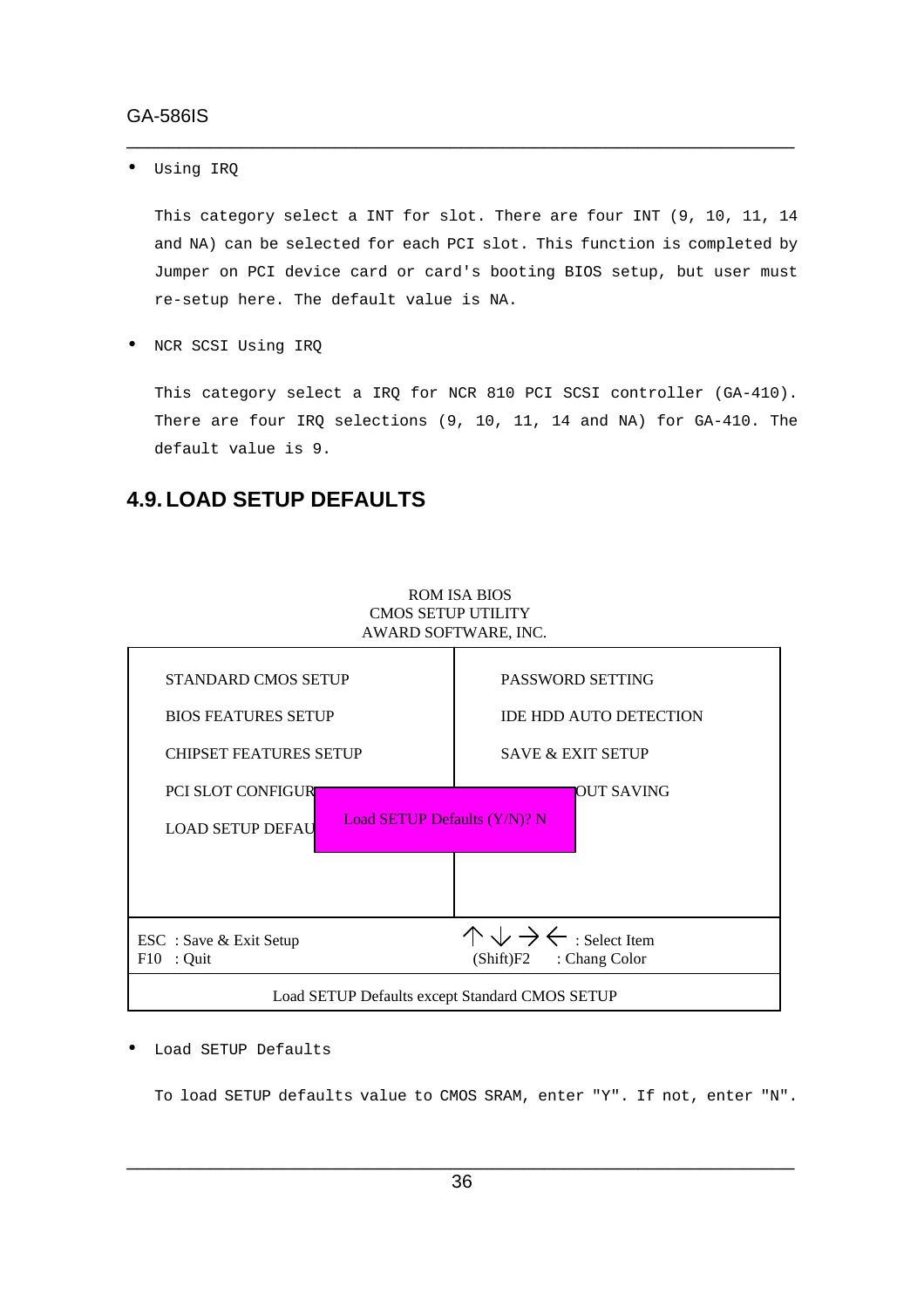- Using IRQ

  This category select a INT for slot. There are four INT (9, 10, 11, 14 and NA) can be selected for each PCI slot. This function is completed by Jumper on PCI device card or card's booting BIOS setup, but user must re-setup here. The default value is NA.

- NCR SCSI Using IRQ

  This category select a IRQ for NCR 810 PCI SCSI controller (GA-410). There are four IRQ selections (9, 10, 11, 14 and NA) for GA-410. The default value is 9.

## 4.9. LOAD SETUP DEFAULTS

```
                      ROM ISA BIOS
                   CMOS SETUP UTILITY
                  AWARD SOFTWARE, INC.

  STANDARD CMOS SETUP            PASSWORD SETTING
  BIOS FEATURES SETUP            IDE HDD AUTO DETECTION
  CHIPSET FEATURES SETUP         SAVE & EXIT SETUP
  PCI SLOT CONFIGUR                     OUT SAVING
  LOAD SETUP DEFAU  Load SETUP Defaults (Y/N)? N

  ESC  : Save & Exit Setup       ↑ ↓ → ← : Select Item
  F10  : Quit                    (Shift)F2   : Chang Color

         Load SETUP Defaults except Standard CMOS SETUP
```

- Load SETUP Defaults

  To load SETUP defaults value to CMOS SRAM, enter "Y". If not, enter "N".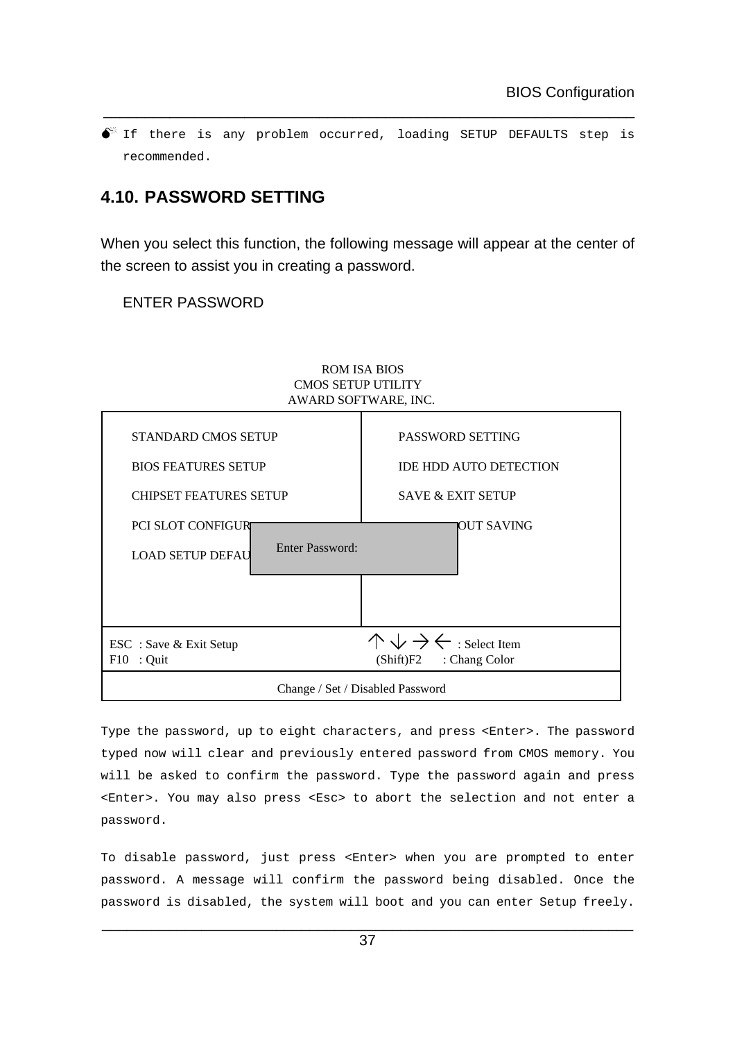If there is any problem occurred, loading SETUP DEFAULTS step is recommended.

## 4.10. PASSWORD SETTING

When you select this function, the following message will appear at the center of the screen to assist you in creating a password.

ENTER PASSWORD

ROM ISA BIOS
CMOS SETUP UTILITY
AWARD SOFTWARE, INC.

| | |
|---|---|
| STANDARD CMOS SETUP | PASSWORD SETTING |
| BIOS FEATURES SETUP | IDE HDD AUTO DETECTION |
| CHIPSET FEATURES SETUP | SAVE & EXIT SETUP |
| PCI SLOT CONFIGUR | OUT SAVING |
| LOAD SETUP DEFAU | |

Enter Password:

ESC : Save & Exit Setup
F10 : Quit
↑ ↓ → ← : Select Item
(Shift)F2 : Chang Color

Change / Set / Disabled Password

Type the password, up to eight characters, and press <Enter>. The password typed now will clear and previously entered password from CMOS memory. You will be asked to confirm the password. Type the password again and press <Enter>. You may also press <Esc> to abort the selection and not enter a password.

To disable password, just press <Enter> when you are prompted to enter password. A message will confirm the password being disabled. Once the password is disabled, the system will boot and you can enter Setup freely.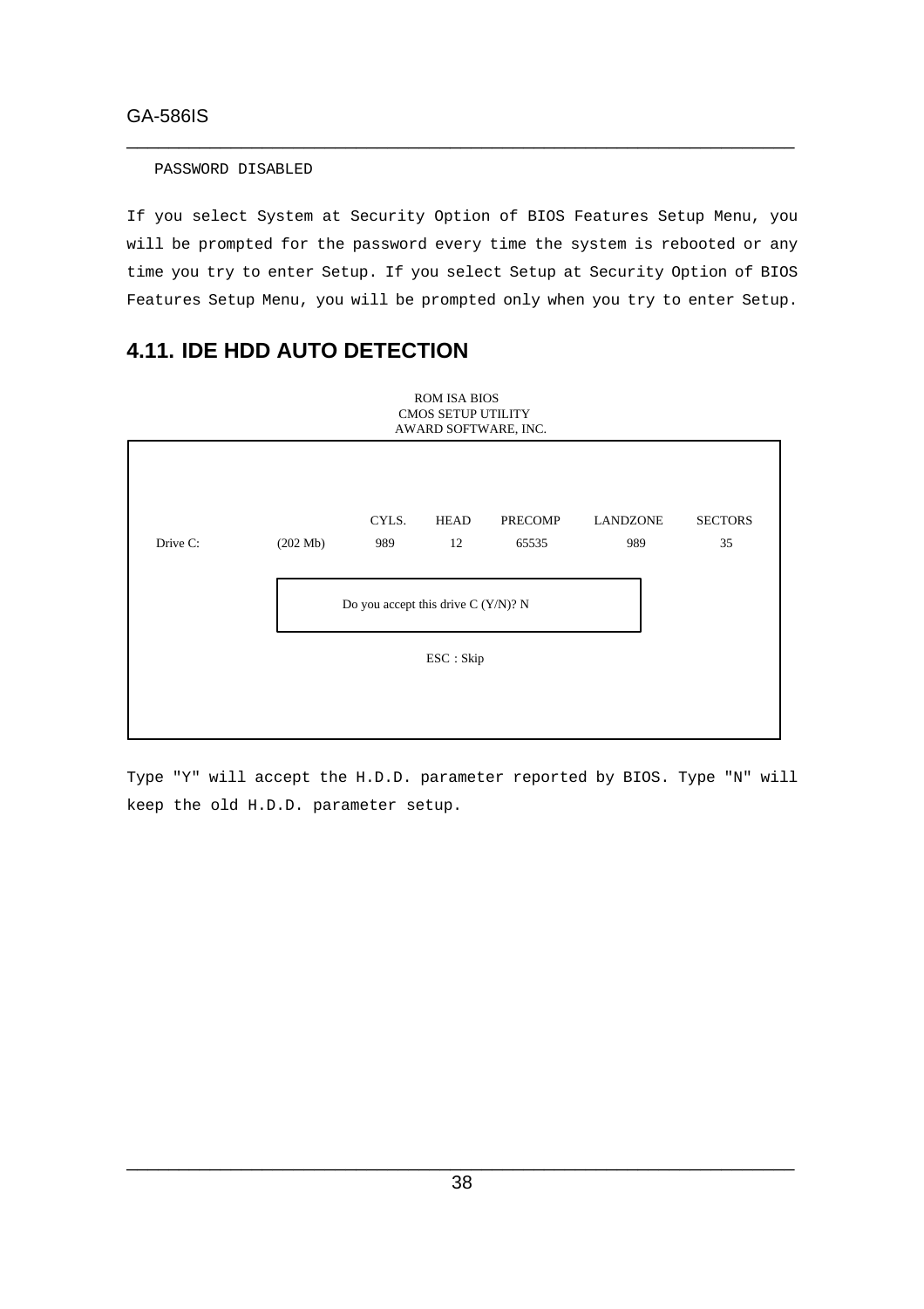PASSWORD DISABLED

If you select System at Security Option of BIOS Features Setup Menu, you will be prompted for the password every time the system is rebooted or any time you try to enter Setup. If you select Setup at Security Option of BIOS Features Setup Menu, you will be prompted only when you try to enter Setup.

## 4.11. IDE HDD AUTO DETECTION

ROM ISA BIOS
CMOS SETUP UTILITY
AWARD SOFTWARE, INC.

| | | CYLS. | HEAD | PRECOMP | LANDZONE | SECTORS |
|---|---|---|---|---|---|---|
| Drive C: | (202 Mb) | 989 | 12 | 65535 | 989 | 35 |

Do you accept this drive C (Y/N)? N

ESC : Skip

Type "Y" will accept the H.D.D. parameter reported by BIOS. Type "N" will keep the old H.D.D. parameter setup.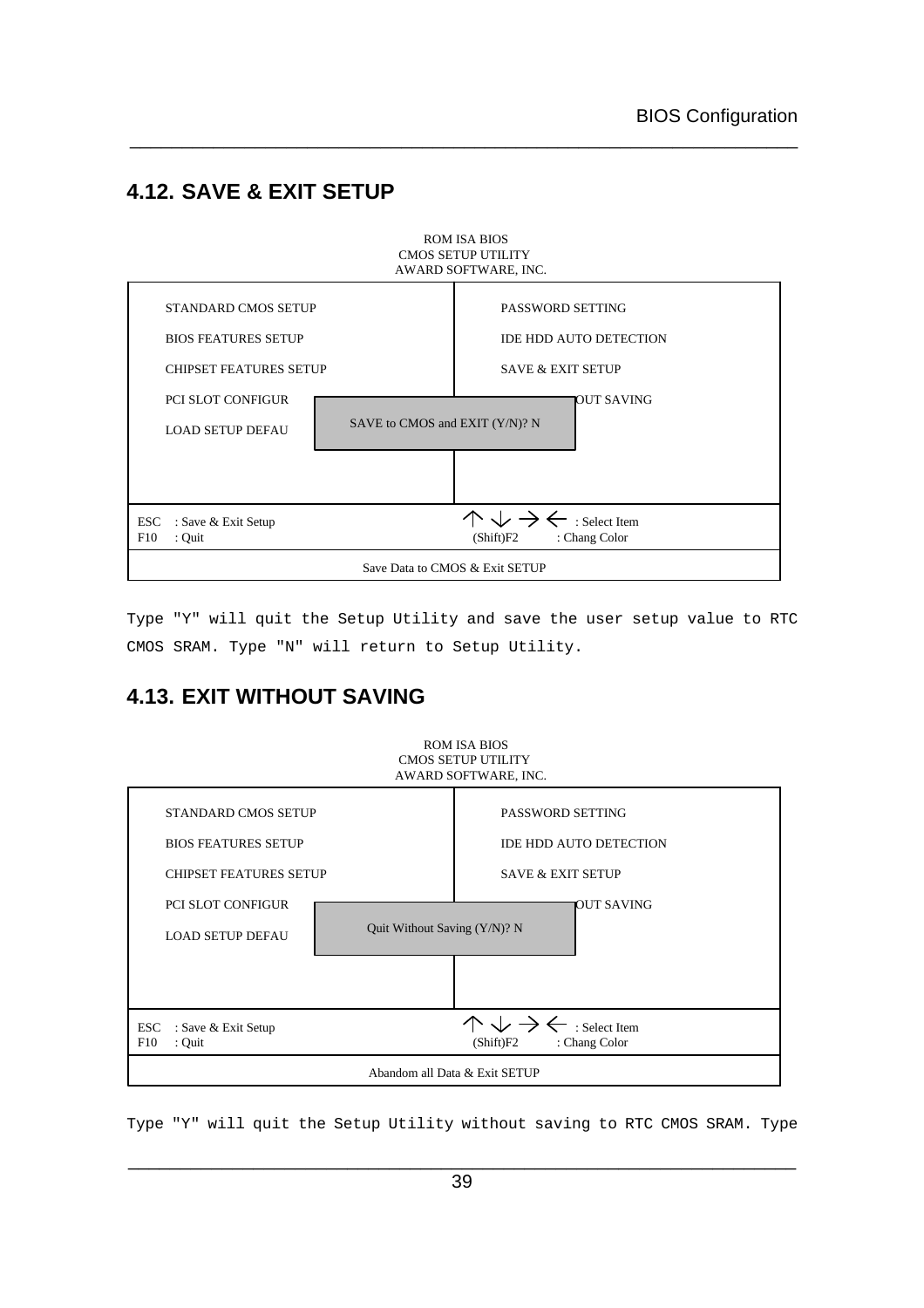## 4.12. SAVE & EXIT SETUP

```
                              ROM ISA BIOS
                           CMOS SETUP UTILITY
                          AWARD SOFTWARE, INC.

  STANDARD CMOS SETUP                    PASSWORD SETTING

  BIOS FEATURES SETUP                    IDE HDD AUTO DETECTION

  CHIPSET FEATURES SETUP                 SAVE & EXIT SETUP

  PCI SLOT CONFIGUR                              OUT SAVING
                      SAVE to CMOS and EXIT (Y/N)? N
  LOAD SETUP DEFAU

  ESC  : Save & Exit Setup               ↑ ↓ → ←  : Select Item
  F10  : Quit                            (Shift)F2  : Chang Color

                      Save Data to CMOS & Exit SETUP
```

Type "Y" will quit the Setup Utility and save the user setup value to RTC CMOS SRAM. Type "N" will return to Setup Utility.

## 4.13. EXIT WITHOUT SAVING

```
                              ROM ISA BIOS
                           CMOS SETUP UTILITY
                          AWARD SOFTWARE, INC.

  STANDARD CMOS SETUP                    PASSWORD SETTING

  BIOS FEATURES SETUP                    IDE HDD AUTO DETECTION

  CHIPSET FEATURES SETUP                 SAVE & EXIT SETUP

  PCI SLOT CONFIGUR                              OUT SAVING
                      Quit Without Saving (Y/N)? N
  LOAD SETUP DEFAU

  ESC  : Save & Exit Setup               ↑ ↓ → ←  : Select Item
  F10  : Quit                            (Shift)F2  : Chang Color

                      Abandom all Data & Exit SETUP
```

Type "Y" will quit the Setup Utility without saving to RTC CMOS SRAM. Type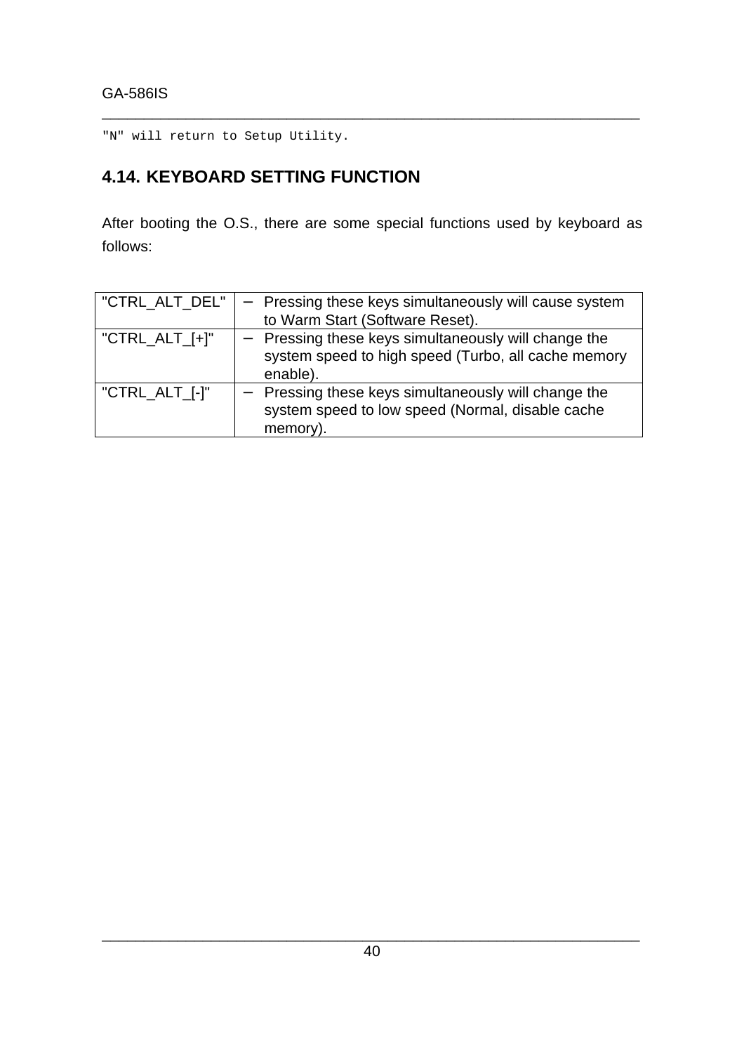```
"N" will return to Setup Utility.
```

## 4.14. KEYBOARD SETTING FUNCTION

After booting the O.S., there are some special functions used by keyboard as follows:

| | |
|---|---|
| "CTRL_ALT_DEL" | – Pressing these keys simultaneously will cause system to Warm Start (Software Reset). |
| "CTRL_ALT_[+]" | – Pressing these keys simultaneously will change the system speed to high speed (Turbo, all cache memory enable). |
| "CTRL_ALT_[-]" | – Pressing these keys simultaneously will change the system speed to low speed (Normal, disable cache memory). |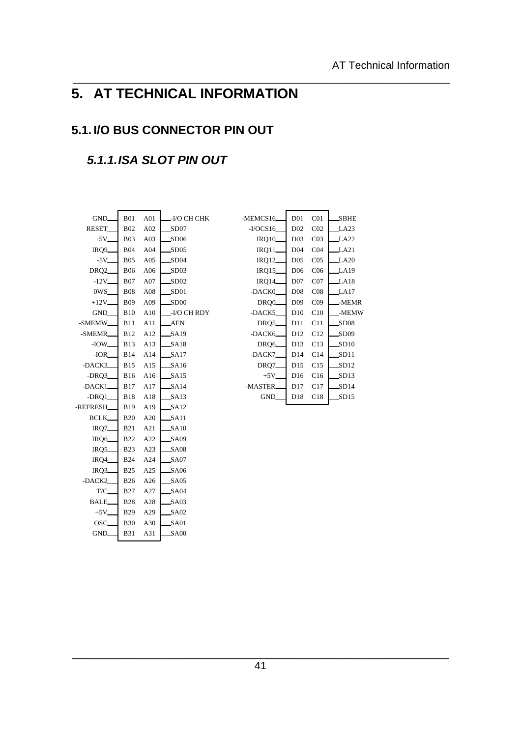# 5. AT TECHNICAL INFORMATION

## 5.1. I/O BUS CONNECTOR PIN OUT

### *5.1.1. ISA SLOT PIN OUT*

| Signal | Pin | Pin | Signal |
|---|---|---|---|
| GND | B01 | A01 | -I/O CH CHK |
| RESET | B02 | A02 | SD07 |
| +5V | B03 | A03 | SD06 |
| IRQ9 | B04 | A04 | SD05 |
| -5V | B05 | A05 | SD04 |
| DRQ2 | B06 | A06 | SD03 |
| -12V | B07 | A07 | SD02 |
| 0WS | B08 | A08 | SD01 |
| +12V | B09 | A09 | SD00 |
| GND | B10 | A10 | -I/O CH RDY |
| -SMEMW | B11 | A11 | AEN |
| -SMEMR | B12 | A12 | SA19 |
| -IOW | B13 | A13 | SA18 |
| -IOR | B14 | A14 | SA17 |
| -DACK3 | B15 | A15 | SA16 |
| -DRQ3 | B16 | A16 | SA15 |
| -DACK1 | B17 | A17 | SA14 |
| -DRQ1 | B18 | A18 | SA13 |
| -REFRESH | B19 | A19 | SA12 |
| BCLK | B20 | A20 | SA11 |
| IRQ7 | B21 | A21 | SA10 |
| IRQ6 | B22 | A22 | SA09 |
| IRQ5 | B23 | A23 | SA08 |
| IRQ4 | B24 | A24 | SA07 |
| IRQ3 | B25 | A25 | SA06 |
| -DACK2 | B26 | A26 | SA05 |
| T/C | B27 | A27 | SA04 |
| BALE | B28 | A28 | SA03 |
| +5V | B29 | A29 | SA02 |
| OSC | B30 | A30 | SA01 |
| GND | B31 | A31 | SA00 |

| Signal | Pin | Pin | Signal |
|---|---|---|---|
| -MEMCS16 | D01 | C01 | SBHE |
| -I/OCS16 | D02 | C02 | LA23 |
| IRQ10 | D03 | C03 | LA22 |
| IRQ11 | D04 | C04 | LA21 |
| IRQ12 | D05 | C05 | LA20 |
| IRQ15 | D06 | C06 | LA19 |
| IRQ14 | D07 | C07 | LA18 |
| -DACK0 | D08 | C08 | LA17 |
| DRQ0 | D09 | C09 | -MEMR |
| -DACK5 | D10 | C10 | -MEMW |
| DRQ5 | D11 | C11 | SD08 |
| -DACK6 | D12 | C12 | SD09 |
| DRQ6 | D13 | C13 | SD10 |
| -DACK7 | D14 | C14 | SD11 |
| DRQ7 | D15 | C15 | SD12 |
| +5V | D16 | C16 | SD13 |
| -MASTER | D17 | C17 | SD14 |
| GND | D18 | C18 | SD15 |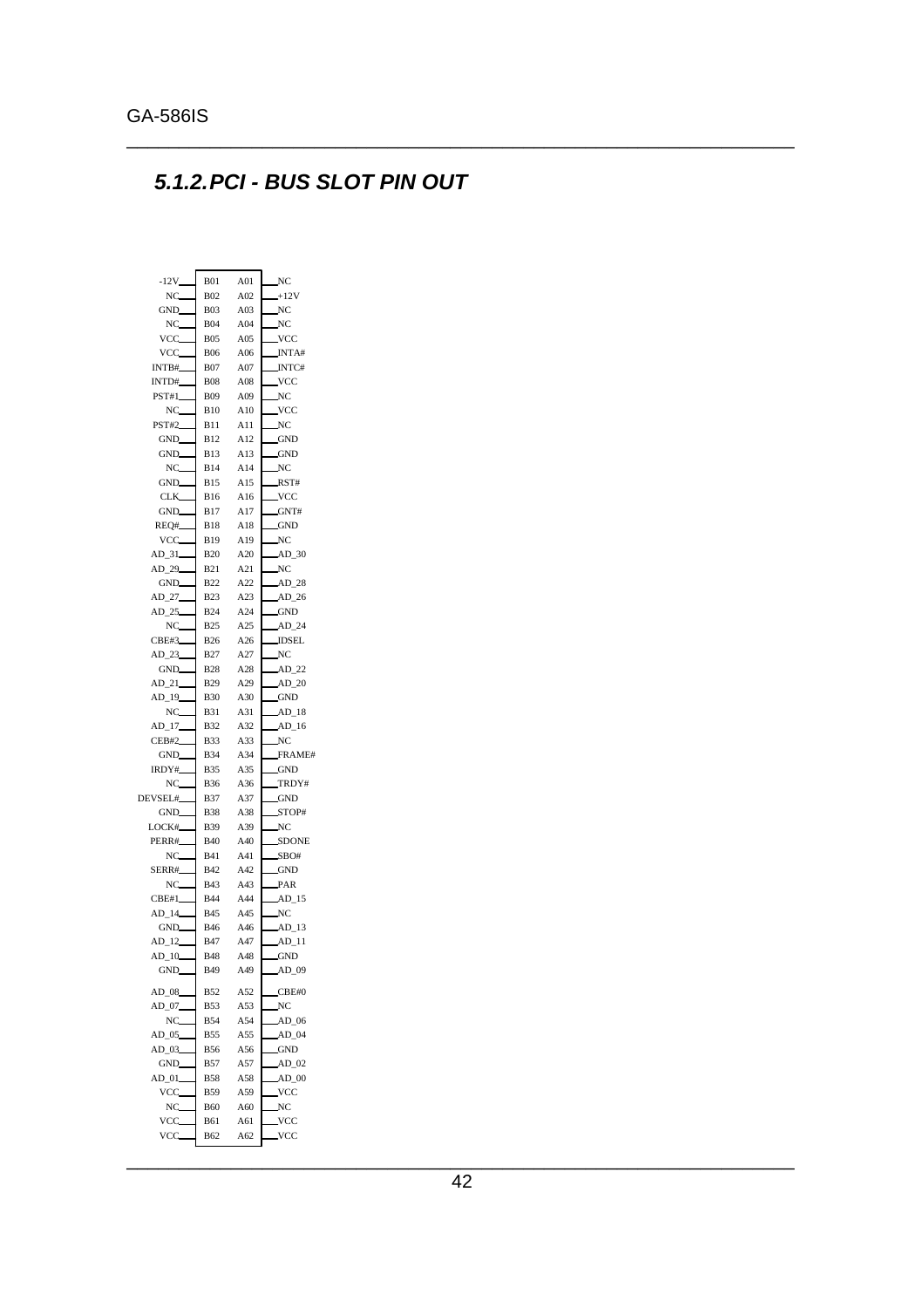## 5.1.2. PCI - BUS SLOT PIN OUT

| | | | |
|---|---|---|---|
| -12V | B01 | A01 | NC |
| NC | B02 | A02 | +12V |
| GND | B03 | A03 | NC |
| NC | B04 | A04 | NC |
| VCC | B05 | A05 | VCC |
| VCC | B06 | A06 | INTA# |
| INTB# | B07 | A07 | INTC# |
| INTD# | B08 | A08 | VCC |
| PST#1 | B09 | A09 | NC |
| NC | B10 | A10 | VCC |
| PST#2 | B11 | A11 | NC |
| GND | B12 | A12 | GND |
| GND | B13 | A13 | GND |
| NC | B14 | A14 | NC |
| GND | B15 | A15 | RST# |
| CLK | B16 | A16 | VCC |
| GND | B17 | A17 | GNT# |
| REQ# | B18 | A18 | GND |
| VCC | B19 | A19 | NC |
| AD_31 | B20 | A20 | AD_30 |
| AD_29 | B21 | A21 | NC |
| GND | B22 | A22 | AD_28 |
| AD_27 | B23 | A23 | AD_26 |
| AD_25 | B24 | A24 | GND |
| NC | B25 | A25 | AD_24 |
| CBE#3 | B26 | A26 | IDSEL |
| AD_23 | B27 | A27 | NC |
| GND | B28 | A28 | AD_22 |
| AD_21 | B29 | A29 | AD_20 |
| AD_19 | B30 | A30 | GND |
| NC | B31 | A31 | AD_18 |
| AD_17 | B32 | A32 | AD_16 |
| CEB#2 | B33 | A33 | NC |
| GND | B34 | A34 | FRAME# |
| IRDY# | B35 | A35 | GND |
| NC | B36 | A36 | TRDY# |
| DEVSEL# | B37 | A37 | GND |
| GND | B38 | A38 | STOP# |
| LOCK# | B39 | A39 | NC |
| PERR# | B40 | A40 | SDONE |
| NC | B41 | A41 | SBO# |
| SERR# | B42 | A42 | GND |
| NC | B43 | A43 | PAR |
| CBE#1 | B44 | A44 | AD_15 |
| AD_14 | B45 | A45 | NC |
| GND | B46 | A46 | AD_13 |
| AD_12 | B47 | A47 | AD_11 |
| AD_10 | B48 | A48 | GND |
| GND | B49 | A49 | AD_09 |
| AD_08 | B52 | A52 | CBE#0 |
| AD_07 | B53 | A53 | NC |
| NC | B54 | A54 | AD_06 |
| AD_05 | B55 | A55 | AD_04 |
| AD_03 | B56 | A56 | GND |
| GND | B57 | A57 | AD_02 |
| AD_01 | B58 | A58 | AD_00 |
| VCC | B59 | A59 | VCC |
| NC | B60 | A60 | NC |
| VCC | B61 | A61 | VCC |
| VCC | B62 | A62 | VCC |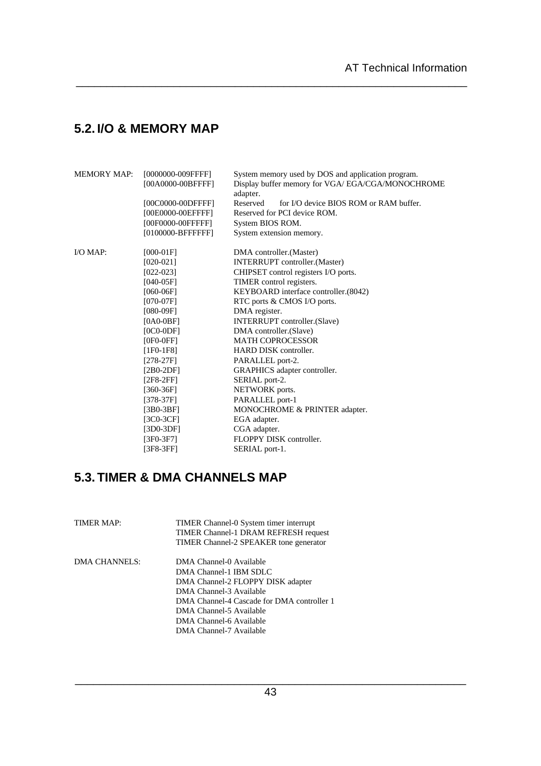## 5.2. I/O & MEMORY MAP

| | | |
|---|---|---|
| MEMORY MAP: | [0000000-009FFFF] | System memory used by DOS and application program. |
| | [00A0000-00BFFFF] | Display buffer memory for VGA/ EGA/CGA/MONOCHROME adapter. |
| | [00C0000-00DFFFF] | Reserved for I/O device BIOS ROM or RAM buffer. |
| | [00E0000-00EFFFF] | Reserved for PCI device ROM. |
| | [00F0000-00FFFFF] | System BIOS ROM. |
| | [0100000-BFFFFFF] | System extension memory. |
| I/O MAP: | [000-01F] | DMA controller.(Master) |
| | [020-021] | INTERRUPT controller.(Master) |
| | [022-023] | CHIPSET control registers I/O ports. |
| | [040-05F] | TIMER control registers. |
| | [060-06F] | KEYBOARD interface controller.(8042) |
| | [070-07F] | RTC ports & CMOS I/O ports. |
| | [080-09F] | DMA register. |
| | [0A0-0BF] | INTERRUPT controller.(Slave) |
| | [0C0-0DF] | DMA controller.(Slave) |
| | [0F0-0FF] | MATH COPROCESSOR |
| | [1F0-1F8] | HARD DISK controller. |
| | [278-27F] | PARALLEL port-2. |
| | [2B0-2DF] | GRAPHICS adapter controller. |
| | [2F8-2FF] | SERIAL port-2. |
| | [360-36F] | NETWORK ports. |
| | [378-37F] | PARALLEL port-1 |
| | [3B0-3BF] | MONOCHROME & PRINTER adapter. |
| | [3C0-3CF] | EGA adapter. |
| | [3D0-3DF] | CGA adapter. |
| | [3F0-3F7] | FLOPPY DISK controller. |
| | [3F8-3FF] | SERIAL port-1. |

## 5.3. TIMER & DMA CHANNELS MAP

| | |
|---|---|
| TIMER MAP: | TIMER Channel-0 System timer interrupt |
| | TIMER Channel-1 DRAM REFRESH request |
| | TIMER Channel-2 SPEAKER tone generator |
| DMA CHANNELS: | DMA Channel-0 Available |
| | DMA Channel-1 IBM SDLC |
| | DMA Channel-2 FLOPPY DISK adapter |
| | DMA Channel-3 Available |
| | DMA Channel-4 Cascade for DMA controller 1 |
| | DMA Channel-5 Available |
| | DMA Channel-6 Available |
| | DMA Channel-7 Available |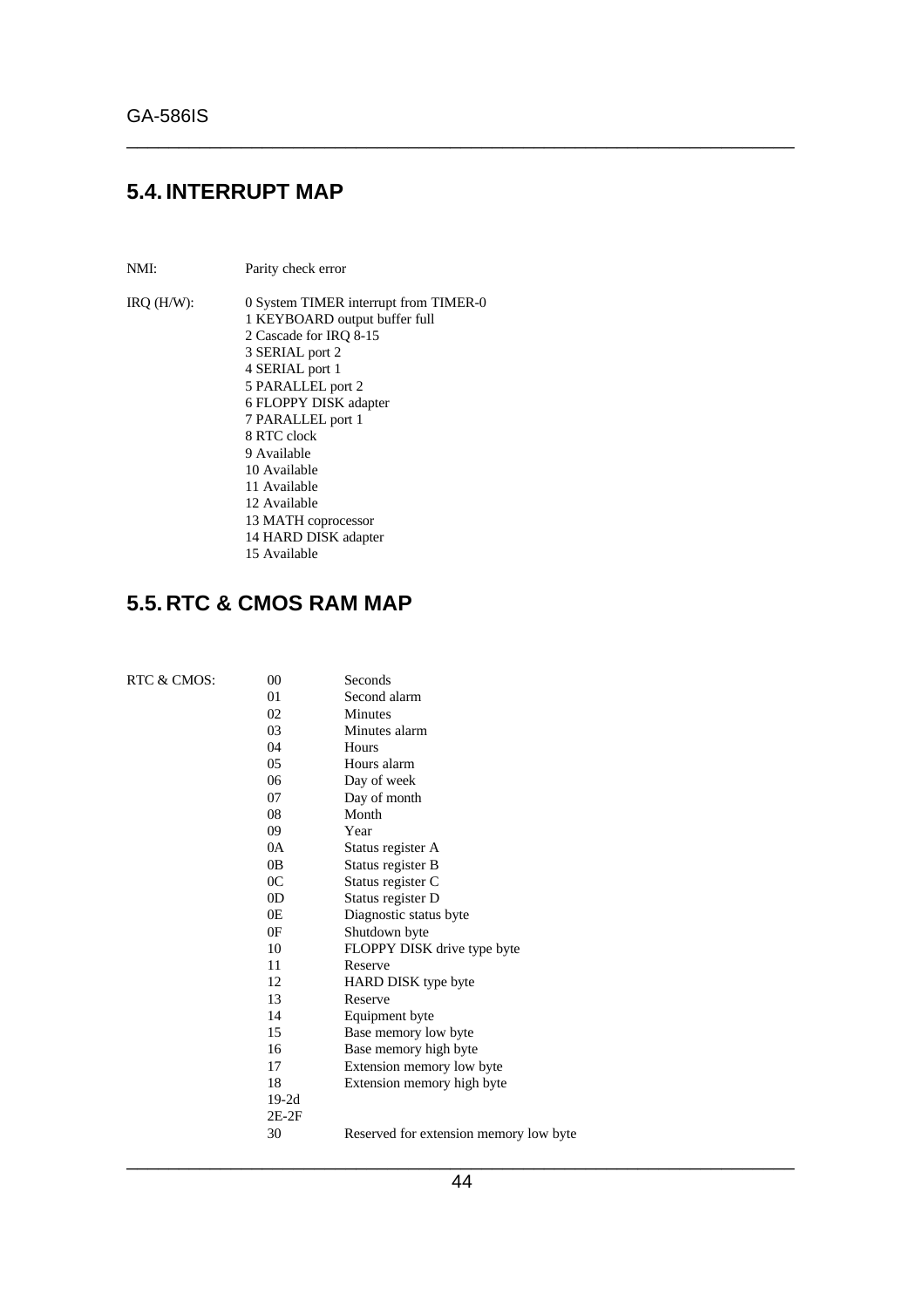## 5.4. INTERRUPT MAP

NMI: Parity check error

IRQ (H/W):
0 System TIMER interrupt from TIMER-0
1 KEYBOARD output buffer full
2 Cascade for IRQ 8-15
3 SERIAL port 2
4 SERIAL port 1
5 PARALLEL port 2
6 FLOPPY DISK adapter
7 PARALLEL port 1
8 RTC clock
9 Available
10 Available
11 Available
12 Available
13 MATH coprocessor
14 HARD DISK adapter
15 Available

## 5.5. RTC & CMOS RAM MAP

| | | |
|---|---|---|
| RTC & CMOS: | 00 | Seconds |
| | 01 | Second alarm |
| | 02 | Minutes |
| | 03 | Minutes alarm |
| | 04 | Hours |
| | 05 | Hours alarm |
| | 06 | Day of week |
| | 07 | Day of month |
| | 08 | Month |
| | 09 | Year |
| | 0A | Status register A |
| | 0B | Status register B |
| | 0C | Status register C |
| | 0D | Status register D |
| | 0E | Diagnostic status byte |
| | 0F | Shutdown byte |
| | 10 | FLOPPY DISK drive type byte |
| | 11 | Reserve |
| | 12 | HARD DISK type byte |
| | 13 | Reserve |
| | 14 | Equipment byte |
| | 15 | Base memory low byte |
| | 16 | Base memory high byte |
| | 17 | Extension memory low byte |
| | 18 | Extension memory high byte |
| | 19-2d | |
| | 2E-2F | |
| | 30 | Reserved for extension memory low byte |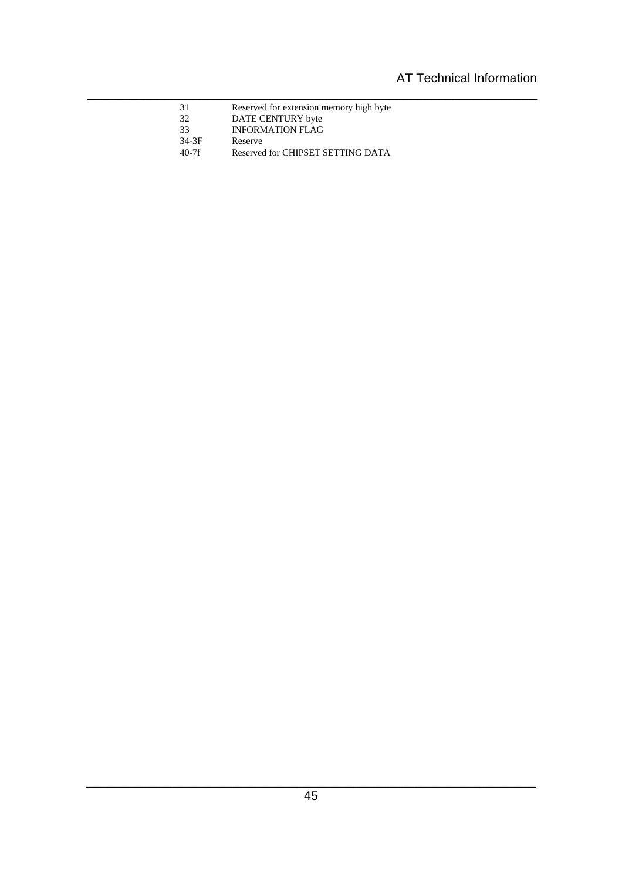| | |
|---|---|
| 31 | Reserved for extension memory high byte |
| 32 | DATE CENTURY byte |
| 33 | INFORMATION FLAG |
| 34-3F | Reserve |
| 40-7f | Reserved for CHIPSET SETTING DATA |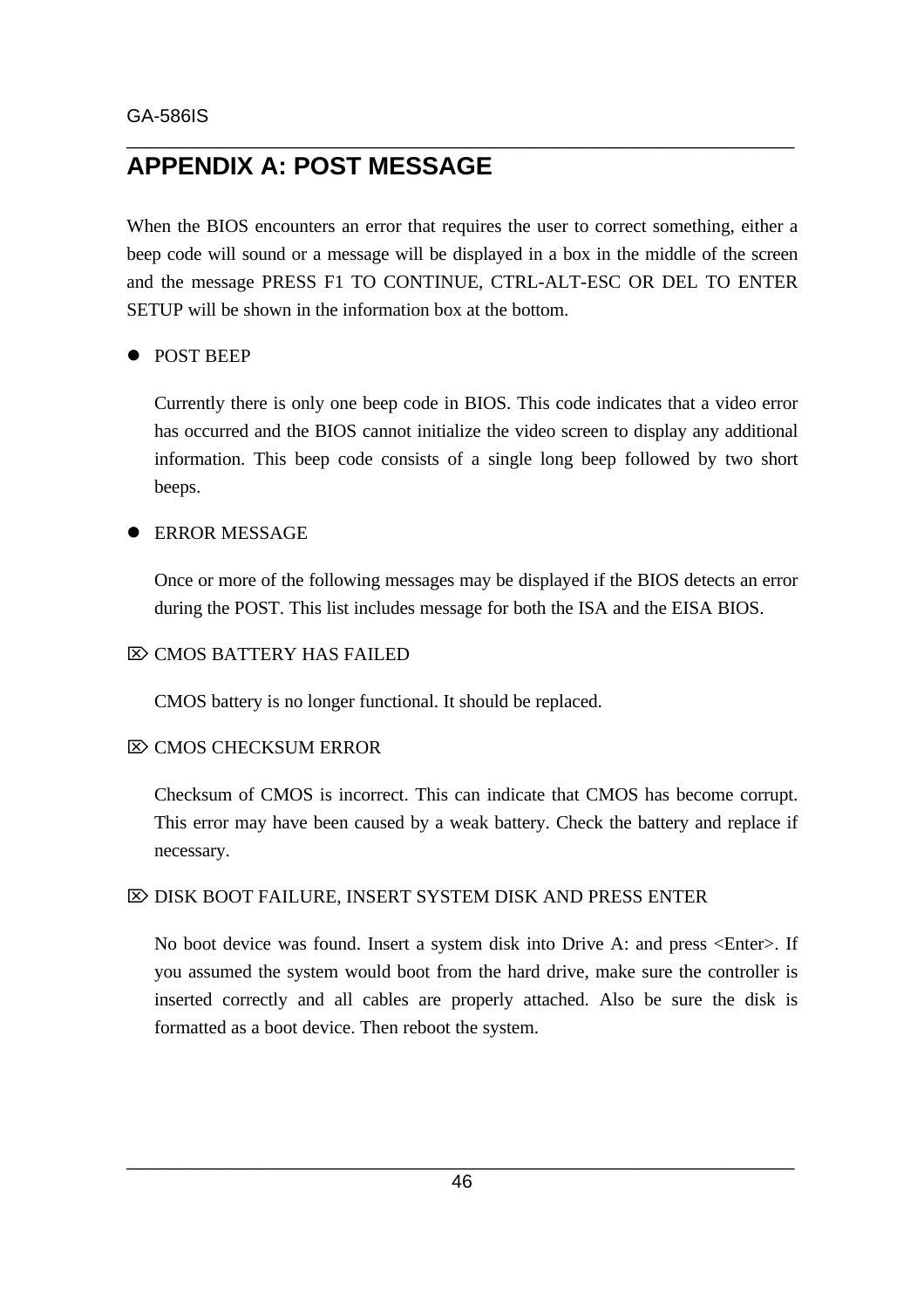# APPENDIX A: POST MESSAGE

When the BIOS encounters an error that requires the user to correct something, either a beep code will sound or a message will be displayed in a box in the middle of the screen and the message PRESS F1 TO CONTINUE, CTRL-ALT-ESC OR DEL TO ENTER SETUP will be shown in the information box at the bottom.

- POST BEEP

  Currently there is only one beep code in BIOS. This code indicates that a video error has occurred and the BIOS cannot initialize the video screen to display any additional information. This beep code consists of a single long beep followed by two short beeps.

- ERROR MESSAGE

  Once or more of the following messages may be displayed if the BIOS detects an error during the POST. This list includes message for both the ISA and the EISA BIOS.

⌦ CMOS BATTERY HAS FAILED

CMOS battery is no longer functional. It should be replaced.

⌦ CMOS CHECKSUM ERROR

Checksum of CMOS is incorrect. This can indicate that CMOS has become corrupt. This error may have been caused by a weak battery. Check the battery and replace if necessary.

⌦ DISK BOOT FAILURE, INSERT SYSTEM DISK AND PRESS ENTER

No boot device was found. Insert a system disk into Drive A: and press <Enter>. If you assumed the system would boot from the hard drive, make sure the controller is inserted correctly and all cables are properly attached. Also be sure the disk is formatted as a boot device. Then reboot the system.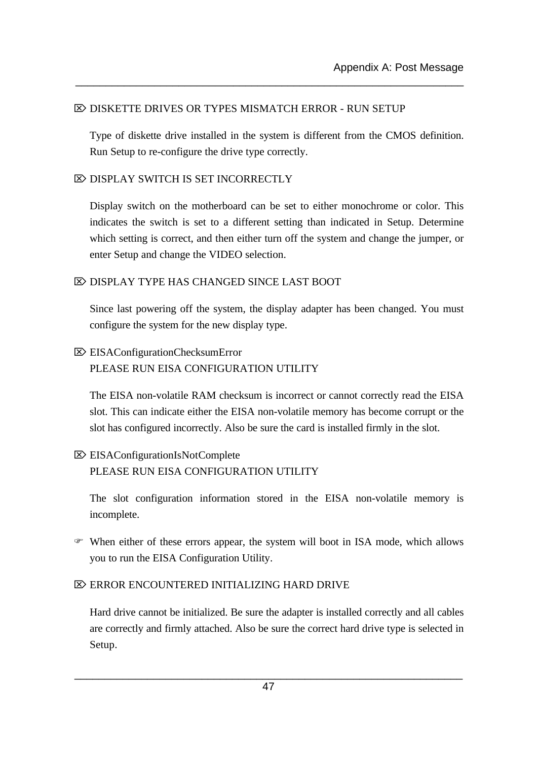⌦ DISKETTE DRIVES OR TYPES MISMATCH ERROR - RUN SETUP

Type of diskette drive installed in the system is different from the CMOS definition. Run Setup to re-configure the drive type correctly.

⌦ DISPLAY SWITCH IS SET INCORRECTLY

Display switch on the motherboard can be set to either monochrome or color. This indicates the switch is set to a different setting than indicated in Setup. Determine which setting is correct, and then either turn off the system and change the jumper, or enter Setup and change the VIDEO selection.

⌦ DISPLAY TYPE HAS CHANGED SINCE LAST BOOT

Since last powering off the system, the display adapter has been changed. You must configure the system for the new display type.

⌦ EISAConfigurationChecksumError
PLEASE RUN EISA CONFIGURATION UTILITY

The EISA non-volatile RAM checksum is incorrect or cannot correctly read the EISA slot. This can indicate either the EISA non-volatile memory has become corrupt or the slot has configured incorrectly. Also be sure the card is installed firmly in the slot.

⌦ EISAConfigurationIsNotComplete
PLEASE RUN EISA CONFIGURATION UTILITY

The slot configuration information stored in the EISA non-volatile memory is incomplete.

☞ When either of these errors appear, the system will boot in ISA mode, which allows you to run the EISA Configuration Utility.

⌦ ERROR ENCOUNTERED INITIALIZING HARD DRIVE

Hard drive cannot be initialized. Be sure the adapter is installed correctly and all cables are correctly and firmly attached. Also be sure the correct hard drive type is selected in Setup.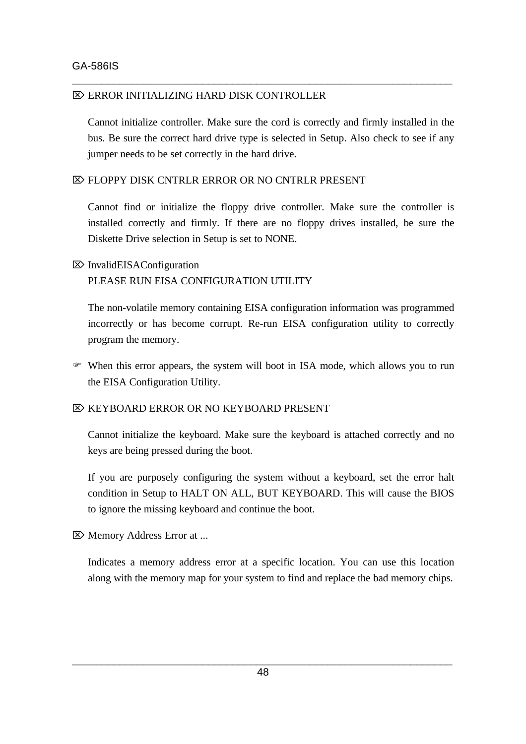⌦ ERROR INITIALIZING HARD DISK CONTROLLER

Cannot initialize controller. Make sure the cord is correctly and firmly installed in the bus. Be sure the correct hard drive type is selected in Setup. Also check to see if any jumper needs to be set correctly in the hard drive.

⌦ FLOPPY DISK CNTRLR ERROR OR NO CNTRLR PRESENT

Cannot find or initialize the floppy drive controller. Make sure the controller is installed correctly and firmly. If there are no floppy drives installed, be sure the Diskette Drive selection in Setup is set to NONE.

⌦ InvalidEISAConfiguration
PLEASE RUN EISA CONFIGURATION UTILITY

The non-volatile memory containing EISA configuration information was programmed incorrectly or has become corrupt. Re-run EISA configuration utility to correctly program the memory.

☞ When this error appears, the system will boot in ISA mode, which allows you to run the EISA Configuration Utility.

⌦ KEYBOARD ERROR OR NO KEYBOARD PRESENT

Cannot initialize the keyboard. Make sure the keyboard is attached correctly and no keys are being pressed during the boot.

If you are purposely configuring the system without a keyboard, set the error halt condition in Setup to HALT ON ALL, BUT KEYBOARD. This will cause the BIOS to ignore the missing keyboard and continue the boot.

⌦ Memory Address Error at ...

Indicates a memory address error at a specific location. You can use this location along with the memory map for your system to find and replace the bad memory chips.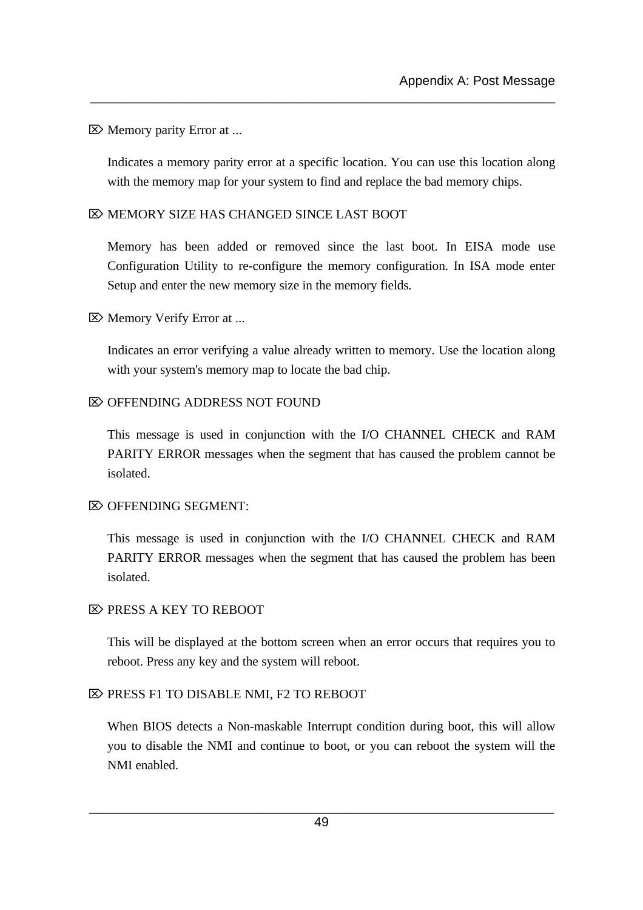⌦ Memory parity Error at ...

Indicates a memory parity error at a specific location. You can use this location along with the memory map for your system to find and replace the bad memory chips.

⌦ MEMORY SIZE HAS CHANGED SINCE LAST BOOT

Memory has been added or removed since the last boot. In EISA mode use Configuration Utility to re-configure the memory configuration. In ISA mode enter Setup and enter the new memory size in the memory fields.

⌦ Memory Verify Error at ...

Indicates an error verifying a value already written to memory. Use the location along with your system's memory map to locate the bad chip.

⌦ OFFENDING ADDRESS NOT FOUND

This message is used in conjunction with the I/O CHANNEL CHECK and RAM PARITY ERROR messages when the segment that has caused the problem cannot be isolated.

⌦ OFFENDING SEGMENT:

This message is used in conjunction with the I/O CHANNEL CHECK and RAM PARITY ERROR messages when the segment that has caused the problem has been isolated.

⌦ PRESS A KEY TO REBOOT

This will be displayed at the bottom screen when an error occurs that requires you to reboot. Press any key and the system will reboot.

⌦ PRESS F1 TO DISABLE NMI, F2 TO REBOOT

When BIOS detects a Non-maskable Interrupt condition during boot, this will allow you to disable the NMI and continue to boot, or you can reboot the system will the NMI enabled.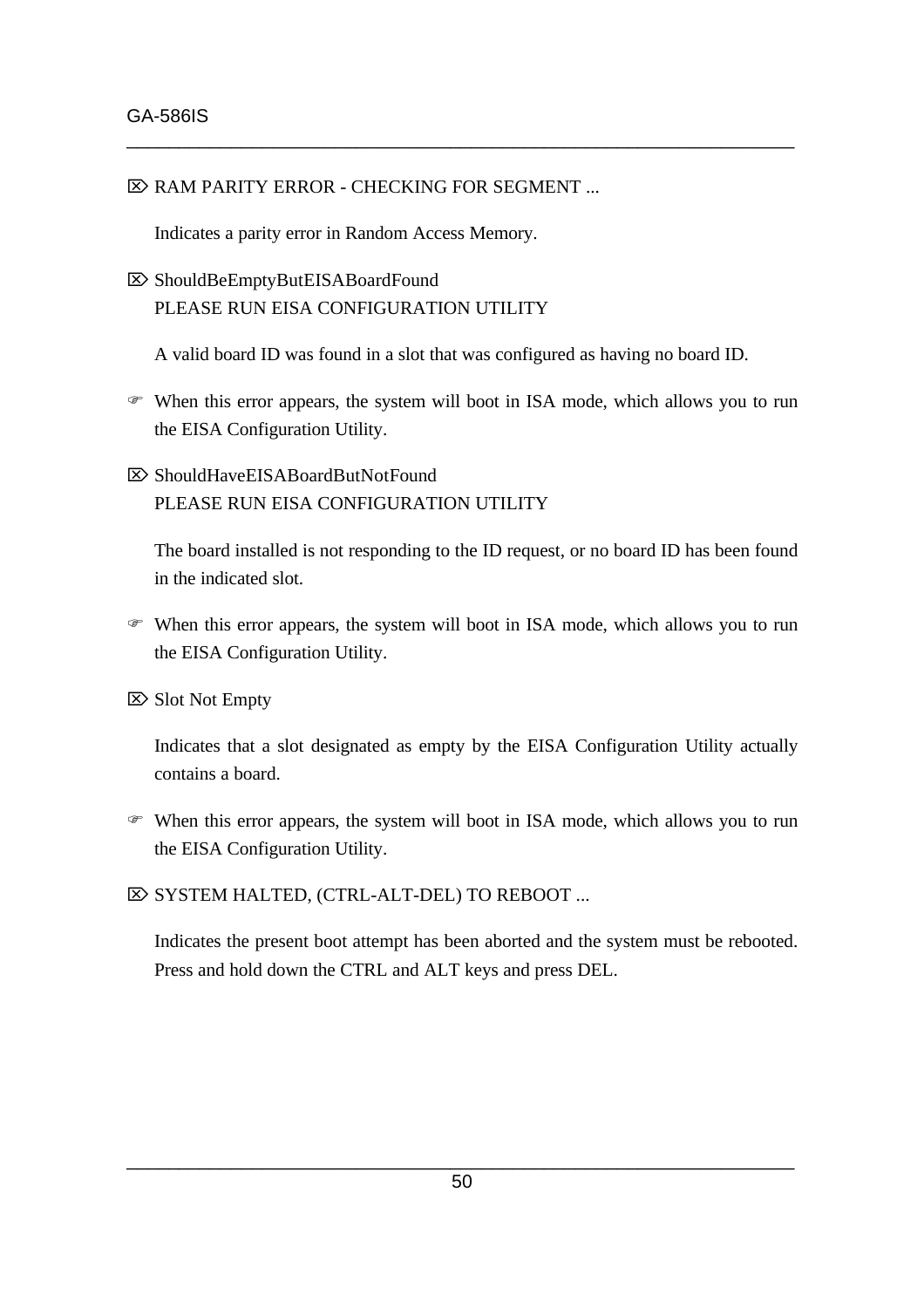⌦ RAM PARITY ERROR - CHECKING FOR SEGMENT ...

Indicates a parity error in Random Access Memory.

⌦ ShouldBeEmptyButEISABoardFound
PLEASE RUN EISA CONFIGURATION UTILITY

A valid board ID was found in a slot that was configured as having no board ID.

☞ When this error appears, the system will boot in ISA mode, which allows you to run the EISA Configuration Utility.

⌦ ShouldHaveEISABoardButNotFound
PLEASE RUN EISA CONFIGURATION UTILITY

The board installed is not responding to the ID request, or no board ID has been found in the indicated slot.

☞ When this error appears, the system will boot in ISA mode, which allows you to run the EISA Configuration Utility.

⌦ Slot Not Empty

Indicates that a slot designated as empty by the EISA Configuration Utility actually contains a board.

☞ When this error appears, the system will boot in ISA mode, which allows you to run the EISA Configuration Utility.

⌦ SYSTEM HALTED, (CTRL-ALT-DEL) TO REBOOT ...

Indicates the present boot attempt has been aborted and the system must be rebooted. Press and hold down the CTRL and ALT keys and press DEL.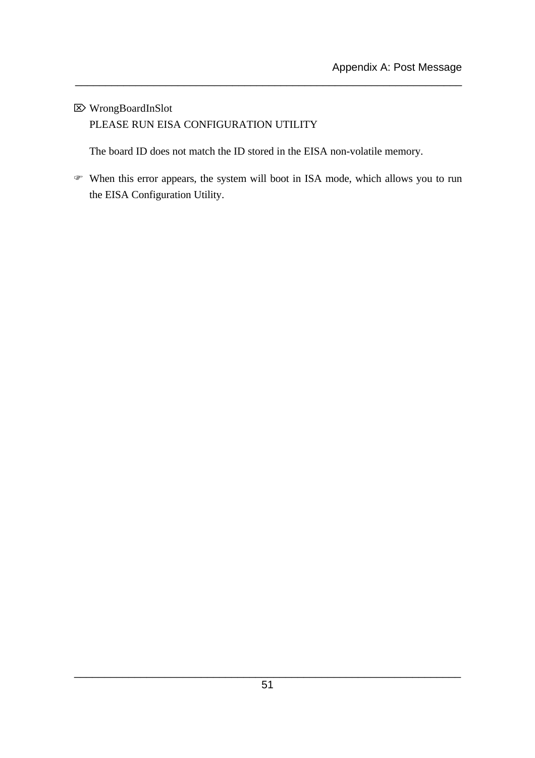⌦ WrongBoardInSlot
PLEASE RUN EISA CONFIGURATION UTILITY

The board ID does not match the ID stored in the EISA non-volatile memory.

☞ When this error appears, the system will boot in ISA mode, which allows you to run the EISA Configuration Utility.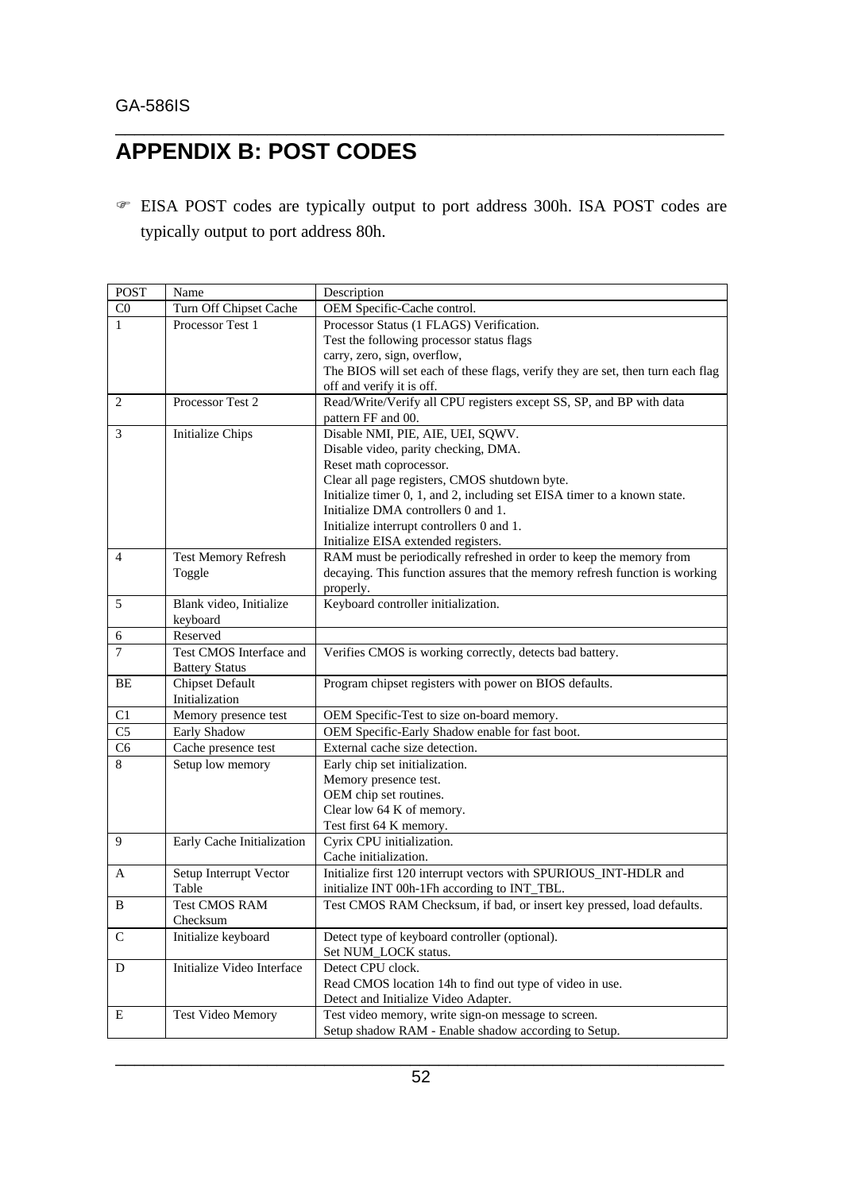# APPENDIX B: POST CODES

☞ EISA POST codes are typically output to port address 300h. ISA POST codes are typically output to port address 80h.

| POST | Name | Description |
|---|---|---|
| C0 | Turn Off Chipset Cache | OEM Specific-Cache control. |
| 1 | Processor Test 1 | Processor Status (1 FLAGS) Verification.<br>Test the following processor status flags<br>carry, zero, sign, overflow,<br>The BIOS will set each of these flags, verify they are set, then turn each flag off and verify it is off. |
| 2 | Processor Test 2 | Read/Write/Verify all CPU registers except SS, SP, and BP with data pattern FF and 00. |
| 3 | Initialize Chips | Disable NMI, PIE, AIE, UEI, SQWV.<br>Disable video, parity checking, DMA.<br>Reset math coprocessor.<br>Clear all page registers, CMOS shutdown byte.<br>Initialize timer 0, 1, and 2, including set EISA timer to a known state.<br>Initialize DMA controllers 0 and 1.<br>Initialize interrupt controllers 0 and 1.<br>Initialize EISA extended registers. |
| 4 | Test Memory Refresh Toggle | RAM must be periodically refreshed in order to keep the memory from decaying. This function assures that the memory refresh function is working properly. |
| 5 | Blank video, Initialize keyboard | Keyboard controller initialization. |
| 6 | Reserved | |
| 7 | Test CMOS Interface and Battery Status | Verifies CMOS is working correctly, detects bad battery. |
| BE | Chipset Default Initialization | Program chipset registers with power on BIOS defaults. |
| C1 | Memory presence test | OEM Specific-Test to size on-board memory. |
| C5 | Early Shadow | OEM Specific-Early Shadow enable for fast boot. |
| C6 | Cache presence test | External cache size detection. |
| 8 | Setup low memory | Early chip set initialization.<br>Memory presence test.<br>OEM chip set routines.<br>Clear low 64 K of memory.<br>Test first 64 K memory. |
| 9 | Early Cache Initialization | Cyrix CPU initialization.<br>Cache initialization. |
| A | Setup Interrupt Vector Table | Initialize first 120 interrupt vectors with SPURIOUS_INT-HDLR and initialize INT 00h-1Fh according to INT_TBL. |
| B | Test CMOS RAM Checksum | Test CMOS RAM Checksum, if bad, or insert key pressed, load defaults. |
| C | Initialize keyboard | Detect type of keyboard controller (optional).<br>Set NUM_LOCK status. |
| D | Initialize Video Interface | Detect CPU clock.<br>Read CMOS location 14h to find out type of video in use.<br>Detect and Initialize Video Adapter. |
| E | Test Video Memory | Test video memory, write sign-on message to screen.<br>Setup shadow RAM - Enable shadow according to Setup. |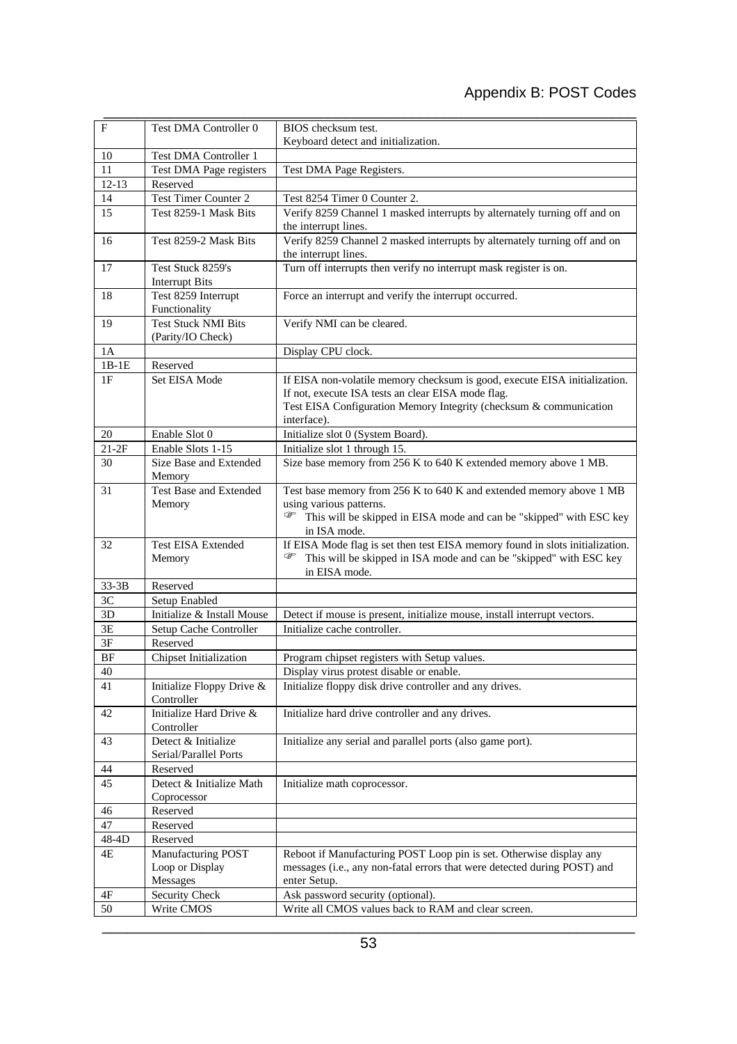| | | |
|---|---|---|
| F | Test DMA Controller 0 | BIOS checksum test.<br>Keyboard detect and initialization. |
| 10 | Test DMA Controller 1 | |
| 11 | Test DMA Page registers | Test DMA Page Registers. |
| 12-13 | Reserved | |
| 14 | Test Timer Counter 2 | Test 8254 Timer 0 Counter 2. |
| 15 | Test 8259-1 Mask Bits | Verify 8259 Channel 1 masked interrupts by alternately turning off and on the interrupt lines. |
| 16 | Test 8259-2 Mask Bits | Verify 8259 Channel 2 masked interrupts by alternately turning off and on the interrupt lines. |
| 17 | Test Stuck 8259's Interrupt Bits | Turn off interrupts then verify no interrupt mask register is on. |
| 18 | Test 8259 Interrupt Functionality | Force an interrupt and verify the interrupt occurred. |
| 19 | Test Stuck NMI Bits (Parity/IO Check) | Verify NMI can be cleared. |
| 1A | | Display CPU clock. |
| 1B-1E | Reserved | |
| 1F | Set EISA Mode | If EISA non-volatile memory checksum is good, execute EISA initialization. If not, execute ISA tests an clear EISA mode flag.<br>Test EISA Configuration Memory Integrity (checksum & communication interface). |
| 20 | Enable Slot 0 | Initialize slot 0 (System Board). |
| 21-2F | Enable Slots 1-15 | Initialize slot 1 through 15. |
| 30 | Size Base and Extended Memory | Size base memory from 256 K to 640 K extended memory above 1 MB. |
| 31 | Test Base and Extended Memory | Test base memory from 256 K to 640 K and extended memory above 1 MB using various patterns.<br>☞ This will be skipped in EISA mode and can be "skipped" with ESC key in ISA mode. |
| 32 | Test EISA Extended Memory | If EISA Mode flag is set then test EISA memory found in slots initialization.<br>☞ This will be skipped in ISA mode and can be "skipped" with ESC key in EISA mode. |
| 33-3B | Reserved | |
| 3C | Setup Enabled | |
| 3D | Initialize & Install Mouse | Detect if mouse is present, initialize mouse, install interrupt vectors. |
| 3E | Setup Cache Controller | Initialize cache controller. |
| 3F | Reserved | |
| BF | Chipset Initialization | Program chipset registers with Setup values. |
| 40 | | Display virus protest disable or enable. |
| 41 | Initialize Floppy Drive & Controller | Initialize floppy disk drive controller and any drives. |
| 42 | Initialize Hard Drive & Controller | Initialize hard drive controller and any drives. |
| 43 | Detect & Initialize Serial/Parallel Ports | Initialize any serial and parallel ports (also game port). |
| 44 | Reserved | |
| 45 | Detect & Initialize Math Coprocessor | Initialize math coprocessor. |
| 46 | Reserved | |
| 47 | Reserved | |
| 48-4D | Reserved | |
| 4E | Manufacturing POST Loop or Display Messages | Reboot if Manufacturing POST Loop pin is set. Otherwise display any messages (i.e., any non-fatal errors that were detected during POST) and enter Setup. |
| 4F | Security Check | Ask password security (optional). |
| 50 | Write CMOS | Write all CMOS values back to RAM and clear screen. |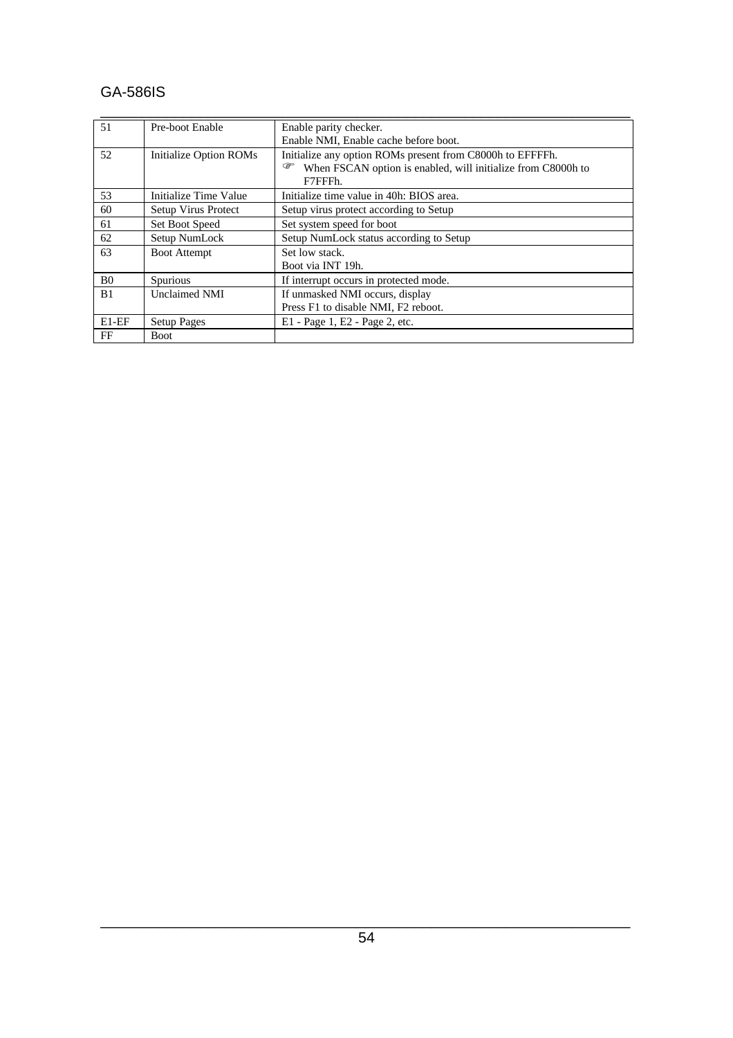| | | |
|---|---|---|
| 51 | Pre-boot Enable | Enable parity checker.<br>Enable NMI, Enable cache before boot. |
| 52 | Initialize Option ROMs | Initialize any option ROMs present from C8000h to EFFFFh.<br>☞ When FSCAN option is enabled, will initialize from C8000h to F7FFFh. |
| 53 | Initialize Time Value | Initialize time value in 40h: BIOS area. |
| 60 | Setup Virus Protect | Setup virus protect according to Setup |
| 61 | Set Boot Speed | Set system speed for boot |
| 62 | Setup NumLock | Setup NumLock status according to Setup |
| 63 | Boot Attempt | Set low stack.<br>Boot via INT 19h. |
| B0 | Spurious | If interrupt occurs in protected mode. |
| B1 | Unclaimed NMI | If unmasked NMI occurs, display<br>Press F1 to disable NMI, F2 reboot. |
| E1-EF | Setup Pages | E1 - Page 1, E2 - Page 2, etc. |
| FF | Boot | |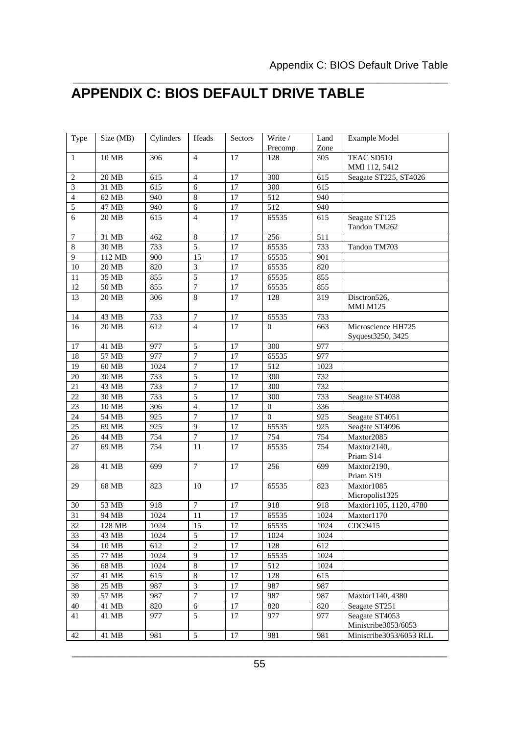# APPENDIX C: BIOS DEFAULT DRIVE TABLE

| Type | Size (MB) | Cylinders | Heads | Sectors | Write / Precomp | Land Zone | Example Model |
|---|---|---|---|---|---|---|---|
| 1 | 10 MB | 306 | 4 | 17 | 128 | 305 | TEAC SD510 MMI 112, 5412 |
| 2 | 20 MB | 615 | 4 | 17 | 300 | 615 | Seagate ST225, ST4026 |
| 3 | 31 MB | 615 | 6 | 17 | 300 | 615 | |
| 4 | 62 MB | 940 | 8 | 17 | 512 | 940 | |
| 5 | 47 MB | 940 | 6 | 17 | 512 | 940 | |
| 6 | 20 MB | 615 | 4 | 17 | 65535 | 615 | Seagate ST125 Tandon TM262 |
| 7 | 31 MB | 462 | 8 | 17 | 256 | 511 | |
| 8 | 30 MB | 733 | 5 | 17 | 65535 | 733 | Tandon TM703 |
| 9 | 112 MB | 900 | 15 | 17 | 65535 | 901 | |
| 10 | 20 MB | 820 | 3 | 17 | 65535 | 820 | |
| 11 | 35 MB | 855 | 5 | 17 | 65535 | 855 | |
| 12 | 50 MB | 855 | 7 | 17 | 65535 | 855 | |
| 13 | 20 MB | 306 | 8 | 17 | 128 | 319 | Disctron526, MMI M125 |
| 14 | 43 MB | 733 | 7 | 17 | 65535 | 733 | |
| 16 | 20 MB | 612 | 4 | 17 | 0 | 663 | Microscience HH725 Syquest3250, 3425 |
| 17 | 41 MB | 977 | 5 | 17 | 300 | 977 | |
| 18 | 57 MB | 977 | 7 | 17 | 65535 | 977 | |
| 19 | 60 MB | 1024 | 7 | 17 | 512 | 1023 | |
| 20 | 30 MB | 733 | 5 | 17 | 300 | 732 | |
| 21 | 43 MB | 733 | 7 | 17 | 300 | 732 | |
| 22 | 30 MB | 733 | 5 | 17 | 300 | 733 | Seagate ST4038 |
| 23 | 10 MB | 306 | 4 | 17 | 0 | 336 | |
| 24 | 54 MB | 925 | 7 | 17 | 0 | 925 | Seagate ST4051 |
| 25 | 69 MB | 925 | 9 | 17 | 65535 | 925 | Seagate ST4096 |
| 26 | 44 MB | 754 | 7 | 17 | 754 | 754 | Maxtor2085 |
| 27 | 69 MB | 754 | 11 | 17 | 65535 | 754 | Maxtor2140, Priam S14 |
| 28 | 41 MB | 699 | 7 | 17 | 256 | 699 | Maxtor2190, Priam S19 |
| 29 | 68 MB | 823 | 10 | 17 | 65535 | 823 | Maxtor1085 Micropolis1325 |
| 30 | 53 MB | 918 | 7 | 17 | 918 | 918 | Maxtor1105, 1120, 4780 |
| 31 | 94 MB | 1024 | 11 | 17 | 65535 | 1024 | Maxtor1170 |
| 32 | 128 MB | 1024 | 15 | 17 | 65535 | 1024 | CDC9415 |
| 33 | 43 MB | 1024 | 5 | 17 | 1024 | 1024 | |
| 34 | 10 MB | 612 | 2 | 17 | 128 | 612 | |
| 35 | 77 MB | 1024 | 9 | 17 | 65535 | 1024 | |
| 36 | 68 MB | 1024 | 8 | 17 | 512 | 1024 | |
| 37 | 41 MB | 615 | 8 | 17 | 128 | 615 | |
| 38 | 25 MB | 987 | 3 | 17 | 987 | 987 | |
| 39 | 57 MB | 987 | 7 | 17 | 987 | 987 | Maxtor1140, 4380 |
| 40 | 41 MB | 820 | 6 | 17 | 820 | 820 | Seagate ST251 |
| 41 | 41 MB | 977 | 5 | 17 | 977 | 977 | Seagate ST4053 Miniscribe3053/6053 |
| 42 | 41 MB | 981 | 5 | 17 | 981 | 981 | Miniscribe3053/6053 RLL |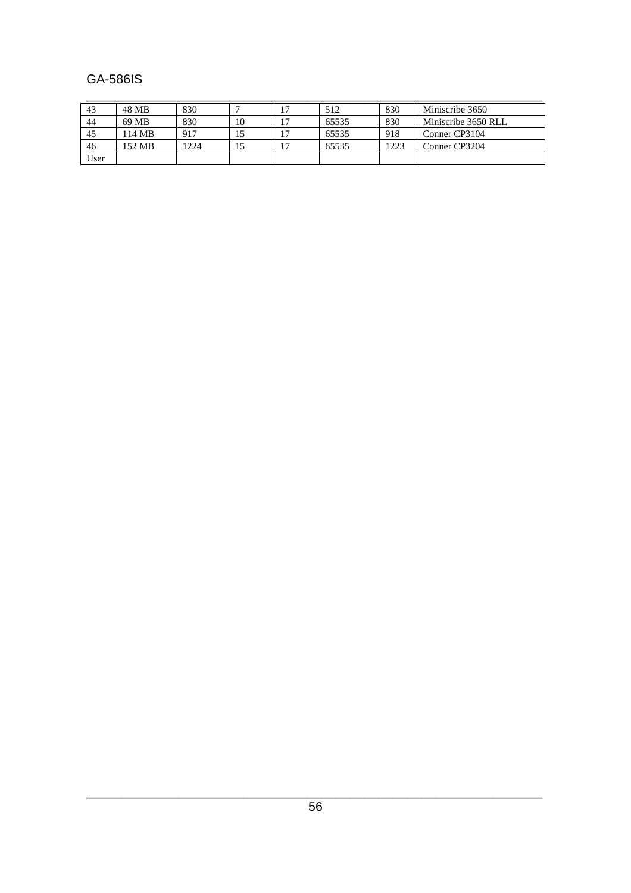| | | | | | | | |
|---|---|---|---|---|---|---|---|
| 43 | 48 MB | 830 | 7 | 17 | 512 | 830 | Miniscribe 3650 |
| 44 | 69 MB | 830 | 10 | 17 | 65535 | 830 | Miniscribe 3650 RLL |
| 45 | 114 MB | 917 | 15 | 17 | 65535 | 918 | Conner CP3104 |
| 46 | 152 MB | 1224 | 15 | 17 | 65535 | 1223 | Conner CP3204 |
| User | | | | | | | |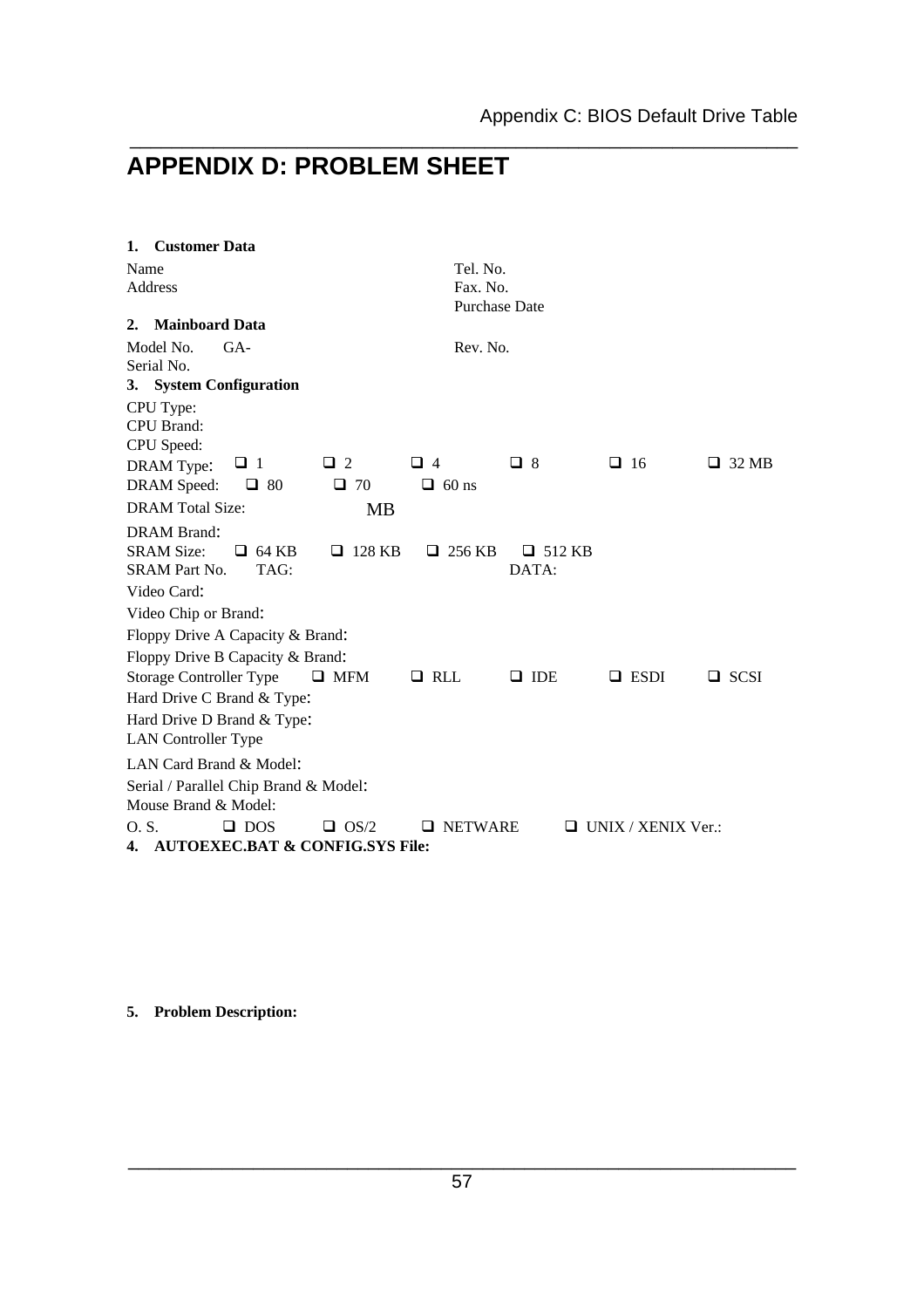# APPENDIX D: PROBLEM SHEET

**1. Customer Data**

Name &emsp;&emsp;&emsp;&emsp;&emsp;&emsp;&emsp;&emsp; Tel. No.
Address &emsp;&emsp;&emsp;&emsp;&emsp;&emsp;&emsp; Fax. No.
Purchase Date

**2. Mainboard Data**

Model No. GA- &emsp;&emsp;&emsp;&emsp;&emsp; Rev. No.
Serial No.

**3. System Configuration**

CPU Type:
CPU Brand:
CPU Speed:
DRAM Type: ❑ 1 ❑ 2 ❑ 4 ❑ 8 ❑ 16 ❑ 32 MB
DRAM Speed: ❑ 80 ❑ 70 ❑ 60 ns
DRAM Total Size: MB
DRAM Brand:
SRAM Size: ❑ 64 KB ❑ 128 KB ❑ 256 KB ❑ 512 KB
SRAM Part No. TAG: DATA:
Video Card:
Video Chip or Brand:
Floppy Drive A Capacity & Brand:
Floppy Drive B Capacity & Brand:
Storage Controller Type ❑ MFM ❑ RLL ❑ IDE ❑ ESDI ❑ SCSI
Hard Drive C Brand & Type:
Hard Drive D Brand & Type:
LAN Controller Type
LAN Card Brand & Model:
Serial / Parallel Chip Brand & Model:
Mouse Brand & Model:
O. S. ❑ DOS ❑ OS/2 ❑ NETWARE ❑ UNIX / XENIX Ver.:

**4. AUTOEXEC.BAT & CONFIG.SYS File:**

**5. Problem Description:**